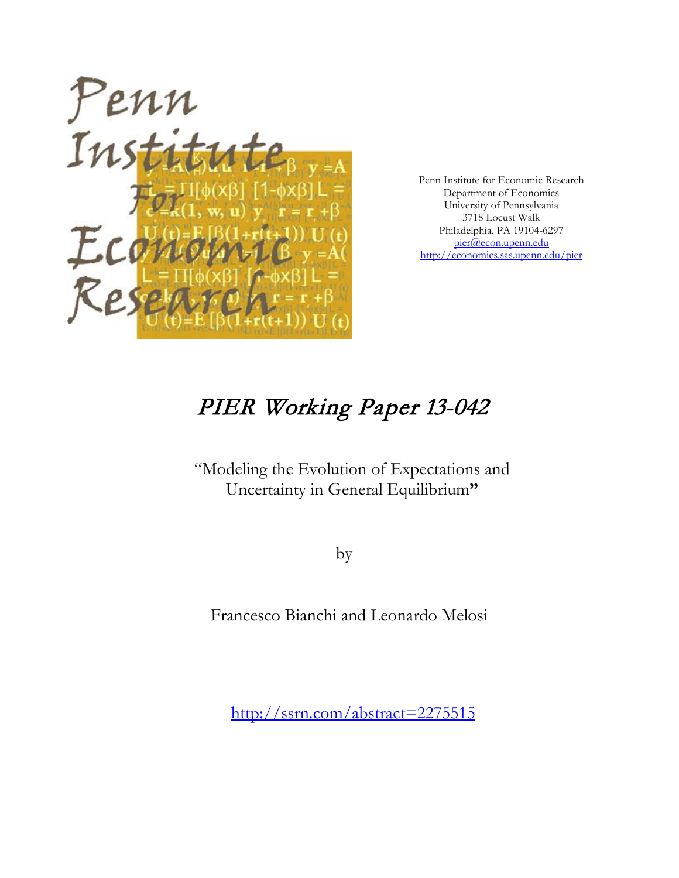Penn Institute for Economic Research
Department of Economics
University of Pennsylvania
3718 Locust Walk
Philadelphia, PA 19104-6297
pier@econ.upenn.edu
http://economics.sas.upenn.edu/pier

# *PIER Working Paper 13-042*

"Modeling the Evolution of Expectations and Uncertainty in General Equilibrium**"**

by

Francesco Bianchi and Leonardo Melosi

http://ssrn.com/abstract=2275515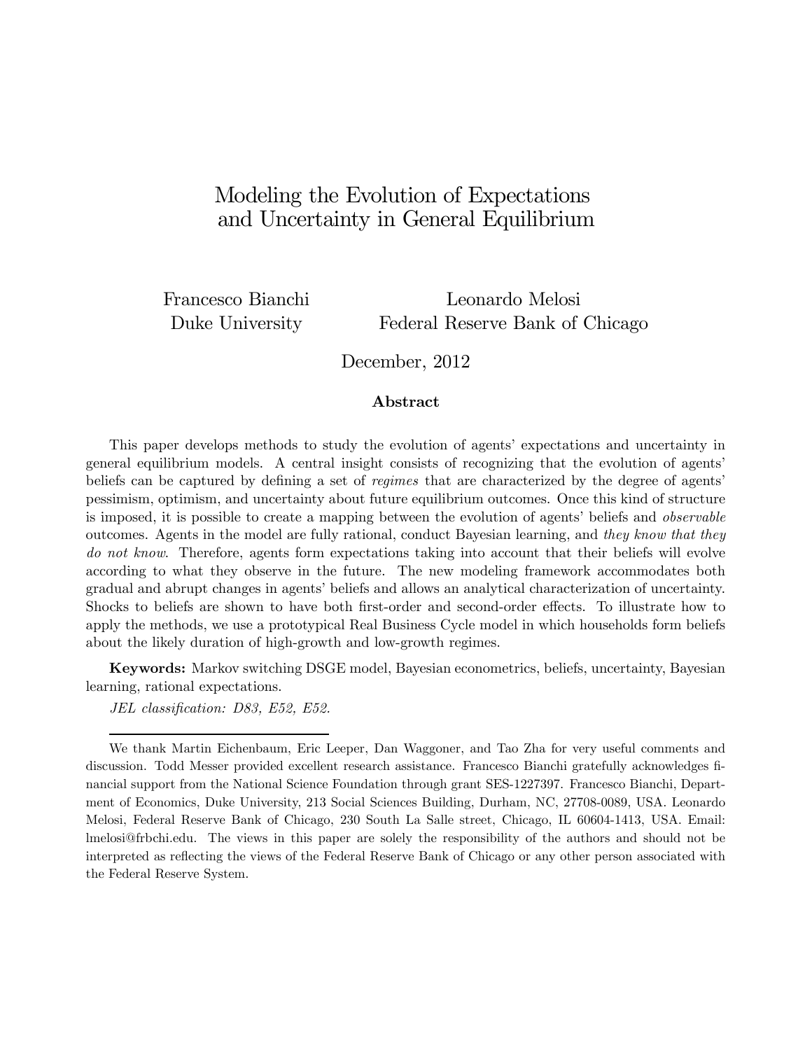# Modeling the Evolution of Expectations and Uncertainty in General Equilibrium

Francesco Bianchi
Duke University

Leonardo Melosi
Federal Reserve Bank of Chicago

December, 2012

### Abstract

This paper develops methods to study the evolution of agents' expectations and uncertainty in general equilibrium models. A central insight consists of recognizing that the evolution of agents' beliefs can be captured by defining a set of *regimes* that are characterized by the degree of agents' pessimism, optimism, and uncertainty about future equilibrium outcomes. Once this kind of structure is imposed, it is possible to create a mapping between the evolution of agents' beliefs and *observable* outcomes. Agents in the model are fully rational, conduct Bayesian learning, and *they know that they do not know*. Therefore, agents form expectations taking into account that their beliefs will evolve according to what they observe in the future. The new modeling framework accommodates both gradual and abrupt changes in agents' beliefs and allows an analytical characterization of uncertainty. Shocks to beliefs are shown to have both first-order and second-order effects. To illustrate how to apply the methods, we use a prototypical Real Business Cycle model in which households form beliefs about the likely duration of high-growth and low-growth regimes.

**Keywords:** Markov switching DSGE model, Bayesian econometrics, beliefs, uncertainty, Bayesian learning, rational expectations.

*JEL classification: D83, E52, E52.*

---

We thank Martin Eichenbaum, Eric Leeper, Dan Waggoner, and Tao Zha for very useful comments and discussion. Todd Messer provided excellent research assistance. Francesco Bianchi gratefully acknowledges financial support from the National Science Foundation through grant SES-1227397. Francesco Bianchi, Department of Economics, Duke University, 213 Social Sciences Building, Durham, NC, 27708-0089, USA. Leonardo Melosi, Federal Reserve Bank of Chicago, 230 South La Salle street, Chicago, IL 60604-1413, USA. Email: lmelosi@frbchi.edu. The views in this paper are solely the responsibility of the authors and should not be interpreted as reflecting the views of the Federal Reserve Bank of Chicago or any other person associated with the Federal Reserve System.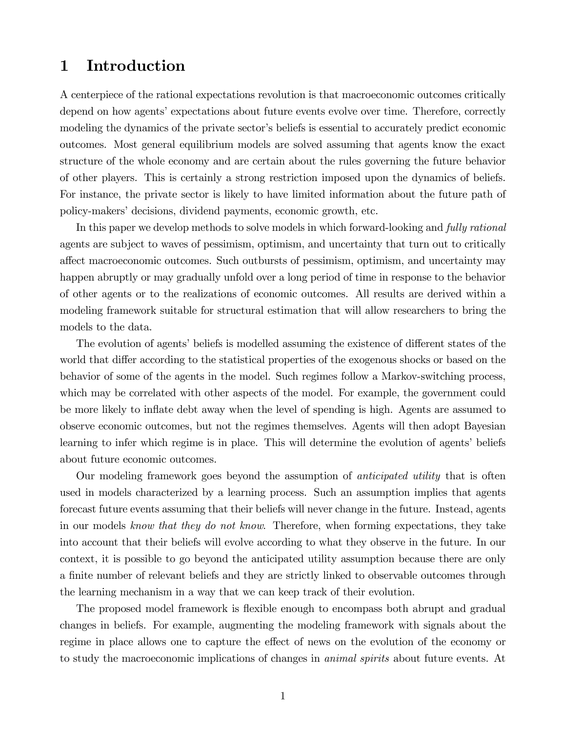# 1 Introduction

A centerpiece of the rational expectations revolution is that macroeconomic outcomes critically depend on how agents' expectations about future events evolve over time. Therefore, correctly modeling the dynamics of the private sector's beliefs is essential to accurately predict economic outcomes. Most general equilibrium models are solved assuming that agents know the exact structure of the whole economy and are certain about the rules governing the future behavior of other players. This is certainly a strong restriction imposed upon the dynamics of beliefs. For instance, the private sector is likely to have limited information about the future path of policy-makers' decisions, dividend payments, economic growth, etc.

In this paper we develop methods to solve models in which forward-looking and *fully rational* agents are subject to waves of pessimism, optimism, and uncertainty that turn out to critically affect macroeconomic outcomes. Such outbursts of pessimism, optimism, and uncertainty may happen abruptly or may gradually unfold over a long period of time in response to the behavior of other agents or to the realizations of economic outcomes. All results are derived within a modeling framework suitable for structural estimation that will allow researchers to bring the models to the data.

The evolution of agents' beliefs is modelled assuming the existence of different states of the world that differ according to the statistical properties of the exogenous shocks or based on the behavior of some of the agents in the model. Such regimes follow a Markov-switching process, which may be correlated with other aspects of the model. For example, the government could be more likely to inflate debt away when the level of spending is high. Agents are assumed to observe economic outcomes, but not the regimes themselves. Agents will then adopt Bayesian learning to infer which regime is in place. This will determine the evolution of agents' beliefs about future economic outcomes.

Our modeling framework goes beyond the assumption of *anticipated utility* that is often used in models characterized by a learning process. Such an assumption implies that agents forecast future events assuming that their beliefs will never change in the future. Instead, agents in our models *know that they do not know*. Therefore, when forming expectations, they take into account that their beliefs will evolve according to what they observe in the future. In our context, it is possible to go beyond the anticipated utility assumption because there are only a finite number of relevant beliefs and they are strictly linked to observable outcomes through the learning mechanism in a way that we can keep track of their evolution.

The proposed model framework is flexible enough to encompass both abrupt and gradual changes in beliefs. For example, augmenting the modeling framework with signals about the regime in place allows one to capture the effect of news on the evolution of the economy or to study the macroeconomic implications of changes in *animal spirits* about future events. At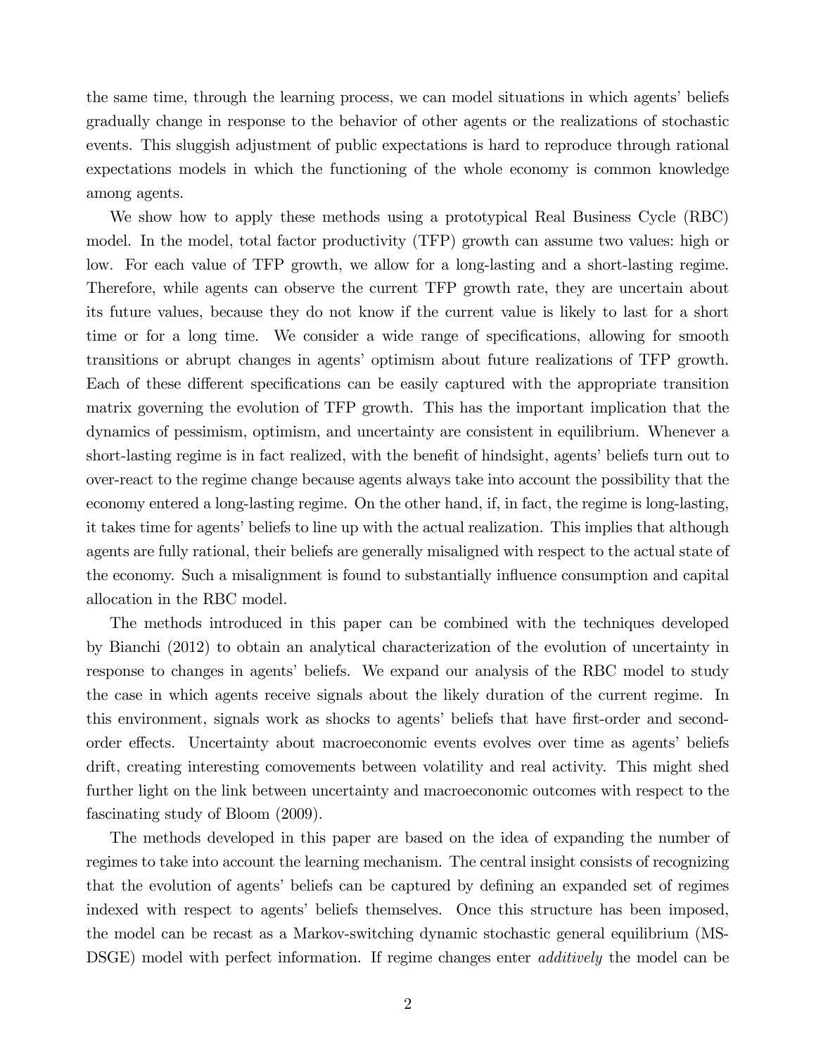the same time, through the learning process, we can model situations in which agents' beliefs gradually change in response to the behavior of other agents or the realizations of stochastic events. This sluggish adjustment of public expectations is hard to reproduce through rational expectations models in which the functioning of the whole economy is common knowledge among agents.

We show how to apply these methods using a prototypical Real Business Cycle (RBC) model. In the model, total factor productivity (TFP) growth can assume two values: high or low. For each value of TFP growth, we allow for a long-lasting and a short-lasting regime. Therefore, while agents can observe the current TFP growth rate, they are uncertain about its future values, because they do not know if the current value is likely to last for a short time or for a long time. We consider a wide range of specifications, allowing for smooth transitions or abrupt changes in agents' optimism about future realizations of TFP growth. Each of these different specifications can be easily captured with the appropriate transition matrix governing the evolution of TFP growth. This has the important implication that the dynamics of pessimism, optimism, and uncertainty are consistent in equilibrium. Whenever a short-lasting regime is in fact realized, with the benefit of hindsight, agents' beliefs turn out to over-react to the regime change because agents always take into account the possibility that the economy entered a long-lasting regime. On the other hand, if, in fact, the regime is long-lasting, it takes time for agents' beliefs to line up with the actual realization. This implies that although agents are fully rational, their beliefs are generally misaligned with respect to the actual state of the economy. Such a misalignment is found to substantially influence consumption and capital allocation in the RBC model.

The methods introduced in this paper can be combined with the techniques developed by Bianchi (2012) to obtain an analytical characterization of the evolution of uncertainty in response to changes in agents' beliefs. We expand our analysis of the RBC model to study the case in which agents receive signals about the likely duration of the current regime. In this environment, signals work as shocks to agents' beliefs that have first-order and second-order effects. Uncertainty about macroeconomic events evolves over time as agents' beliefs drift, creating interesting comovements between volatility and real activity. This might shed further light on the link between uncertainty and macroeconomic outcomes with respect to the fascinating study of Bloom (2009).

The methods developed in this paper are based on the idea of expanding the number of regimes to take into account the learning mechanism. The central insight consists of recognizing that the evolution of agents' beliefs can be captured by defining an expanded set of regimes indexed with respect to agents' beliefs themselves. Once this structure has been imposed, the model can be recast as a Markov-switching dynamic stochastic general equilibrium (MS-DSGE) model with perfect information. If regime changes enter *additively* the model can be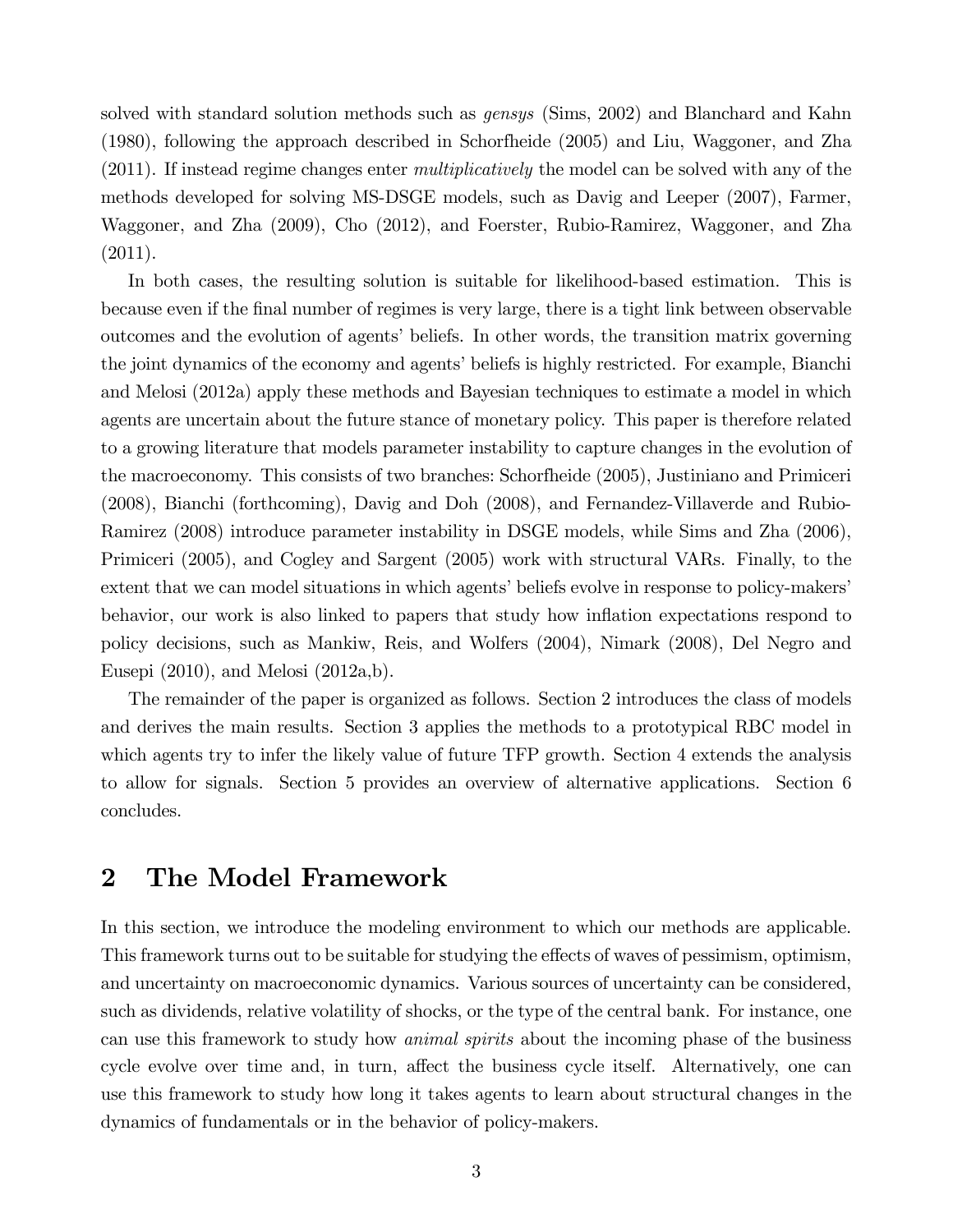solved with standard solution methods such as *gensys* (Sims, 2002) and Blanchard and Kahn (1980), following the approach described in Schorfheide (2005) and Liu, Waggoner, and Zha (2011). If instead regime changes enter *multiplicatively* the model can be solved with any of the methods developed for solving MS-DSGE models, such as Davig and Leeper (2007), Farmer, Waggoner, and Zha (2009), Cho (2012), and Foerster, Rubio-Ramirez, Waggoner, and Zha (2011).

In both cases, the resulting solution is suitable for likelihood-based estimation. This is because even if the final number of regimes is very large, there is a tight link between observable outcomes and the evolution of agents' beliefs. In other words, the transition matrix governing the joint dynamics of the economy and agents' beliefs is highly restricted. For example, Bianchi and Melosi (2012a) apply these methods and Bayesian techniques to estimate a model in which agents are uncertain about the future stance of monetary policy. This paper is therefore related to a growing literature that models parameter instability to capture changes in the evolution of the macroeconomy. This consists of two branches: Schorfheide (2005), Justiniano and Primiceri (2008), Bianchi (forthcoming), Davig and Doh (2008), and Fernandez-Villaverde and Rubio-Ramirez (2008) introduce parameter instability in DSGE models, while Sims and Zha (2006), Primiceri (2005), and Cogley and Sargent (2005) work with structural VARs. Finally, to the extent that we can model situations in which agents' beliefs evolve in response to policy-makers' behavior, our work is also linked to papers that study how inflation expectations respond to policy decisions, such as Mankiw, Reis, and Wolfers (2004), Nimark (2008), Del Negro and Eusepi (2010), and Melosi (2012a,b).

The remainder of the paper is organized as follows. Section 2 introduces the class of models and derives the main results. Section 3 applies the methods to a prototypical RBC model in which agents try to infer the likely value of future TFP growth. Section 4 extends the analysis to allow for signals. Section 5 provides an overview of alternative applications. Section 6 concludes.

## 2 The Model Framework

In this section, we introduce the modeling environment to which our methods are applicable. This framework turns out to be suitable for studying the effects of waves of pessimism, optimism, and uncertainty on macroeconomic dynamics. Various sources of uncertainty can be considered, such as dividends, relative volatility of shocks, or the type of the central bank. For instance, one can use this framework to study how *animal spirits* about the incoming phase of the business cycle evolve over time and, in turn, affect the business cycle itself. Alternatively, one can use this framework to study how long it takes agents to learn about structural changes in the dynamics of fundamentals or in the behavior of policy-makers.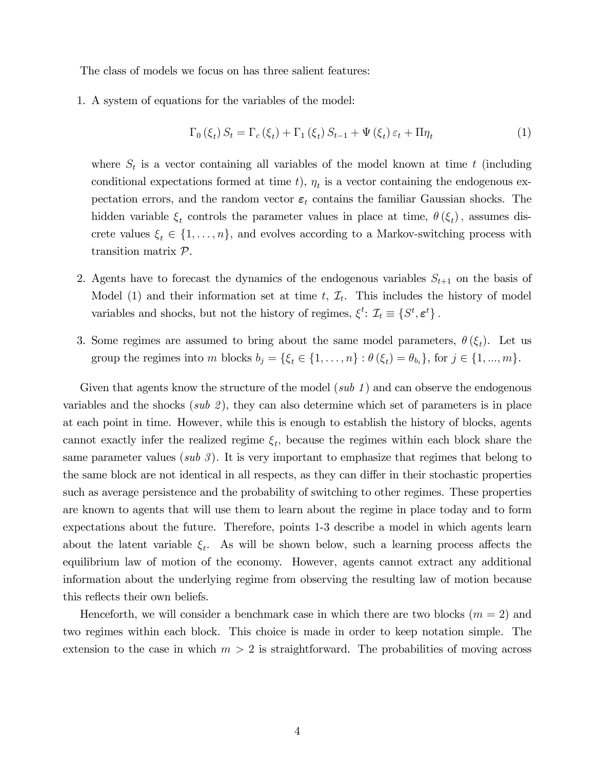The class of models we focus on has three salient features:

1. A system of equations for the variables of the model:

$$\Gamma_0(\xi_t) S_t = \Gamma_c(\xi_t) + \Gamma_1(\xi_t) S_{t-1} + \Psi(\xi_t) \varepsilon_t + \Pi \eta_t \tag{1}$$

   where $S_t$ is a vector containing all variables of the model known at time $t$ (including conditional expectations formed at time $t$), $\eta_t$ is a vector containing the endogenous expectation errors, and the random vector $\boldsymbol{\varepsilon}_t$ contains the familiar Gaussian shocks. The hidden variable $\xi_t$ controls the parameter values in place at time, $\theta(\xi_t)$, assumes discrete values $\xi_t \in \{1, \ldots, n\}$, and evolves according to a Markov-switching process with transition matrix $\mathcal{P}$.

2. Agents have to forecast the dynamics of the endogenous variables $S_{t+1}$ on the basis of Model (1) and their information set at time $t$, $\mathcal{I}_t$. This includes the history of model variables and shocks, but not the history of regimes, $\xi^t$: $\mathcal{I}_t \equiv \{S^t, \boldsymbol{\varepsilon}^t\}$.

3. Some regimes are assumed to bring about the same model parameters, $\theta(\xi_t)$. Let us group the regimes into $m$ blocks $b_j = \{\xi_t \in \{1, \ldots, n\} : \theta(\xi_t) = \theta_{b_i}\}$, for $j \in \{1, ..., m\}$.

Given that agents know the structure of the model (*sub 1*) and can observe the endogenous variables and the shocks (*sub 2*), they can also determine which set of parameters is in place at each point in time. However, while this is enough to establish the history of blocks, agents cannot exactly infer the realized regime $\xi_t$, because the regimes within each block share the same parameter values (*sub 3*). It is very important to emphasize that regimes that belong to the same block are not identical in all respects, as they can differ in their stochastic properties such as average persistence and the probability of switching to other regimes. These properties are known to agents that will use them to learn about the regime in place today and to form expectations about the future. Therefore, points 1-3 describe a model in which agents learn about the latent variable $\xi_t$. As will be shown below, such a learning process affects the equilibrium law of motion of the economy. However, agents cannot extract any additional information about the underlying regime from observing the resulting law of motion because this reflects their own beliefs.

Henceforth, we will consider a benchmark case in which there are two blocks ($m = 2$) and two regimes within each block. This choice is made in order to keep notation simple. The extension to the case in which $m > 2$ is straightforward. The probabilities of moving across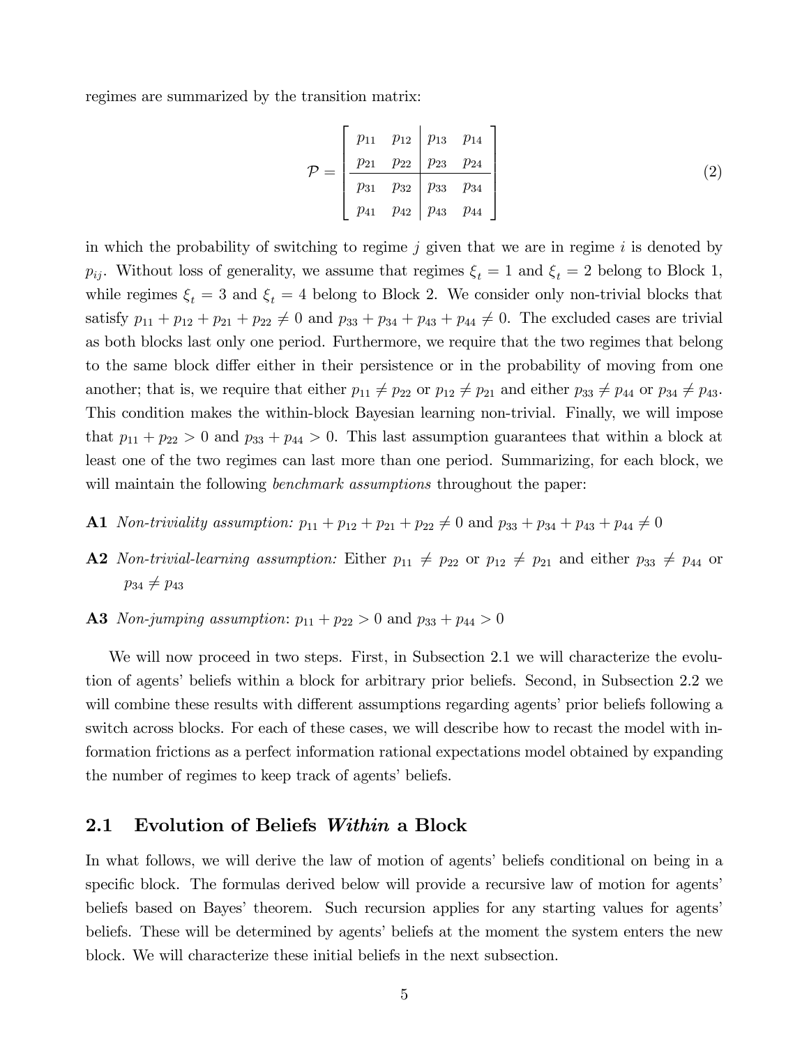regimes are summarized by the transition matrix:

$$
\mathcal{P} = \left[ \begin{array}{cc|cc} p_{11} & p_{12} & p_{13} & p_{14} \\ p_{21} & p_{22} & p_{23} & p_{24} \\ \hline p_{31} & p_{32} & p_{33} & p_{34} \\ p_{41} & p_{42} & p_{43} & p_{44} \end{array} \right] \tag{2}
$$

in which the probability of switching to regime $j$ given that we are in regime $i$ is denoted by $p_{ij}$. Without loss of generality, we assume that regimes $\xi_t = 1$ and $\xi_t = 2$ belong to Block 1, while regimes $\xi_t = 3$ and $\xi_t = 4$ belong to Block 2. We consider only non-trivial blocks that satisfy $p_{11} + p_{12} + p_{21} + p_{22} \neq 0$ and $p_{33} + p_{34} + p_{43} + p_{44} \neq 0$. The excluded cases are trivial as both blocks last only one period. Furthermore, we require that the two regimes that belong to the same block differ either in their persistence or in the probability of moving from one another; that is, we require that either $p_{11} \neq p_{22}$ or $p_{12} \neq p_{21}$ and either $p_{33} \neq p_{44}$ or $p_{34} \neq p_{43}$. This condition makes the within-block Bayesian learning non-trivial. Finally, we will impose that $p_{11} + p_{22} > 0$ and $p_{33} + p_{44} > 0$. This last assumption guarantees that within a block at least one of the two regimes can last more than one period. Summarizing, for each block, we will maintain the following *benchmark assumptions* throughout the paper:

**A1** *Non-triviality assumption:* $p_{11} + p_{12} + p_{21} + p_{22} \neq 0$ and $p_{33} + p_{34} + p_{43} + p_{44} \neq 0$

**A2** *Non-trivial-learning assumption:* Either $p_{11} \neq p_{22}$ or $p_{12} \neq p_{21}$ and either $p_{33} \neq p_{44}$ or $p_{34} \neq p_{43}$

**A3** *Non-jumping assumption*: $p_{11} + p_{22} > 0$ and $p_{33} + p_{44} > 0$

We will now proceed in two steps. First, in Subsection 2.1 we will characterize the evolution of agents' beliefs within a block for arbitrary prior beliefs. Second, in Subsection 2.2 we will combine these results with different assumptions regarding agents' prior beliefs following a switch across blocks. For each of these cases, we will describe how to recast the model with information frictions as a perfect information rational expectations model obtained by expanding the number of regimes to keep track of agents' beliefs.

## 2.1 Evolution of Beliefs *Within* a Block

In what follows, we will derive the law of motion of agents' beliefs conditional on being in a specific block. The formulas derived below will provide a recursive law of motion for agents' beliefs based on Bayes' theorem. Such recursion applies for any starting values for agents' beliefs. These will be determined by agents' beliefs at the moment the system enters the new block. We will characterize these initial beliefs in the next subsection.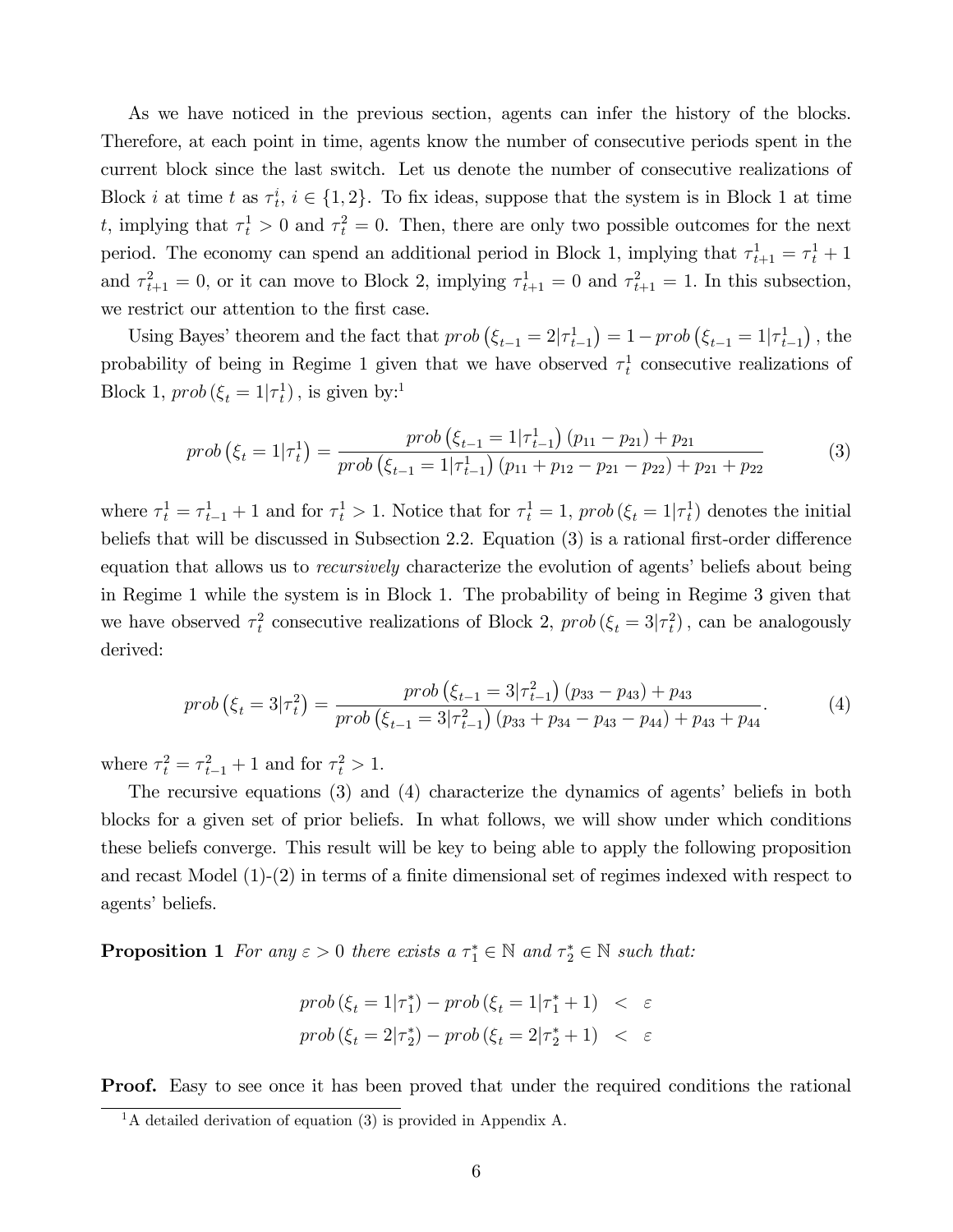As we have noticed in the previous section, agents can infer the history of the blocks. Therefore, at each point in time, agents know the number of consecutive periods spent in the current block since the last switch. Let us denote the number of consecutive realizations of Block $i$ at time $t$ as $\tau_t^i$, $i \in \{1, 2\}$. To fix ideas, suppose that the system is in Block 1 at time $t$, implying that $\tau_t^1 > 0$ and $\tau_t^2 = 0$. Then, there are only two possible outcomes for the next period. The economy can spend an additional period in Block 1, implying that $\tau_{t+1}^1 = \tau_t^1 + 1$ and $\tau_{t+1}^2 = 0$, or it can move to Block 2, implying $\tau_{t+1}^1 = 0$ and $\tau_{t+1}^2 = 1$. In this subsection, we restrict our attention to the first case.

Using Bayes' theorem and the fact that $prob\left(\xi_{t-1} = 2|\tau_{t-1}^1\right) = 1 - prob\left(\xi_{t-1} = 1|\tau_{t-1}^1\right)$, the probability of being in Regime 1 given that we have observed $\tau_t^1$ consecutive realizations of Block 1, $prob\left(\xi_t = 1|\tau_t^1\right)$, is given by:[1]

$$prob\left(\xi_t = 1|\tau_t^1\right) = \frac{prob\left(\xi_{t-1} = 1|\tau_{t-1}^1\right)(p_{11} - p_{21}) + p_{21}}{prob\left(\xi_{t-1} = 1|\tau_{t-1}^1\right)(p_{11} + p_{12} - p_{21} - p_{22}) + p_{21} + p_{22}} \tag{3}$$

where $\tau_t^1 = \tau_{t-1}^1 + 1$ and for $\tau_t^1 > 1$. Notice that for $\tau_t^1 = 1$, $prob\left(\xi_t = 1|\tau_t^1\right)$ denotes the initial beliefs that will be discussed in Subsection 2.2. Equation (3) is a rational first-order difference equation that allows us to *recursively* characterize the evolution of agents' beliefs about being in Regime 1 while the system is in Block 1. The probability of being in Regime 3 given that we have observed $\tau_t^2$ consecutive realizations of Block 2, $prob\left(\xi_t = 3|\tau_t^2\right)$, can be analogously derived:

$$prob\left(\xi_t = 3|\tau_t^2\right) = \frac{prob\left(\xi_{t-1} = 3|\tau_{t-1}^2\right)(p_{33} - p_{43}) + p_{43}}{prob\left(\xi_{t-1} = 3|\tau_{t-1}^2\right)(p_{33} + p_{34} - p_{43} - p_{44}) + p_{43} + p_{44}}. \tag{4}$$

where $\tau_t^2 = \tau_{t-1}^2 + 1$ and for $\tau_t^2 > 1$.

The recursive equations (3) and (4) characterize the dynamics of agents' beliefs in both blocks for a given set of prior beliefs. In what follows, we will show under which conditions these beliefs converge. This result will be key to being able to apply the following proposition and recast Model (1)-(2) in terms of a finite dimensional set of regimes indexed with respect to agents' beliefs.

**Proposition 1** *For any $\varepsilon > 0$ there exists a $\tau_1^* \in \mathbb{N}$ and $\tau_2^* \in \mathbb{N}$ such that:*

$$\begin{aligned} prob\left(\xi_t = 1|\tau_1^*\right) - prob\left(\xi_t = 1|\tau_1^* + 1\right) &< \varepsilon \\ prob\left(\xi_t = 2|\tau_2^*\right) - prob\left(\xi_t = 2|\tau_2^* + 1\right) &< \varepsilon \end{aligned}$$

**Proof.** Easy to see once it has been proved that under the required conditions the rational

[1] A detailed derivation of equation (3) is provided in Appendix A.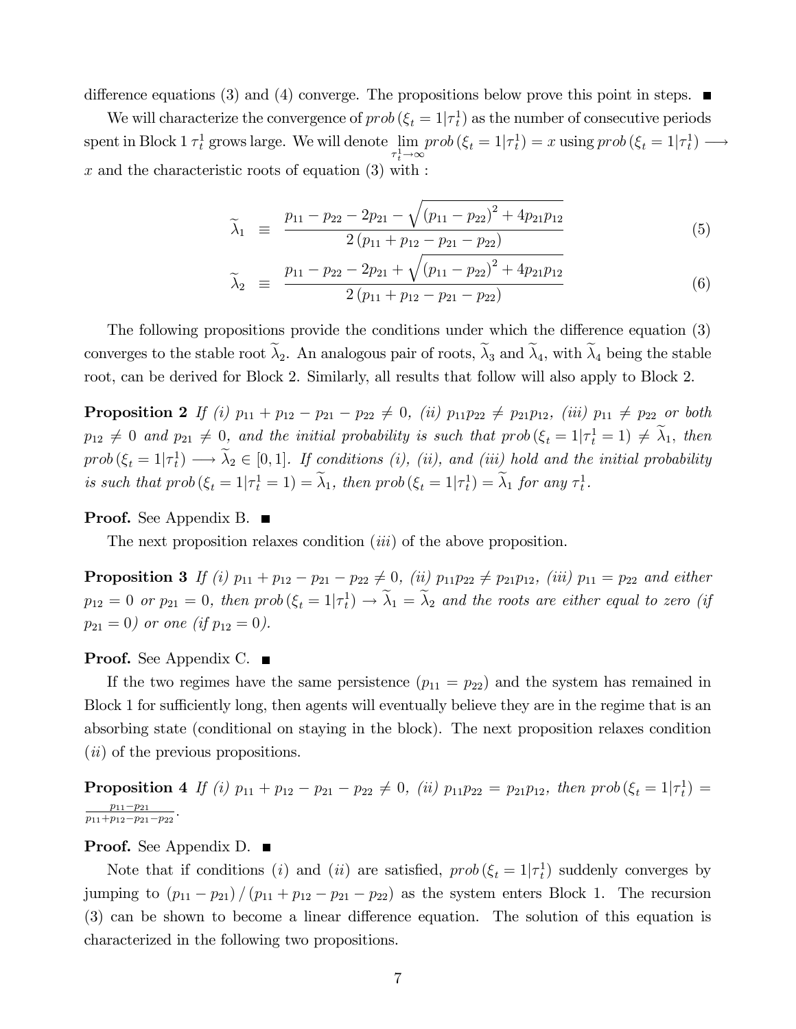difference equations (3) and (4) converge. The propositions below prove this point in steps. ■

We will characterize the convergence of $prob\left(\xi_t = 1|\tau_t^1\right)$ as the number of consecutive periods spent in Block 1 $\tau_t^1$ grows large. We will denote $\lim_{\tau_t^1 \to \infty} prob\left(\xi_t = 1|\tau_t^1\right) = x$ using $prob\left(\xi_t = 1|\tau_t^1\right) \longrightarrow x$ and the characteristic roots of equation (3) with :

$$\widetilde{\lambda}_1 \equiv \frac{p_{11} - p_{22} - 2p_{21} - \sqrt{\left(p_{11} - p_{22}\right)^2 + 4p_{21}p_{12}}}{2\left(p_{11} + p_{12} - p_{21} - p_{22}\right)} \tag{5}$$

$$\widetilde{\lambda}_2 \equiv \frac{p_{11} - p_{22} - 2p_{21} + \sqrt{\left(p_{11} - p_{22}\right)^2 + 4p_{21}p_{12}}}{2\left(p_{11} + p_{12} - p_{21} - p_{22}\right)} \tag{6}$$

The following propositions provide the conditions under which the difference equation (3) converges to the stable root $\widetilde{\lambda}_2$. An analogous pair of roots, $\widetilde{\lambda}_3$ and $\widetilde{\lambda}_4$, with $\widetilde{\lambda}_4$ being the stable root, can be derived for Block 2. Similarly, all results that follow will also apply to Block 2.

**Proposition 2** *If (i) $p_{11} + p_{12} - p_{21} - p_{22} \neq 0$, (ii) $p_{11}p_{22} \neq p_{21}p_{12}$, (iii) $p_{11} \neq p_{22}$ or both $p_{12} \neq 0$ and $p_{21} \neq 0$, and the initial probability is such that $prob\left(\xi_t = 1|\tau_t^1 = 1\right) \neq \widetilde{\lambda}_1$, then $prob\left(\xi_t = 1|\tau_t^1\right) \longrightarrow \widetilde{\lambda}_2 \in [0,1]$. If conditions (i), (ii), and (iii) hold and the initial probability is such that $prob\left(\xi_t = 1|\tau_t^1 = 1\right) = \widetilde{\lambda}_1$, then $prob\left(\xi_t = 1|\tau_t^1\right) = \widetilde{\lambda}_1$ for any $\tau_t^1$.*

**Proof.** See Appendix B. ■

The next proposition relaxes condition $(iii)$ of the above proposition.

**Proposition 3** *If (i) $p_{11} + p_{12} - p_{21} - p_{22} \neq 0$, (ii) $p_{11}p_{22} \neq p_{21}p_{12}$, (iii) $p_{11} = p_{22}$ and either $p_{12} = 0$ or $p_{21} = 0$, then $prob\left(\xi_t = 1|\tau_t^1\right) \rightarrow \widetilde{\lambda}_1 = \widetilde{\lambda}_2$ and the roots are either equal to zero (if $p_{21} = 0$) or one (if $p_{12} = 0$).*

**Proof.** See Appendix C. ■

If the two regimes have the same persistence ($p_{11} = p_{22}$) and the system has remained in Block 1 for sufficiently long, then agents will eventually believe they are in the regime that is an absorbing state (conditional on staying in the block). The next proposition relaxes condition $(ii)$ of the previous propositions.

**Proposition 4** *If (i) $p_{11} + p_{12} - p_{21} - p_{22} \neq 0$, (ii) $p_{11}p_{22} = p_{21}p_{12}$, then $prob\left(\xi_t = 1|\tau_t^1\right) = \frac{p_{11} - p_{21}}{p_{11} + p_{12} - p_{21} - p_{22}}$.*

**Proof.** See Appendix D. ■

Note that if conditions $(i)$ and $(ii)$ are satisfied, $prob\left(\xi_t = 1|\tau_t^1\right)$ suddenly converges by jumping to $\left(p_{11} - p_{21}\right) / \left(p_{11} + p_{12} - p_{21} - p_{22}\right)$ as the system enters Block 1. The recursion (3) can be shown to become a linear difference equation. The solution of this equation is characterized in the following two propositions.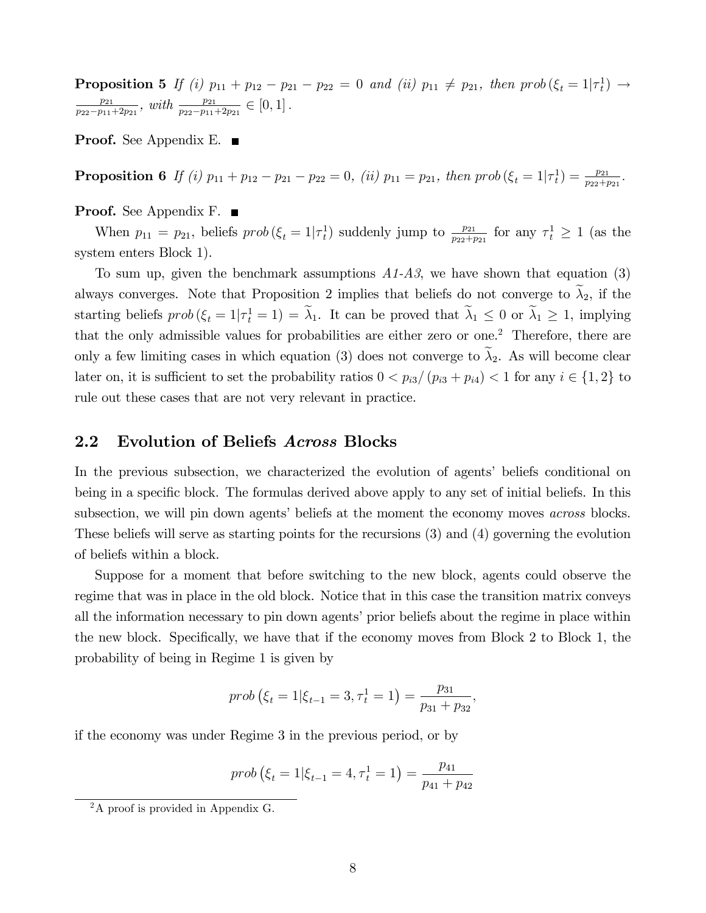**Proposition 5** *If (i) $p_{11} + p_{12} - p_{21} - p_{22} = 0$ and (ii) $p_{11} \neq p_{21}$, then $prob\left(\xi_t = 1|\tau_t^1\right) \to \frac{p_{21}}{p_{22}-p_{11}+2p_{21}}$, with $\frac{p_{21}}{p_{22}-p_{11}+2p_{21}} \in [0,1]$.*

**Proof.** See Appendix E. ■

**Proposition 6** *If (i) $p_{11} + p_{12} - p_{21} - p_{22} = 0$, (ii) $p_{11} = p_{21}$, then $prob\left(\xi_t = 1|\tau_t^1\right) = \frac{p_{21}}{p_{22}+p_{21}}$.*

**Proof.** See Appendix F. ■

When $p_{11} = p_{21}$, beliefs $prob\left(\xi_t = 1|\tau_t^1\right)$ suddenly jump to $\frac{p_{21}}{p_{22}+p_{21}}$ for any $\tau_t^1 \geq 1$ (as the system enters Block 1).

To sum up, given the benchmark assumptions *A1-A3*, we have shown that equation (3) always converges. Note that Proposition 2 implies that beliefs do not converge to $\widetilde{\lambda}_2$, if the starting beliefs $prob\left(\xi_t = 1|\tau_t^1 = 1\right) = \widetilde{\lambda}_1$. It can be proved that $\widetilde{\lambda}_1 \leq 0$ or $\widetilde{\lambda}_1 \geq 1$, implying that the only admissible values for probabilities are either zero or one.[2] Therefore, there are only a few limiting cases in which equation (3) does not converge to $\widetilde{\lambda}_2$. As will become clear later on, it is sufficient to set the probability ratios $0 < p_{i3}/\left(p_{i3} + p_{i4}\right) < 1$ for any $i \in \{1, 2\}$ to rule out these cases that are not very relevant in practice.

## 2.2 Evolution of Beliefs *Across* Blocks

In the previous subsection, we characterized the evolution of agents' beliefs conditional on being in a specific block. The formulas derived above apply to any set of initial beliefs. In this subsection, we will pin down agents' beliefs at the moment the economy moves *across* blocks. These beliefs will serve as starting points for the recursions (3) and (4) governing the evolution of beliefs within a block.

Suppose for a moment that before switching to the new block, agents could observe the regime that was in place in the old block. Notice that in this case the transition matrix conveys all the information necessary to pin down agents' prior beliefs about the regime in place within the new block. Specifically, we have that if the economy moves from Block 2 to Block 1, the probability of being in Regime 1 is given by

$$prob\left(\xi_t = 1|\xi_{t-1} = 3, \tau_t^1 = 1\right) = \frac{p_{31}}{p_{31} + p_{32}},$$

if the economy was under Regime 3 in the previous period, or by

$$prob\left(\xi_t = 1|\xi_{t-1} = 4, \tau_t^1 = 1\right) = \frac{p_{41}}{p_{41} + p_{42}}$$

[2] A proof is provided in Appendix G.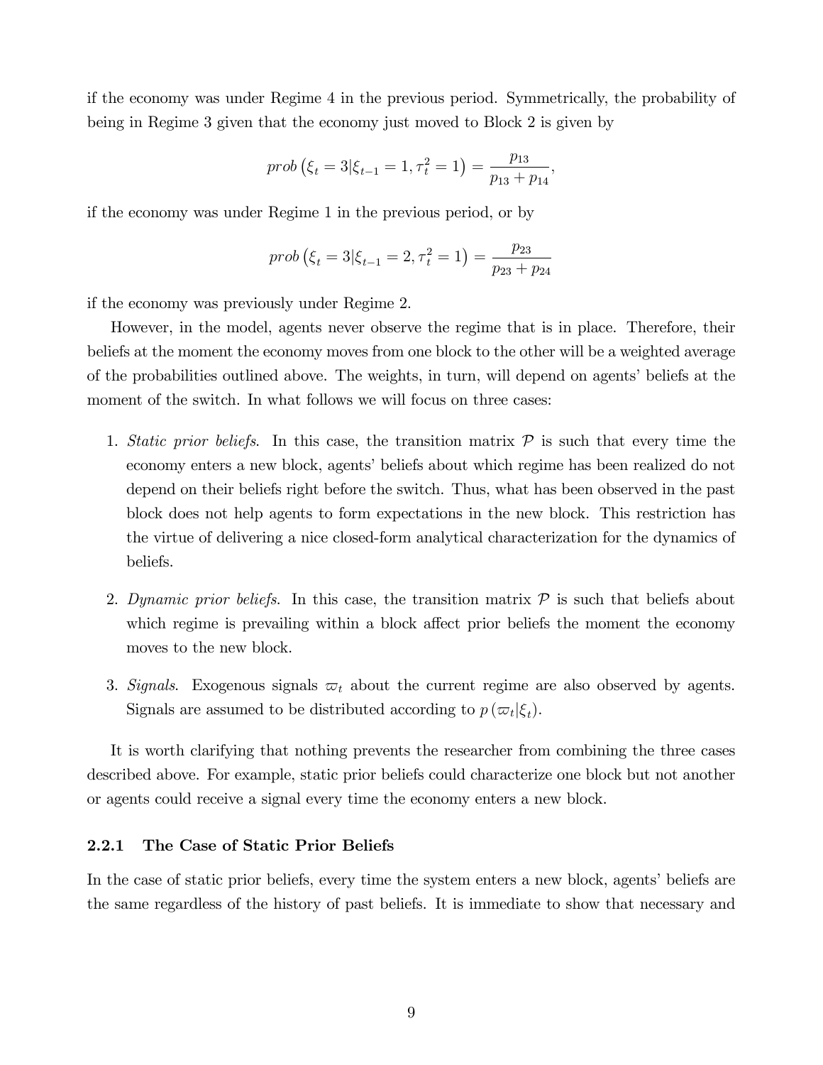if the economy was under Regime 4 in the previous period. Symmetrically, the probability of being in Regime 3 given that the economy just moved to Block 2 is given by

$$prob\left(\xi_t = 3|\xi_{t-1} = 1, \tau_t^2 = 1\right) = \frac{p_{13}}{p_{13} + p_{14}},$$

if the economy was under Regime 1 in the previous period, or by

$$prob\left(\xi_t = 3|\xi_{t-1} = 2, \tau_t^2 = 1\right) = \frac{p_{23}}{p_{23} + p_{24}}$$

if the economy was previously under Regime 2.

However, in the model, agents never observe the regime that is in place. Therefore, their beliefs at the moment the economy moves from one block to the other will be a weighted average of the probabilities outlined above. The weights, in turn, will depend on agents' beliefs at the moment of the switch. In what follows we will focus on three cases:

1. *Static prior beliefs*. In this case, the transition matrix $\mathcal{P}$ is such that every time the economy enters a new block, agents' beliefs about which regime has been realized do not depend on their beliefs right before the switch. Thus, what has been observed in the past block does not help agents to form expectations in the new block. This restriction has the virtue of delivering a nice closed-form analytical characterization for the dynamics of beliefs.
2. *Dynamic prior beliefs*. In this case, the transition matrix $\mathcal{P}$ is such that beliefs about which regime is prevailing within a block affect prior beliefs the moment the economy moves to the new block.
3. *Signals*. Exogenous signals $\varpi_t$ about the current regime are also observed by agents. Signals are assumed to be distributed according to $p\left(\varpi_t|\xi_t\right)$.

It is worth clarifying that nothing prevents the researcher from combining the three cases described above. For example, static prior beliefs could characterize one block but not another or agents could receive a signal every time the economy enters a new block.

### 2.2.1 The Case of Static Prior Beliefs

In the case of static prior beliefs, every time the system enters a new block, agents' beliefs are the same regardless of the history of past beliefs. It is immediate to show that necessary and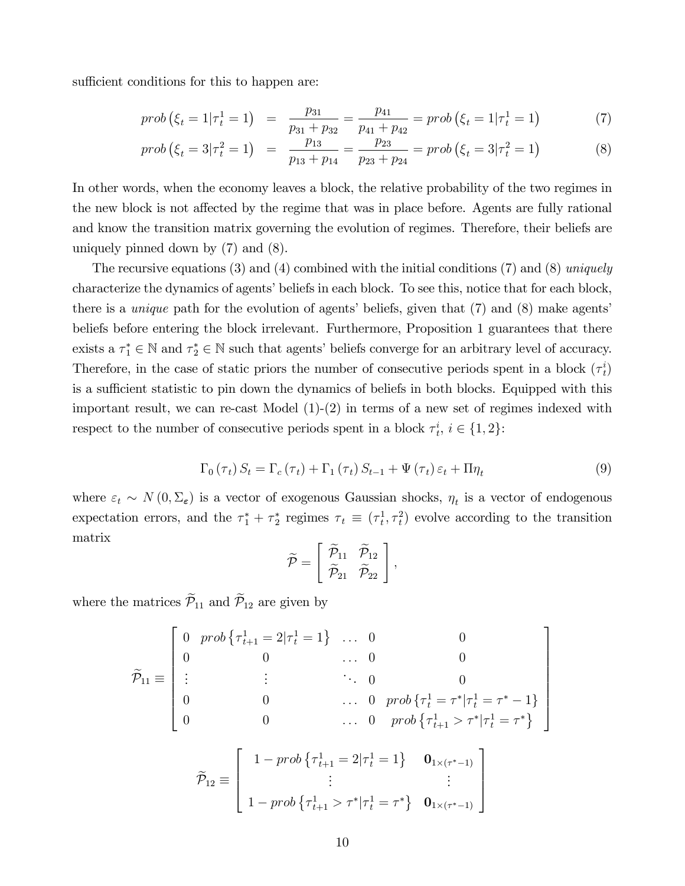sufficient conditions for this to happen are:

$$prob\left(\xi_t = 1|\tau_t^1 = 1\right) = \frac{p_{31}}{p_{31}+p_{32}} = \frac{p_{41}}{p_{41}+p_{42}} = prob\left(\xi_t = 1|\tau_t^1 = 1\right) \tag{7}$$

$$prob\left(\xi_t = 3|\tau_t^2 = 1\right) = \frac{p_{13}}{p_{13}+p_{14}} = \frac{p_{23}}{p_{23}+p_{24}} = prob\left(\xi_t = 3|\tau_t^2 = 1\right) \tag{8}$$

In other words, when the economy leaves a block, the relative probability of the two regimes in the new block is not affected by the regime that was in place before. Agents are fully rational and know the transition matrix governing the evolution of regimes. Therefore, their beliefs are uniquely pinned down by (7) and (8).

The recursive equations (3) and (4) combined with the initial conditions (7) and (8) *uniquely* characterize the dynamics of agents' beliefs in each block. To see this, notice that for each block, there is a *unique* path for the evolution of agents' beliefs, given that (7) and (8) make agents' beliefs before entering the block irrelevant. Furthermore, Proposition 1 guarantees that there exists a $\tau_1^* \in \mathbb{N}$ and $\tau_2^* \in \mathbb{N}$ such that agents' beliefs converge for an arbitrary level of accuracy. Therefore, in the case of static priors the number of consecutive periods spent in a block $(\tau_t^i)$ is a sufficient statistic to pin down the dynamics of beliefs in both blocks. Equipped with this important result, we can re-cast Model (1)-(2) in terms of a new set of regimes indexed with respect to the number of consecutive periods spent in a block $\tau_t^i$, $i \in \{1, 2\}$:

$$\Gamma_0(\tau_t) S_t = \Gamma_c(\tau_t) + \Gamma_1(\tau_t) S_{t-1} + \Psi(\tau_t)\varepsilon_t + \Pi\eta_t \tag{9}$$

where $\varepsilon_t \sim N(0, \Sigma_{\varepsilon})$ is a vector of exogenous Gaussian shocks, $\eta_t$ is a vector of endogenous expectation errors, and the $\tau_1^* + \tau_2^*$ regimes $\tau_t \equiv (\tau_t^1, \tau_t^2)$ evolve according to the transition matrix

$$\widetilde{\mathcal{P}} = \begin{bmatrix} \widetilde{\mathcal{P}}_{11} & \widetilde{\mathcal{P}}_{12} \\ \widetilde{\mathcal{P}}_{21} & \widetilde{\mathcal{P}}_{22} \end{bmatrix},$$

where the matrices $\widetilde{\mathcal{P}}_{11}$ and $\widetilde{\mathcal{P}}_{12}$ are given by

$$\widetilde{\mathcal{P}}_{11} \equiv \begin{bmatrix} 0 & prob\left\{\tau_{t+1}^1 = 2|\tau_t^1 = 1\right\} & \dots & 0 & 0 \\ 0 & 0 & \dots & 0 & 0 \\ \vdots & \vdots & \ddots & 0 & 0 \\ 0 & 0 & \dots & 0 & prob\left\{\tau_t^1 = \tau^*|\tau_t^1 = \tau^* - 1\right\} \\ 0 & 0 & \dots & 0 & prob\left\{\tau_{t+1}^1 > \tau^*|\tau_t^1 = \tau^*\right\} \end{bmatrix}$$

$$\widetilde{\mathcal{P}}_{12} \equiv \begin{bmatrix} 1 - prob\left\{\tau_{t+1}^1 = 2|\tau_t^1 = 1\right\} & \mathbf{0}_{1\times(\tau^*-1)} \\ \vdots & \vdots \\ 1 - prob\left\{\tau_{t+1}^1 > \tau^*|\tau_t^1 = \tau^*\right\} & \mathbf{0}_{1\times(\tau^*-1)} \end{bmatrix}$$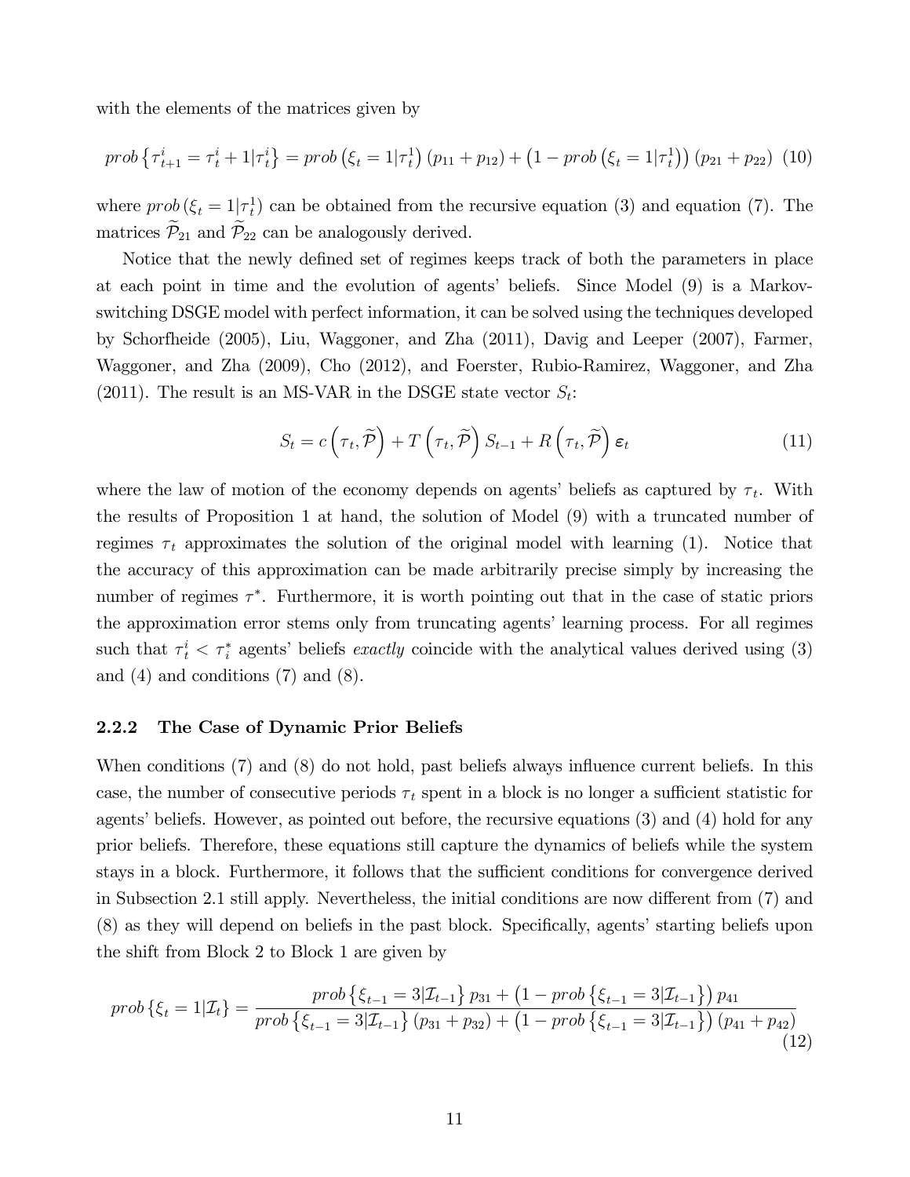with the elements of the matrices given by

$$prob\left\{\tau_{t+1}^{i}=\tau_{t}^{i}+1|\tau_{t}^{i}\right\}=prob\left(\xi_{t}=1|\tau_{t}^{1}\right)\left(p_{11}+p_{12}\right)+\left(1-prob\left(\xi_{t}=1|\tau_{t}^{1}\right)\right)\left(p_{21}+p_{22}\right) \tag{10}$$

where $prob\left(\xi_{t}=1|\tau_{t}^{1}\right)$ can be obtained from the recursive equation (3) and equation (7). The matrices $\widetilde{\mathcal{P}}_{21}$ and $\widetilde{\mathcal{P}}_{22}$ can be analogously derived.

Notice that the newly defined set of regimes keeps track of both the parameters in place at each point in time and the evolution of agents' beliefs. Since Model (9) is a Markov-switching DSGE model with perfect information, it can be solved using the techniques developed by Schorfheide (2005), Liu, Waggoner, and Zha (2011), Davig and Leeper (2007), Farmer, Waggoner, and Zha (2009), Cho (2012), and Foerster, Rubio-Ramirez, Waggoner, and Zha (2011). The result is an MS-VAR in the DSGE state vector $S_t$:

$$S_{t}=c\left(\tau_{t},\widetilde{\mathcal{P}}\right)+T\left(\tau_{t},\widetilde{\mathcal{P}}\right)S_{t-1}+R\left(\tau_{t},\widetilde{\mathcal{P}}\right)\boldsymbol{\varepsilon}_{t} \tag{11}$$

where the law of motion of the economy depends on agents' beliefs as captured by $\tau_t$. With the results of Proposition 1 at hand, the solution of Model (9) with a truncated number of regimes $\tau_t$ approximates the solution of the original model with learning (1). Notice that the accuracy of this approximation can be made arbitrarily precise simply by increasing the number of regimes $\tau^*$. Furthermore, it is worth pointing out that in the case of static priors the approximation error stems only from truncating agents' learning process. For all regimes such that $\tau_t^i < \tau_i^*$ agents' beliefs *exactly* coincide with the analytical values derived using (3) and (4) and conditions (7) and (8).

### 2.2.2 The Case of Dynamic Prior Beliefs

When conditions (7) and (8) do not hold, past beliefs always influence current beliefs. In this case, the number of consecutive periods $\tau_t$ spent in a block is no longer a sufficient statistic for agents' beliefs. However, as pointed out before, the recursive equations (3) and (4) hold for any prior beliefs. Therefore, these equations still capture the dynamics of beliefs while the system stays in a block. Furthermore, it follows that the sufficient conditions for convergence derived in Subsection 2.1 still apply. Nevertheless, the initial conditions are now different from (7) and (8) as they will depend on beliefs in the past block. Specifically, agents' starting beliefs upon the shift from Block 2 to Block 1 are given by

$$prob\left\{\xi_{t}=1|\mathcal{I}_{t}\right\}=\frac{prob\left\{\xi_{t-1}=3|\mathcal{I}_{t-1}\right\}p_{31}+\left(1-prob\left\{\xi_{t-1}=3|\mathcal{I}_{t-1}\right\}\right)p_{41}}{prob\left\{\xi_{t-1}=3|\mathcal{I}_{t-1}\right\}\left(p_{31}+p_{32}\right)+\left(1-prob\left\{\xi_{t-1}=3|\mathcal{I}_{t-1}\right\}\right)\left(p_{41}+p_{42}\right)} \tag{12}$$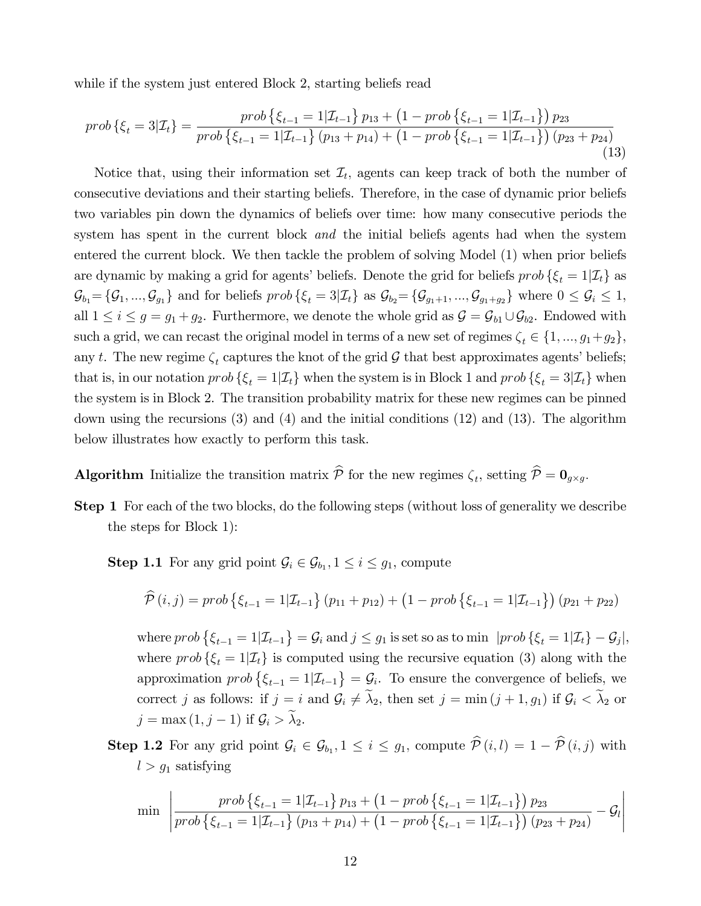while if the system just entered Block 2, starting beliefs read

$$prob\left\{\xi_t = 3|\mathcal{I}_t\right\} = \frac{prob\left\{\xi_{t-1} = 1|\mathcal{I}_{t-1}\right\} p_{13} + \left(1 - prob\left\{\xi_{t-1} = 1|\mathcal{I}_{t-1}\right\}\right) p_{23}}{prob\left\{\xi_{t-1} = 1|\mathcal{I}_{t-1}\right\} (p_{13} + p_{14}) + \left(1 - prob\left\{\xi_{t-1} = 1|\mathcal{I}_{t-1}\right\}\right) (p_{23} + p_{24})} \tag{13}$$

Notice that, using their information set $\mathcal{I}_t$, agents can keep track of both the number of consecutive deviations and their starting beliefs. Therefore, in the case of dynamic prior beliefs two variables pin down the dynamics of beliefs over time: how many consecutive periods the system has spent in the current block *and* the initial beliefs agents had when the system entered the current block. We then tackle the problem of solving Model (1) when prior beliefs are dynamic by making a grid for agents' beliefs. Denote the grid for beliefs $prob\left\{\xi_t = 1|\mathcal{I}_t\right\}$ as $\mathcal{G}_{b_1} = \{\mathcal{G}_1, ..., \mathcal{G}_{g_1}\}$ and for beliefs $prob\left\{\xi_t = 3|\mathcal{I}_t\right\}$ as $\mathcal{G}_{b_2} = \{\mathcal{G}_{g_1+1}, ..., \mathcal{G}_{g_1+g_2}\}$ where $0 \leq \mathcal{G}_i \leq 1$, all $1 \leq i \leq g = g_1 + g_2$. Furthermore, we denote the whole grid as $\mathcal{G} = \mathcal{G}_{b1} \cup \mathcal{G}_{b2}$. Endowed with such a grid, we can recast the original model in terms of a new set of regimes $\zeta_t \in \{1, ..., g_1 + g_2\}$, any $t$. The new regime $\zeta_t$ captures the knot of the grid $\mathcal{G}$ that best approximates agents' beliefs; that is, in our notation $prob\left\{\xi_t = 1|\mathcal{I}_t\right\}$ when the system is in Block 1 and $prob\left\{\xi_t = 3|\mathcal{I}_t\right\}$ when the system is in Block 2. The transition probability matrix for these new regimes can be pinned down using the recursions (3) and (4) and the initial conditions (12) and (13). The algorithm below illustrates how exactly to perform this task.

**Algorithm** Initialize the transition matrix $\widehat{\mathcal{P}}$ for the new regimes $\zeta_t$, setting $\widehat{\mathcal{P}} = \mathbf{0}_{g \times g}$.

**Step 1** For each of the two blocks, do the following steps (without loss of generality we describe the steps for Block 1):

**Step 1.1** For any grid point $\mathcal{G}_i \in \mathcal{G}_{b_1}, 1 \leq i \leq g_1$, compute

$$\widehat{\mathcal{P}}(i, j) = prob\left\{\xi_{t-1} = 1|\mathcal{I}_{t-1}\right\} (p_{11} + p_{12}) + \left(1 - prob\left\{\xi_{t-1} = 1|\mathcal{I}_{t-1}\right\}\right) (p_{21} + p_{22})$$

where $prob\left\{\xi_{t-1} = 1|\mathcal{I}_{t-1}\right\} = \mathcal{G}_i$ and $j \leq g_1$ is set so as to min $|prob\left\{\xi_t = 1|\mathcal{I}_t\right\} - \mathcal{G}_j|$, where $prob\left\{\xi_t = 1|\mathcal{I}_t\right\}$ is computed using the recursive equation (3) along with the approximation $prob\left\{\xi_{t-1} = 1|\mathcal{I}_{t-1}\right\} = \mathcal{G}_i$. To ensure the convergence of beliefs, we correct $j$ as follows: if $j = i$ and $\mathcal{G}_i \neq \widetilde{\lambda}_2$, then set $j = \min(j + 1, g_1)$ if $\mathcal{G}_i < \widetilde{\lambda}_2$ or $j = \max(1, j - 1)$ if $\mathcal{G}_i > \widetilde{\lambda}_2$.

**Step 1.2** For any grid point $\mathcal{G}_i \in \mathcal{G}_{b_1}, 1 \leq i \leq g_1$, compute $\widehat{\mathcal{P}}(i, l) = 1 - \widehat{\mathcal{P}}(i, j)$ with $l > g_1$ satisfying

$$\min \left| \frac{prob\left\{\xi_{t-1} = 1|\mathcal{I}_{t-1}\right\} p_{13} + \left(1 - prob\left\{\xi_{t-1} = 1|\mathcal{I}_{t-1}\right\}\right) p_{23}}{prob\left\{\xi_{t-1} = 1|\mathcal{I}_{t-1}\right\} (p_{13} + p_{14}) + \left(1 - prob\left\{\xi_{t-1} = 1|\mathcal{I}_{t-1}\right\}\right) (p_{23} + p_{24})} - \mathcal{G}_l \right|$$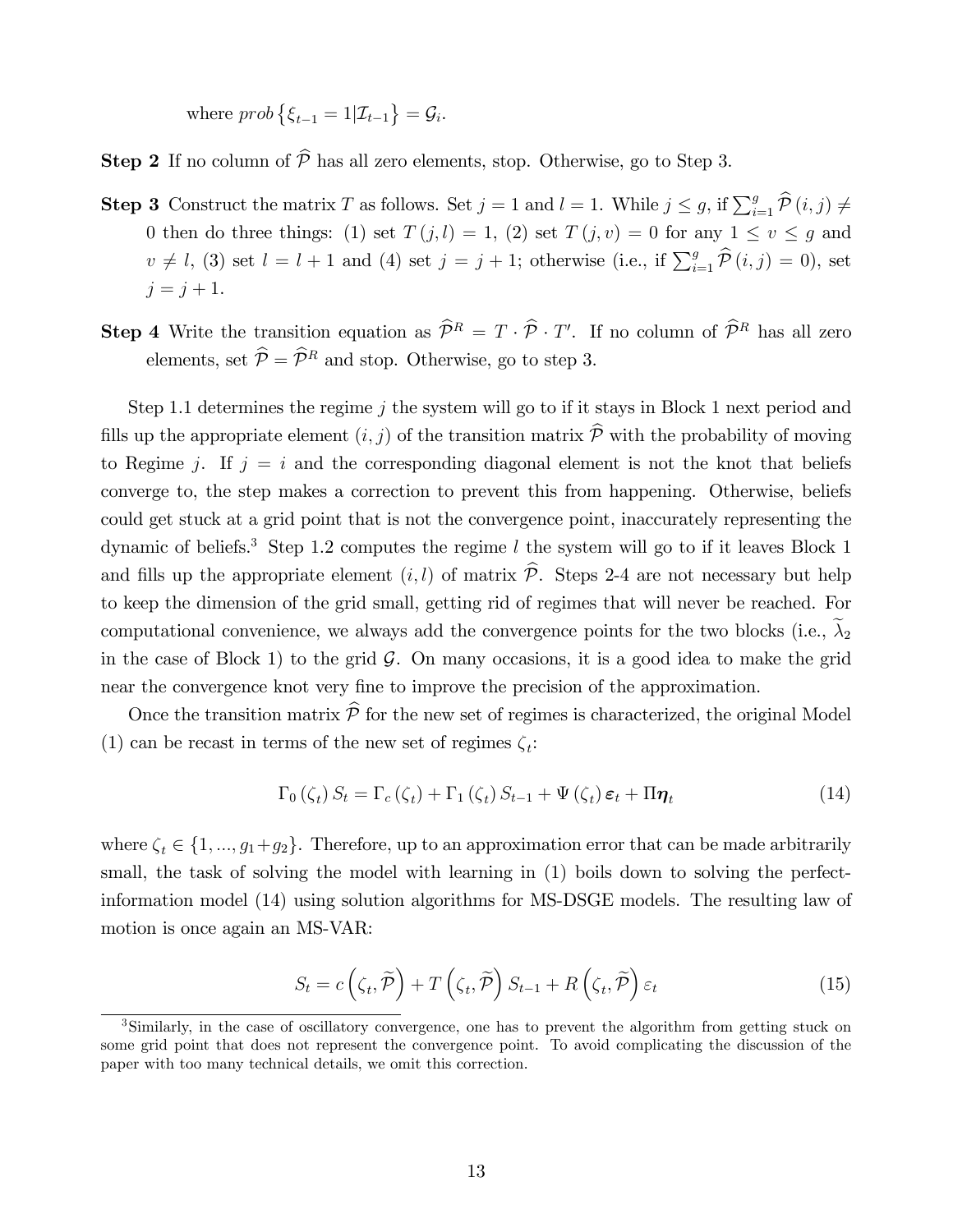where $prob\{\xi_{t-1} = 1|\mathcal{I}_{t-1}\} = \mathcal{G}_i$.

**Step 2** If no column of $\widehat{\mathcal{P}}$ has all zero elements, stop. Otherwise, go to Step 3.

**Step 3** Construct the matrix $T$ as follows. Set $j = 1$ and $l = 1$. While $j \leq g$, if $\sum_{i=1}^{g} \widehat{\mathcal{P}}(i,j) \neq 0$ then do three things: (1) set $T(j,l) = 1$, (2) set $T(j,v) = 0$ for any $1 \leq v \leq g$ and $v \neq l$, (3) set $l = l + 1$ and (4) set $j = j + 1$; otherwise (i.e., if $\sum_{i=1}^{g} \widehat{\mathcal{P}}(i,j) = 0$), set $j = j + 1$.

**Step 4** Write the transition equation as $\widehat{\mathcal{P}}^R = T \cdot \widehat{\mathcal{P}} \cdot T'$. If no column of $\widehat{\mathcal{P}}^R$ has all zero elements, set $\widehat{\mathcal{P}} = \widehat{\mathcal{P}}^R$ and stop. Otherwise, go to step 3.

Step 1.1 determines the regime $j$ the system will go to if it stays in Block 1 next period and fills up the appropriate element $(i,j)$ of the transition matrix $\widehat{\mathcal{P}}$ with the probability of moving to Regime $j$. If $j = i$ and the corresponding diagonal element is not the knot that beliefs converge to, the step makes a correction to prevent this from happening. Otherwise, beliefs could get stuck at a grid point that is not the convergence point, inaccurately representing the dynamic of beliefs.[3] Step 1.2 computes the regime $l$ the system will go to if it leaves Block 1 and fills up the appropriate element $(i,l)$ of matrix $\widehat{\mathcal{P}}$. Steps 2-4 are not necessary but help to keep the dimension of the grid small, getting rid of regimes that will never be reached. For computational convenience, we always add the convergence points for the two blocks (i.e., $\widetilde{\lambda}_2$ in the case of Block 1) to the grid $\mathcal{G}$. On many occasions, it is a good idea to make the grid near the convergence knot very fine to improve the precision of the approximation.

Once the transition matrix $\widehat{\mathcal{P}}$ for the new set of regimes is characterized, the original Model (1) can be recast in terms of the new set of regimes $\zeta_t$:

$$\Gamma_0(\zeta_t) S_t = \Gamma_c(\zeta_t) + \Gamma_1(\zeta_t) S_{t-1} + \Psi(\zeta_t) \boldsymbol{\varepsilon}_t + \Pi \boldsymbol{\eta}_t \tag{14}$$

where $\zeta_t \in \{1, ..., g_1 + g_2\}$. Therefore, up to an approximation error that can be made arbitrarily small, the task of solving the model with learning in (1) boils down to solving the perfect-information model (14) using solution algorithms for MS-DSGE models. The resulting law of motion is once again an MS-VAR:

$$S_t = c\left(\zeta_t, \widetilde{\mathcal{P}}\right) + T\left(\zeta_t, \widetilde{\mathcal{P}}\right) S_{t-1} + R\left(\zeta_t, \widetilde{\mathcal{P}}\right) \varepsilon_t \tag{15}$$

[3] Similarly, in the case of oscillatory convergence, one has to prevent the algorithm from getting stuck on some grid point that does not represent the convergence point. To avoid complicating the discussion of the paper with too many technical details, we omit this correction.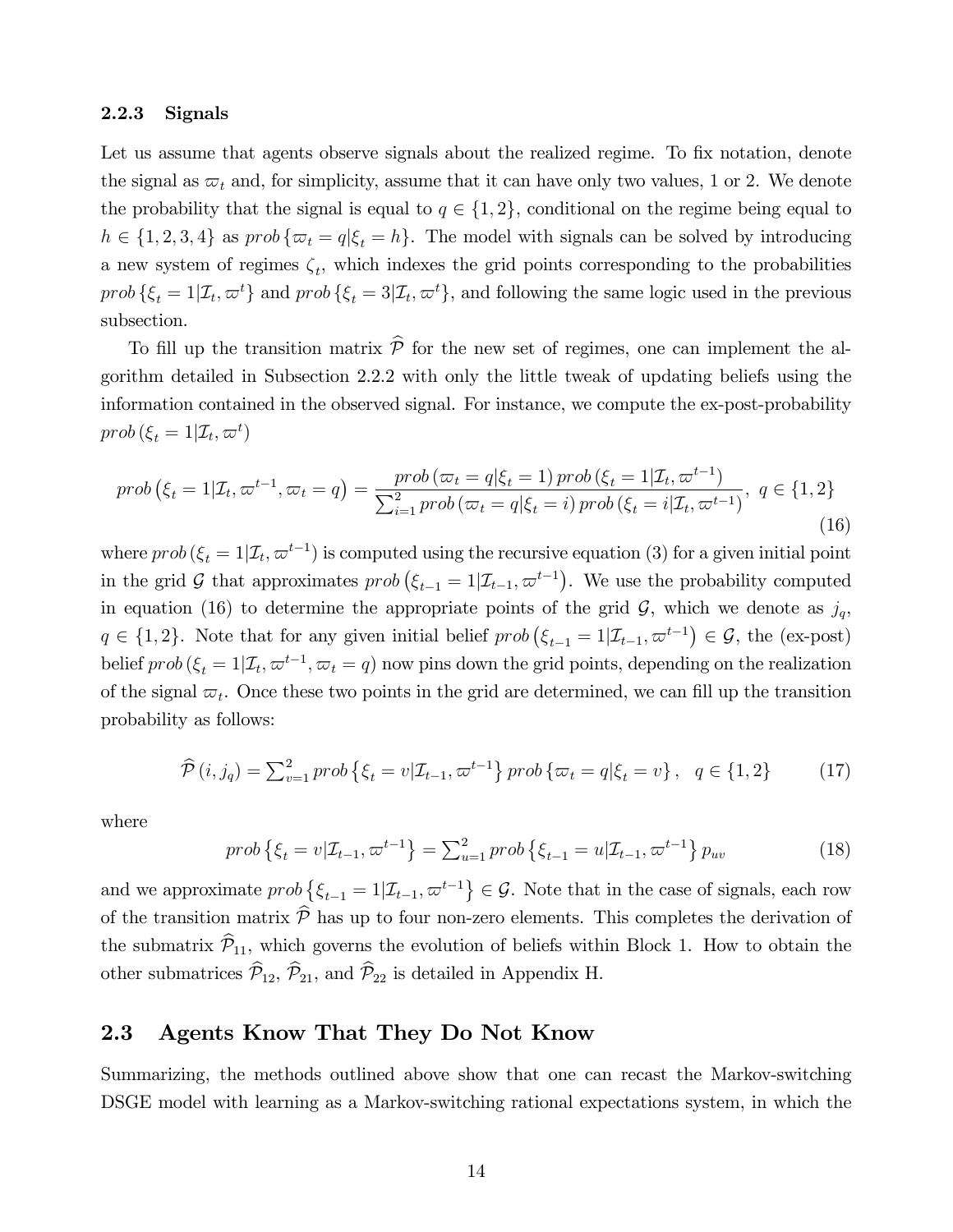### 2.2.3 Signals

Let us assume that agents observe signals about the realized regime. To fix notation, denote the signal as $\varpi_t$ and, for simplicity, assume that it can have only two values, 1 or 2. We denote the probability that the signal is equal to $q \in \{1, 2\}$, conditional on the regime being equal to $h \in \{1, 2, 3, 4\}$ as $prob\{\varpi_t = q|\xi_t = h\}$. The model with signals can be solved by introducing a new system of regimes $\zeta_t$, which indexes the grid points corresponding to the probabilities $prob\{\xi_t = 1|\mathcal{I}_t, \varpi^t\}$ and $prob\{\xi_t = 3|\mathcal{I}_t, \varpi^t\}$, and following the same logic used in the previous subsection.

To fill up the transition matrix $\widehat{\mathcal{P}}$ for the new set of regimes, one can implement the algorithm detailed in Subsection 2.2.2 with only the little tweak of updating beliefs using the information contained in the observed signal. For instance, we compute the ex-post-probability $prob(\xi_t = 1|\mathcal{I}_t, \varpi^t)$

$$prob\left(\xi_t = 1|\mathcal{I}_t, \varpi^{t-1}, \varpi_t = q\right) = \frac{prob\left(\varpi_t = q|\xi_t = 1\right) prob\left(\xi_t = 1|\mathcal{I}_t, \varpi^{t-1}\right)}{\sum_{i=1}^{2} prob\left(\varpi_t = q|\xi_t = i\right) prob\left(\xi_t = i|\mathcal{I}_t, \varpi^{t-1}\right)},\ q \in \{1, 2\} \tag{16}$$

where $prob(\xi_t = 1|\mathcal{I}_t, \varpi^{t-1})$ is computed using the recursive equation (3) for a given initial point in the grid $\mathcal{G}$ that approximates $prob\left(\xi_{t-1} = 1|\mathcal{I}_{t-1}, \varpi^{t-1}\right)$. We use the probability computed in equation (16) to determine the appropriate points of the grid $\mathcal{G}$, which we denote as $j_q$, $q \in \{1, 2\}$. Note that for any given initial belief $prob\left(\xi_{t-1} = 1|\mathcal{I}_{t-1}, \varpi^{t-1}\right) \in \mathcal{G}$, the (ex-post) belief $prob(\xi_t = 1|\mathcal{I}_t, \varpi^{t-1}, \varpi_t = q)$ now pins down the grid points, depending on the realization of the signal $\varpi_t$. Once these two points in the grid are determined, we can fill up the transition probability as follows:

$$\widehat{\mathcal{P}}(i, j_q) = \sum_{v=1}^{2} prob\left\{\xi_t = v|\mathcal{I}_{t-1}, \varpi^{t-1}\right\} prob\left\{\varpi_t = q|\xi_t = v\right\},\quad q \in \{1, 2\} \tag{17}$$

where

$$prob\left\{\xi_t = v|\mathcal{I}_{t-1}, \varpi^{t-1}\right\} = \sum_{u=1}^{2} prob\left\{\xi_{t-1} = u|\mathcal{I}_{t-1}, \varpi^{t-1}\right\} p_{uv} \tag{18}$$

and we approximate $prob\left\{\xi_{t-1} = 1|\mathcal{I}_{t-1}, \varpi^{t-1}\right\} \in \mathcal{G}$. Note that in the case of signals, each row of the transition matrix $\widehat{\mathcal{P}}$ has up to four non-zero elements. This completes the derivation of the submatrix $\widehat{\mathcal{P}}_{11}$, which governs the evolution of beliefs within Block 1. How to obtain the other submatrices $\widehat{\mathcal{P}}_{12}$, $\widehat{\mathcal{P}}_{21}$, and $\widehat{\mathcal{P}}_{22}$ is detailed in Appendix H.

## 2.3 Agents Know That They Do Not Know

Summarizing, the methods outlined above show that one can recast the Markov-switching DSGE model with learning as a Markov-switching rational expectations system, in which the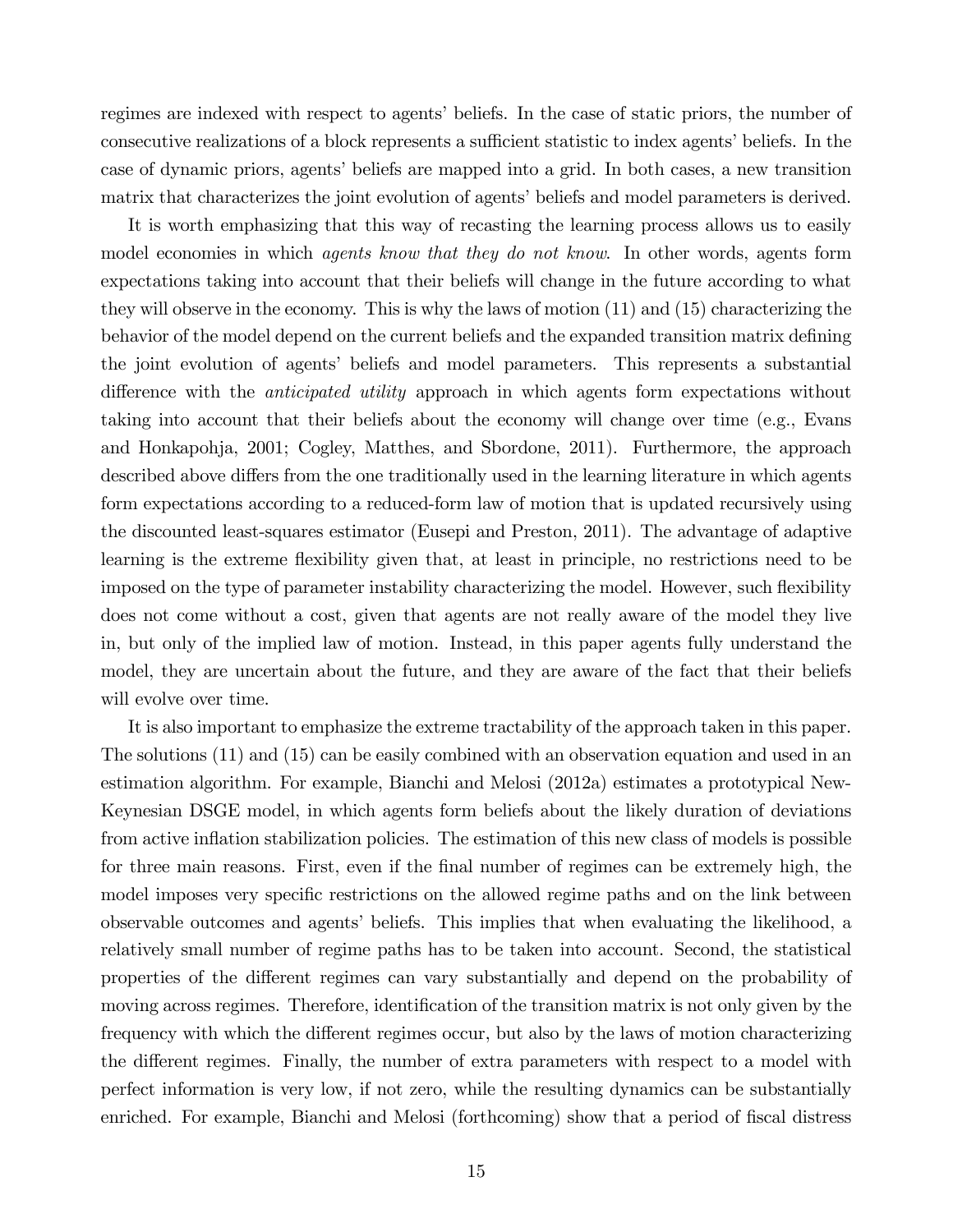regimes are indexed with respect to agents' beliefs. In the case of static priors, the number of consecutive realizations of a block represents a sufficient statistic to index agents' beliefs. In the case of dynamic priors, agents' beliefs are mapped into a grid. In both cases, a new transition matrix that characterizes the joint evolution of agents' beliefs and model parameters is derived.

It is worth emphasizing that this way of recasting the learning process allows us to easily model economies in which *agents know that they do not know*. In other words, agents form expectations taking into account that their beliefs will change in the future according to what they will observe in the economy. This is why the laws of motion (11) and (15) characterizing the behavior of the model depend on the current beliefs and the expanded transition matrix defining the joint evolution of agents' beliefs and model parameters. This represents a substantial difference with the *anticipated utility* approach in which agents form expectations without taking into account that their beliefs about the economy will change over time (e.g., Evans and Honkapohja, 2001; Cogley, Matthes, and Sbordone, 2011). Furthermore, the approach described above differs from the one traditionally used in the learning literature in which agents form expectations according to a reduced-form law of motion that is updated recursively using the discounted least-squares estimator (Eusepi and Preston, 2011). The advantage of adaptive learning is the extreme flexibility given that, at least in principle, no restrictions need to be imposed on the type of parameter instability characterizing the model. However, such flexibility does not come without a cost, given that agents are not really aware of the model they live in, but only of the implied law of motion. Instead, in this paper agents fully understand the model, they are uncertain about the future, and they are aware of the fact that their beliefs will evolve over time.

It is also important to emphasize the extreme tractability of the approach taken in this paper. The solutions (11) and (15) can be easily combined with an observation equation and used in an estimation algorithm. For example, Bianchi and Melosi (2012a) estimates a prototypical New-Keynesian DSGE model, in which agents form beliefs about the likely duration of deviations from active inflation stabilization policies. The estimation of this new class of models is possible for three main reasons. First, even if the final number of regimes can be extremely high, the model imposes very specific restrictions on the allowed regime paths and on the link between observable outcomes and agents' beliefs. This implies that when evaluating the likelihood, a relatively small number of regime paths has to be taken into account. Second, the statistical properties of the different regimes can vary substantially and depend on the probability of moving across regimes. Therefore, identification of the transition matrix is not only given by the frequency with which the different regimes occur, but also by the laws of motion characterizing the different regimes. Finally, the number of extra parameters with respect to a model with perfect information is very low, if not zero, while the resulting dynamics can be substantially enriched. For example, Bianchi and Melosi (forthcoming) show that a period of fiscal distress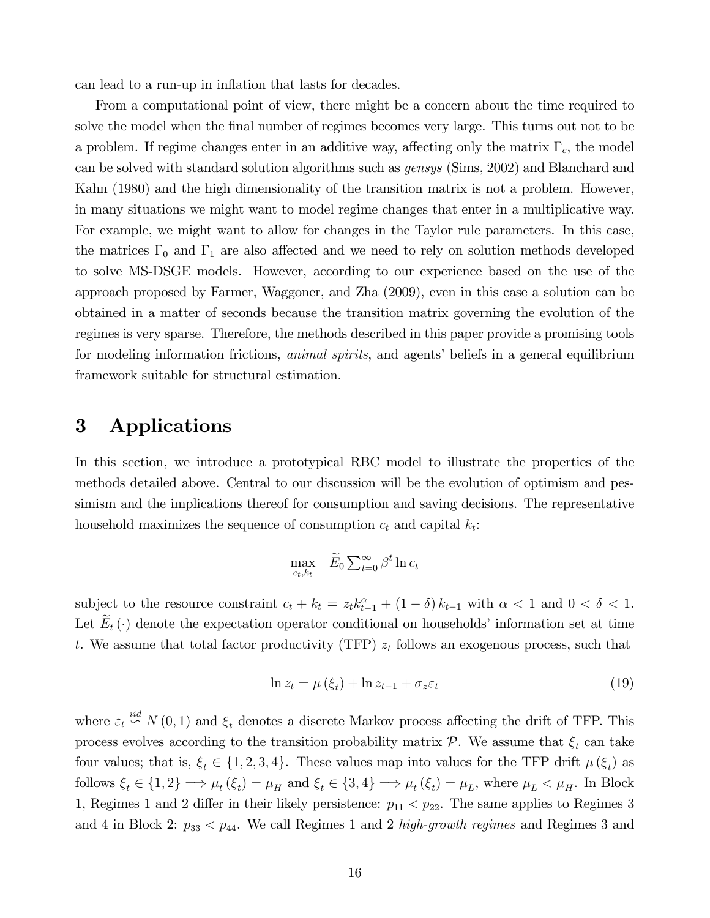can lead to a run-up in inflation that lasts for decades.

From a computational point of view, there might be a concern about the time required to solve the model when the final number of regimes becomes very large. This turns out not to be a problem. If regime changes enter in an additive way, affecting only the matrix $\Gamma_c$, the model can be solved with standard solution algorithms such as *gensys* (Sims, 2002) and Blanchard and Kahn (1980) and the high dimensionality of the transition matrix is not a problem. However, in many situations we might want to model regime changes that enter in a multiplicative way. For example, we might want to allow for changes in the Taylor rule parameters. In this case, the matrices $\Gamma_0$ and $\Gamma_1$ are also affected and we need to rely on solution methods developed to solve MS-DSGE models. However, according to our experience based on the use of the approach proposed by Farmer, Waggoner, and Zha (2009), even in this case a solution can be obtained in a matter of seconds because the transition matrix governing the evolution of the regimes is very sparse. Therefore, the methods described in this paper provide a promising tools for modeling information frictions, *animal spirits*, and agents' beliefs in a general equilibrium framework suitable for structural estimation.

# 3 Applications

In this section, we introduce a prototypical RBC model to illustrate the properties of the methods detailed above. Central to our discussion will be the evolution of optimism and pessimism and the implications thereof for consumption and saving decisions. The representative household maximizes the sequence of consumption $c_t$ and capital $k_t$:

$$\max_{c_t, k_t} \quad \widetilde{E}_0 \sum_{t=0}^{\infty} \beta^t \ln c_t$$

subject to the resource constraint $c_t + k_t = z_t k_{t-1}^{\alpha} + (1-\delta) k_{t-1}$ with $\alpha < 1$ and $0 < \delta < 1$. Let $\widetilde{E}_t(\cdot)$ denote the expectation operator conditional on households' information set at time $t$. We assume that total factor productivity (TFP) $z_t$ follows an exogenous process, such that

$$\ln z_t = \mu(\xi_t) + \ln z_{t-1} + \sigma_z \varepsilon_t \tag{19}$$

where $\varepsilon_t \overset{iid}{\backsim} N(0,1)$ and $\xi_t$ denotes a discrete Markov process affecting the drift of TFP. This process evolves according to the transition probability matrix $\mathcal{P}$. We assume that $\xi_t$ can take four values; that is, $\xi_t \in \{1,2,3,4\}$. These values map into values for the TFP drift $\mu(\xi_t)$ as follows $\xi_t \in \{1,2\} \Longrightarrow \mu_t(\xi_t) = \mu_H$ and $\xi_t \in \{3,4\} \Longrightarrow \mu_t(\xi_t) = \mu_L$, where $\mu_L < \mu_H$. In Block 1, Regimes 1 and 2 differ in their likely persistence: $p_{11} < p_{22}$. The same applies to Regimes 3 and 4 in Block 2: $p_{33} < p_{44}$. We call Regimes 1 and 2 *high-growth regimes* and Regimes 3 and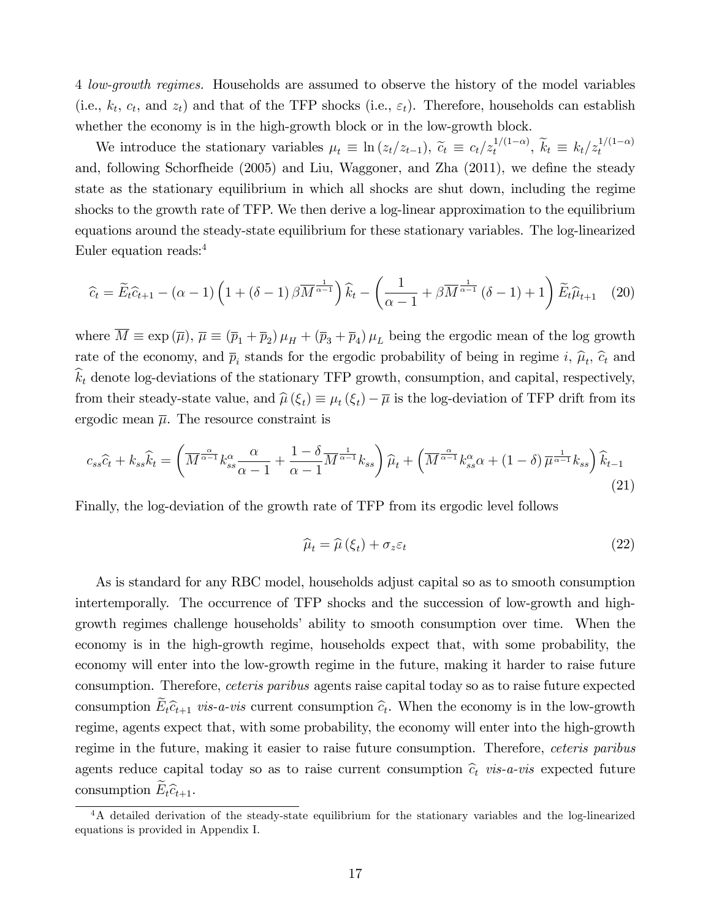4 *low-growth regimes.* Households are assumed to observe the history of the model variables (i.e., $k_t$, $c_t$, and $z_t$) and that of the TFP shocks (i.e., $\varepsilon_t$). Therefore, households can establish whether the economy is in the high-growth block or in the low-growth block.

We introduce the stationary variables $\mu_t \equiv \ln(z_t/z_{t-1})$, $\widetilde{c}_t \equiv c_t/z_t^{1/(1-\alpha)}$, $\widetilde{k}_t \equiv k_t/z_t^{1/(1-\alpha)}$ and, following Schorfheide (2005) and Liu, Waggoner, and Zha (2011), we define the steady state as the stationary equilibrium in which all shocks are shut down, including the regime shocks to the growth rate of TFP. We then derive a log-linear approximation to the equilibrium equations around the steady-state equilibrium for these stationary variables. The log-linearized Euler equation reads:[4]

$$\widehat{c}_t = \widetilde{E}_t\widehat{c}_{t+1} - (\alpha-1)\left(1+(\delta-1)\beta\overline{M}^{\frac{1}{\alpha-1}}\right)\widehat{k}_t - \left(\frac{1}{\alpha-1}+\beta\overline{M}^{\frac{1}{\alpha-1}}(\delta-1)+1\right)\widetilde{E}_t\widehat{\mu}_{t+1} \quad (20)$$

where $\overline{M} \equiv \exp(\overline{\mu})$, $\overline{\mu} \equiv (\overline{p}_1+\overline{p}_2)\mu_H + (\overline{p}_3+\overline{p}_4)\mu_L$ being the ergodic mean of the log growth rate of the economy, and $\overline{p}_i$ stands for the ergodic probability of being in regime $i$, $\widehat{\mu}_t$, $\widehat{c}_t$ and $\widehat{k}_t$ denote log-deviations of the stationary TFP growth, consumption, and capital, respectively, from their steady-state value, and $\widehat{\mu}(\xi_t) \equiv \mu_t(\xi_t) - \overline{\mu}$ is the log-deviation of TFP drift from its ergodic mean $\overline{\mu}$. The resource constraint is

$$c_{ss}\widehat{c}_t + k_{ss}\widehat{k}_t = \left(\overline{M}^{\frac{\alpha}{\alpha-1}}k_{ss}^{\alpha}\frac{\alpha}{\alpha-1} + \frac{1-\delta}{\alpha-1}\overline{M}^{\frac{1}{\alpha-1}}k_{ss}\right)\widehat{\mu}_t + \left(\overline{M}^{\frac{\alpha}{\alpha-1}}k_{ss}^{\alpha}\alpha + (1-\delta)\overline{\mu}^{\frac{1}{\alpha-1}}k_{ss}\right)\widehat{k}_{t-1} \quad (21)$$

Finally, the log-deviation of the growth rate of TFP from its ergodic level follows

$$\widehat{\mu}_t = \widehat{\mu}(\xi_t) + \sigma_z\varepsilon_t \quad (22)$$

As is standard for any RBC model, households adjust capital so as to smooth consumption intertemporally. The occurrence of TFP shocks and the succession of low-growth and high-growth regimes challenge households' ability to smooth consumption over time. When the economy is in the high-growth regime, households expect that, with some probability, the economy will enter into the low-growth regime in the future, making it harder to raise future consumption. Therefore, *ceteris paribus* agents raise capital today so as to raise future expected consumption $\widetilde{E}_t\widehat{c}_{t+1}$ *vis-a-vis* current consumption $\widehat{c}_t$. When the economy is in the low-growth regime, agents expect that, with some probability, the economy will enter into the high-growth regime in the future, making it easier to raise future consumption. Therefore, *ceteris paribus* agents reduce capital today so as to raise current consumption $\widehat{c}_t$ *vis-a-vis* expected future consumption $\widetilde{E}_t\widehat{c}_{t+1}$.

[4] A detailed derivation of the steady-state equilibrium for the stationary variables and the log-linearized equations is provided in Appendix I.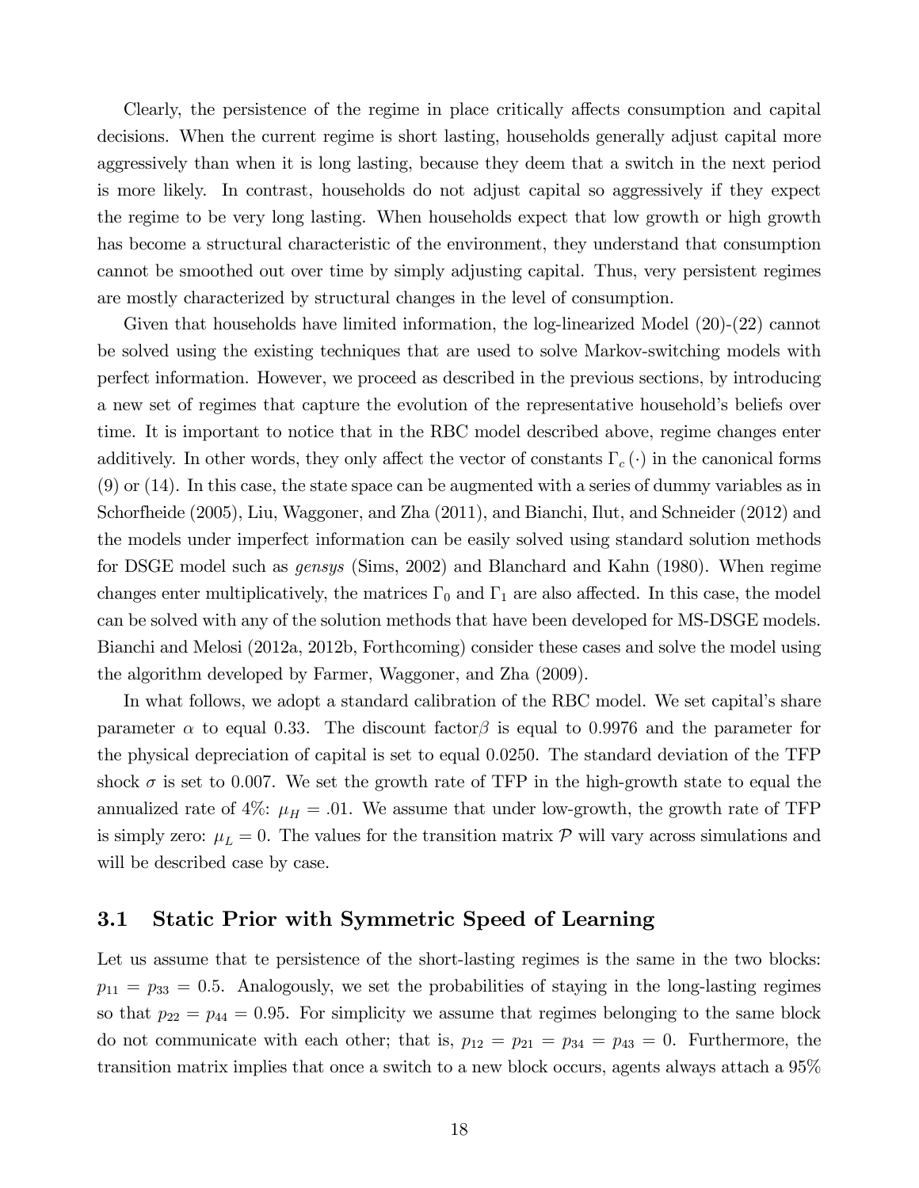Clearly, the persistence of the regime in place critically affects consumption and capital decisions. When the current regime is short lasting, households generally adjust capital more aggressively than when it is long lasting, because they deem that a switch in the next period is more likely. In contrast, households do not adjust capital so aggressively if they expect the regime to be very long lasting. When households expect that low growth or high growth has become a structural characteristic of the environment, they understand that consumption cannot be smoothed out over time by simply adjusting capital. Thus, very persistent regimes are mostly characterized by structural changes in the level of consumption.

Given that households have limited information, the log-linearized Model (20)-(22) cannot be solved using the existing techniques that are used to solve Markov-switching models with perfect information. However, we proceed as described in the previous sections, by introducing a new set of regimes that capture the evolution of the representative household's beliefs over time. It is important to notice that in the RBC model described above, regime changes enter additively. In other words, they only affect the vector of constants $\Gamma_c(\cdot)$ in the canonical forms (9) or (14). In this case, the state space can be augmented with a series of dummy variables as in Schorfheide (2005), Liu, Waggoner, and Zha (2011), and Bianchi, Ilut, and Schneider (2012) and the models under imperfect information can be easily solved using standard solution methods for DSGE model such as *gensys* (Sims, 2002) and Blanchard and Kahn (1980). When regime changes enter multiplicatively, the matrices $\Gamma_0$ and $\Gamma_1$ are also affected. In this case, the model can be solved with any of the solution methods that have been developed for MS-DSGE models. Bianchi and Melosi (2012a, 2012b, Forthcoming) consider these cases and solve the model using the algorithm developed by Farmer, Waggoner, and Zha (2009).

In what follows, we adopt a standard calibration of the RBC model. We set capital's share parameter $\alpha$ to equal 0.33. The discount factor$\beta$ is equal to 0.9976 and the parameter for the physical depreciation of capital is set to equal 0.0250. The standard deviation of the TFP shock $\sigma$ is set to 0.007. We set the growth rate of TFP in the high-growth state to equal the annualized rate of 4%: $\mu_H = .01$. We assume that under low-growth, the growth rate of TFP is simply zero: $\mu_L = 0$. The values for the transition matrix $\mathcal{P}$ will vary across simulations and will be described case by case.

### 3.1 Static Prior with Symmetric Speed of Learning

Let us assume that te persistence of the short-lasting regimes is the same in the two blocks: $p_{11} = p_{33} = 0.5$. Analogously, we set the probabilities of staying in the long-lasting regimes so that $p_{22} = p_{44} = 0.95$. For simplicity we assume that regimes belonging to the same block do not communicate with each other; that is, $p_{12} = p_{21} = p_{34} = p_{43} = 0$. Furthermore, the transition matrix implies that once a switch to a new block occurs, agents always attach a 95%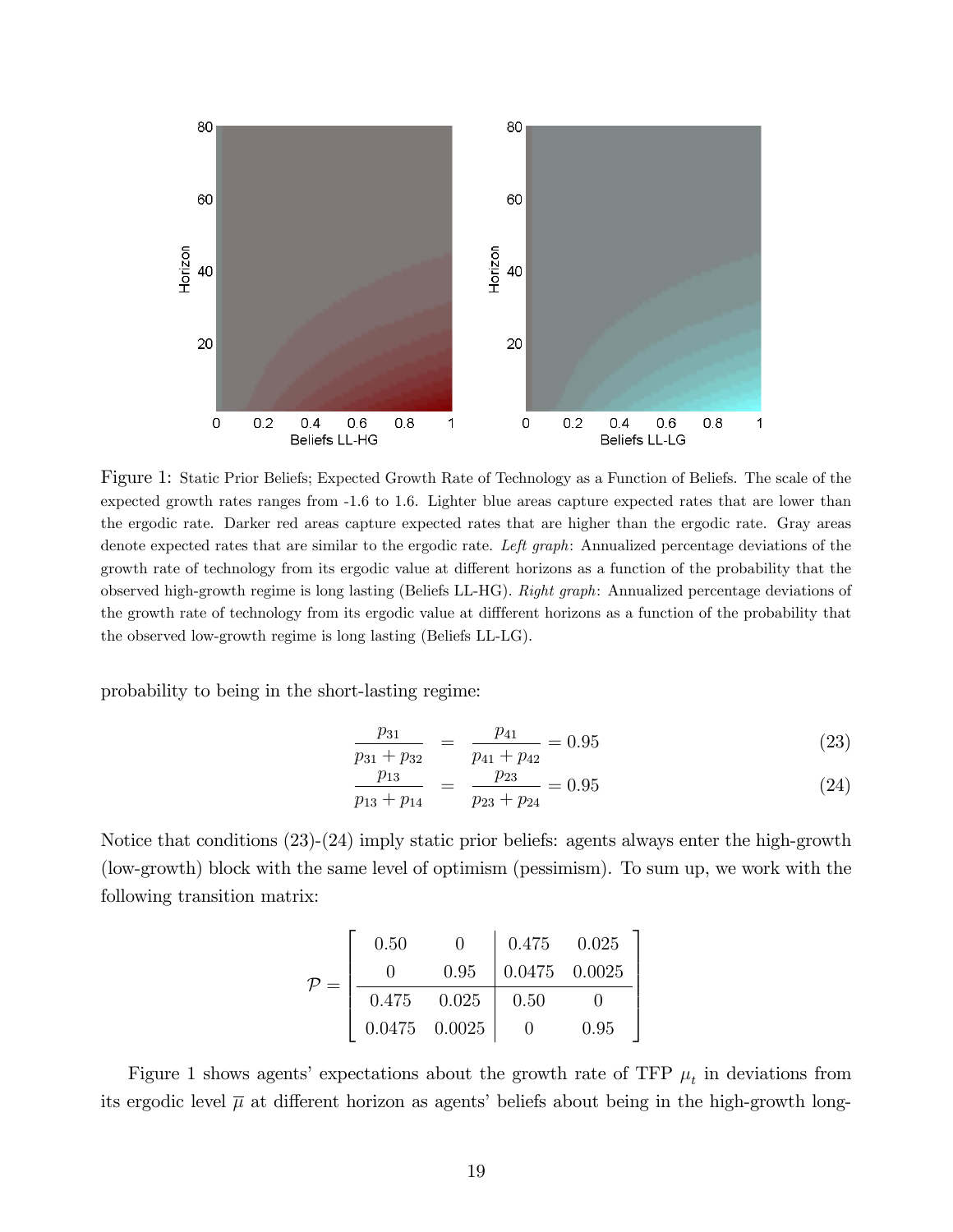Figure 1: Static Prior Beliefs; Expected Growth Rate of Technology as a Function of Beliefs. The scale of the expected growth rates ranges from -1.6 to 1.6. Lighter blue areas capture expected rates that are lower than the ergodic rate. Darker red areas capture expected rates that are higher than the ergodic rate. Gray areas denote expected rates that are similar to the ergodic rate. *Left graph*: Annualized percentage deviations of the growth rate of technology from its ergodic value at different horizons as a function of the probability that the observed high-growth regime is long lasting (Beliefs LL-HG). *Right graph*: Annualized percentage deviations of the growth rate of technology from its ergodic value at diffferent horizons as a function of the probability that the observed low-growth regime is long lasting (Beliefs LL-LG).

probability to being in the short-lasting regime:

$$\frac{p_{31}}{p_{31}+p_{32}} = \frac{p_{41}}{p_{41}+p_{42}} = 0.95 \tag{23}$$

$$\frac{p_{13}}{p_{13}+p_{14}} = \frac{p_{23}}{p_{23}+p_{24}} = 0.95 \tag{24}$$

Notice that conditions (23)-(24) imply static prior beliefs: agents always enter the high-growth (low-growth) block with the same level of optimism (pessimism). To sum up, we work with the following transition matrix:

$$\mathcal{P} = \left[\begin{array}{cc|cc} 0.50 & 0 & 0.475 & 0.025 \\ 0 & 0.95 & 0.0475 & 0.0025 \\ \hline 0.475 & 0.025 & 0.50 & 0 \\ 0.0475 & 0.0025 & 0 & 0.95 \end{array}\right]$$

Figure 1 shows agents' expectations about the growth rate of TFP $\mu_t$ in deviations from its ergodic level $\overline{\mu}$ at different horizon as agents' beliefs about being in the high-growth long-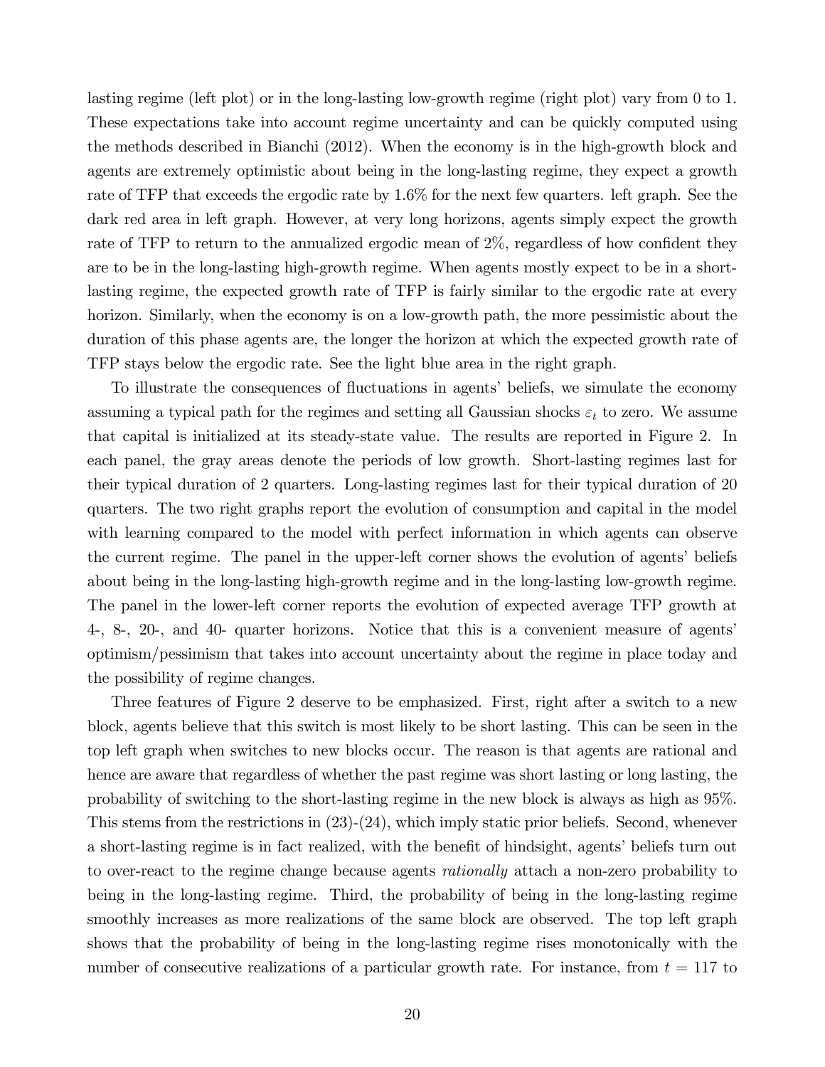lasting regime (left plot) or in the long-lasting low-growth regime (right plot) vary from 0 to 1. These expectations take into account regime uncertainty and can be quickly computed using the methods described in Bianchi (2012). When the economy is in the high-growth block and agents are extremely optimistic about being in the long-lasting regime, they expect a growth rate of TFP that exceeds the ergodic rate by 1.6% for the next few quarters. left graph. See the dark red area in left graph. However, at very long horizons, agents simply expect the growth rate of TFP to return to the annualized ergodic mean of 2%, regardless of how confident they are to be in the long-lasting high-growth regime. When agents mostly expect to be in a short-lasting regime, the expected growth rate of TFP is fairly similar to the ergodic rate at every horizon. Similarly, when the economy is on a low-growth path, the more pessimistic about the duration of this phase agents are, the longer the horizon at which the expected growth rate of TFP stays below the ergodic rate. See the light blue area in the right graph.

To illustrate the consequences of fluctuations in agents' beliefs, we simulate the economy assuming a typical path for the regimes and setting all Gaussian shocks $\varepsilon_t$ to zero. We assume that capital is initialized at its steady-state value. The results are reported in Figure 2. In each panel, the gray areas denote the periods of low growth. Short-lasting regimes last for their typical duration of 2 quarters. Long-lasting regimes last for their typical duration of 20 quarters. The two right graphs report the evolution of consumption and capital in the model with learning compared to the model with perfect information in which agents can observe the current regime. The panel in the upper-left corner shows the evolution of agents' beliefs about being in the long-lasting high-growth regime and in the long-lasting low-growth regime. The panel in the lower-left corner reports the evolution of expected average TFP growth at 4-, 8-, 20-, and 40- quarter horizons. Notice that this is a convenient measure of agents' optimism/pessimism that takes into account uncertainty about the regime in place today and the possibility of regime changes.

Three features of Figure 2 deserve to be emphasized. First, right after a switch to a new block, agents believe that this switch is most likely to be short lasting. This can be seen in the top left graph when switches to new blocks occur. The reason is that agents are rational and hence are aware that regardless of whether the past regime was short lasting or long lasting, the probability of switching to the short-lasting regime in the new block is always as high as 95%. This stems from the restrictions in (23)-(24), which imply static prior beliefs. Second, whenever a short-lasting regime is in fact realized, with the benefit of hindsight, agents' beliefs turn out to over-react to the regime change because agents *rationally* attach a non-zero probability to being in the long-lasting regime. Third, the probability of being in the long-lasting regime smoothly increases as more realizations of the same block are observed. The top left graph shows that the probability of being in the long-lasting regime rises monotonically with the number of consecutive realizations of a particular growth rate. For instance, from $t = 117$ to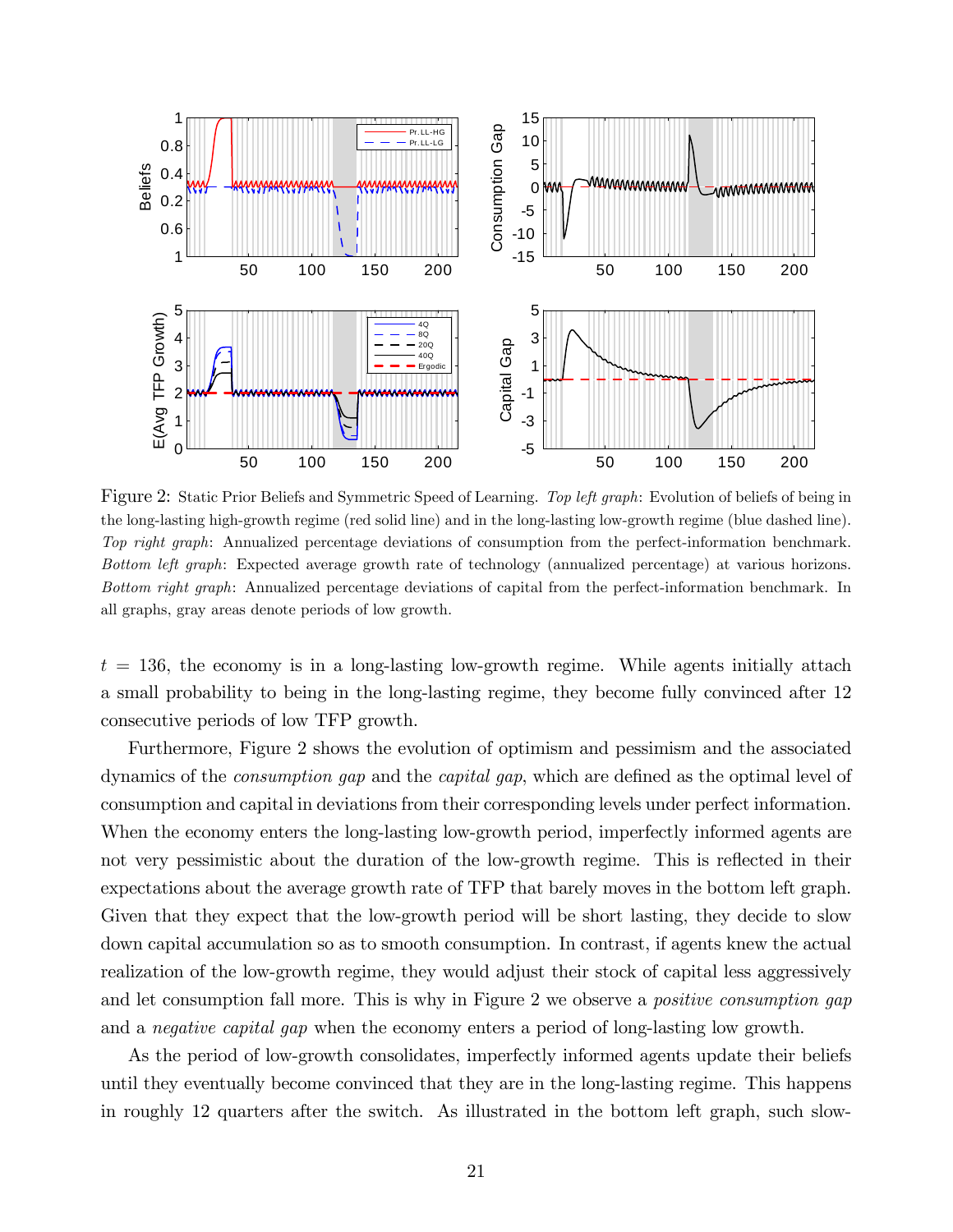Figure 2: Static Prior Beliefs and Symmetric Speed of Learning. *Top left graph*: Evolution of beliefs of being in the long-lasting high-growth regime (red solid line) and in the long-lasting low-growth regime (blue dashed line). *Top right graph*: Annualized percentage deviations of consumption from the perfect-information benchmark. *Bottom left graph*: Expected average growth rate of technology (annualized percentage) at various horizons. *Bottom right graph*: Annualized percentage deviations of capital from the perfect-information benchmark. In all graphs, gray areas denote periods of low growth.

$t = 136$, the economy is in a long-lasting low-growth regime. While agents initially attach a small probability to being in the long-lasting regime, they become fully convinced after 12 consecutive periods of low TFP growth.

Furthermore, Figure 2 shows the evolution of optimism and pessimism and the associated dynamics of the *consumption gap* and the *capital gap*, which are defined as the optimal level of consumption and capital in deviations from their corresponding levels under perfect information. When the economy enters the long-lasting low-growth period, imperfectly informed agents are not very pessimistic about the duration of the low-growth regime. This is reflected in their expectations about the average growth rate of TFP that barely moves in the bottom left graph. Given that they expect that the low-growth period will be short lasting, they decide to slow down capital accumulation so as to smooth consumption. In contrast, if agents knew the actual realization of the low-growth regime, they would adjust their stock of capital less aggressively and let consumption fall more. This is why in Figure 2 we observe a *positive consumption gap* and a *negative capital gap* when the economy enters a period of long-lasting low growth.

As the period of low-growth consolidates, imperfectly informed agents update their beliefs until they eventually become convinced that they are in the long-lasting regime. This happens in roughly 12 quarters after the switch. As illustrated in the bottom left graph, such slow-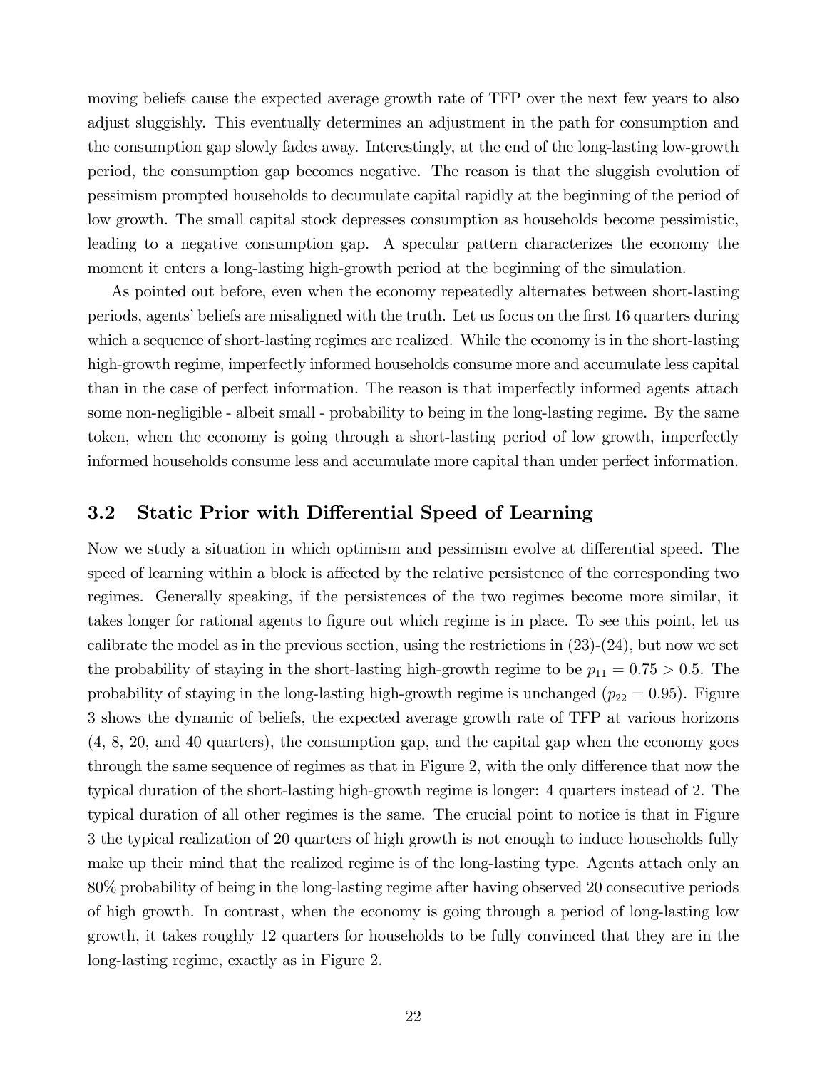moving beliefs cause the expected average growth rate of TFP over the next few years to also adjust sluggishly. This eventually determines an adjustment in the path for consumption and the consumption gap slowly fades away. Interestingly, at the end of the long-lasting low-growth period, the consumption gap becomes negative. The reason is that the sluggish evolution of pessimism prompted households to decumulate capital rapidly at the beginning of the period of low growth. The small capital stock depresses consumption as households become pessimistic, leading to a negative consumption gap. A specular pattern characterizes the economy the moment it enters a long-lasting high-growth period at the beginning of the simulation.

As pointed out before, even when the economy repeatedly alternates between short-lasting periods, agents' beliefs are misaligned with the truth. Let us focus on the first 16 quarters during which a sequence of short-lasting regimes are realized. While the economy is in the short-lasting high-growth regime, imperfectly informed households consume more and accumulate less capital than in the case of perfect information. The reason is that imperfectly informed agents attach some non-negligible - albeit small - probability to being in the long-lasting regime. By the same token, when the economy is going through a short-lasting period of low growth, imperfectly informed households consume less and accumulate more capital than under perfect information.

## 3.2 Static Prior with Differential Speed of Learning

Now we study a situation in which optimism and pessimism evolve at differential speed. The speed of learning within a block is affected by the relative persistence of the corresponding two regimes. Generally speaking, if the persistences of the two regimes become more similar, it takes longer for rational agents to figure out which regime is in place. To see this point, let us calibrate the model as in the previous section, using the restrictions in (23)-(24), but now we set the probability of staying in the short-lasting high-growth regime to be $p_{11} = 0.75 > 0.5$. The probability of staying in the long-lasting high-growth regime is unchanged ($p_{22} = 0.95$). Figure 3 shows the dynamic of beliefs, the expected average growth rate of TFP at various horizons (4, 8, 20, and 40 quarters), the consumption gap, and the capital gap when the economy goes through the same sequence of regimes as that in Figure 2, with the only difference that now the typical duration of the short-lasting high-growth regime is longer: 4 quarters instead of 2. The typical duration of all other regimes is the same. The crucial point to notice is that in Figure 3 the typical realization of 20 quarters of high growth is not enough to induce households fully make up their mind that the realized regime is of the long-lasting type. Agents attach only an 80% probability of being in the long-lasting regime after having observed 20 consecutive periods of high growth. In contrast, when the economy is going through a period of long-lasting low growth, it takes roughly 12 quarters for households to be fully convinced that they are in the long-lasting regime, exactly as in Figure 2.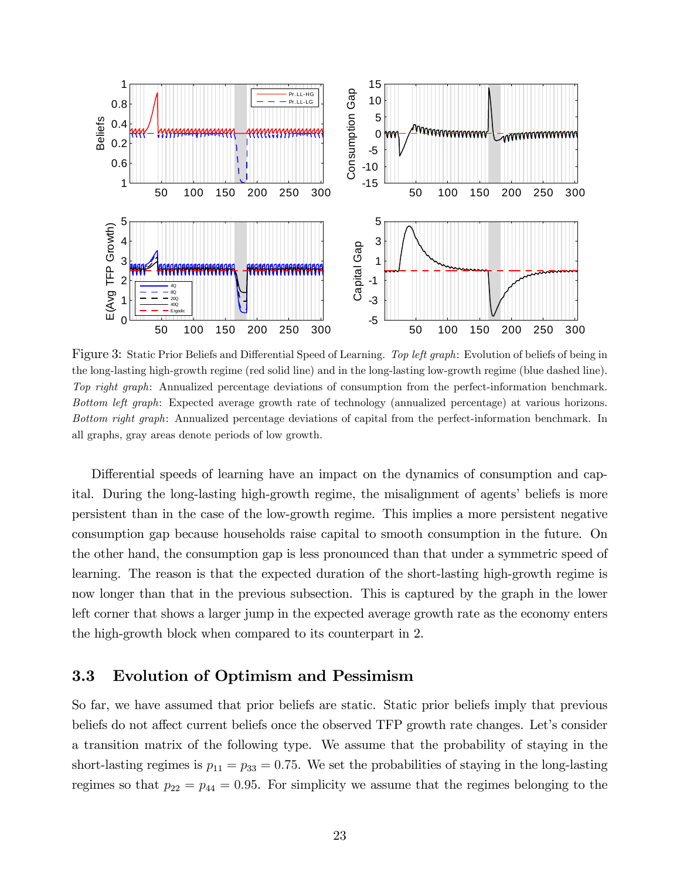Figure 3: Static Prior Beliefs and Differential Speed of Learning. *Top left graph*: Evolution of beliefs of being in the long-lasting high-growth regime (red solid line) and in the long-lasting low-growth regime (blue dashed line). *Top right graph*: Annualized percentage deviations of consumption from the perfect-information benchmark. *Bottom left graph*: Expected average growth rate of technology (annualized percentage) at various horizons. *Bottom right graph*: Annualized percentage deviations of capital from the perfect-information benchmark. In all graphs, gray areas denote periods of low growth.

Differential speeds of learning have an impact on the dynamics of consumption and capital. During the long-lasting high-growth regime, the misalignment of agents' beliefs is more persistent than in the case of the low-growth regime. This implies a more persistent negative consumption gap because households raise capital to smooth consumption in the future. On the other hand, the consumption gap is less pronounced than that under a symmetric speed of learning. The reason is that the expected duration of the short-lasting high-growth regime is now longer than that in the previous subsection. This is captured by the graph in the lower left corner that shows a larger jump in the expected average growth rate as the economy enters the high-growth block when compared to its counterpart in 2.

## 3.3 Evolution of Optimism and Pessimism

So far, we have assumed that prior beliefs are static. Static prior beliefs imply that previous beliefs do not affect current beliefs once the observed TFP growth rate changes. Let's consider a transition matrix of the following type. We assume that the probability of staying in the short-lasting regimes is $p_{11} = p_{33} = 0.75$. We set the probabilities of staying in the long-lasting regimes so that $p_{22} = p_{44} = 0.95$. For simplicity we assume that the regimes belonging to the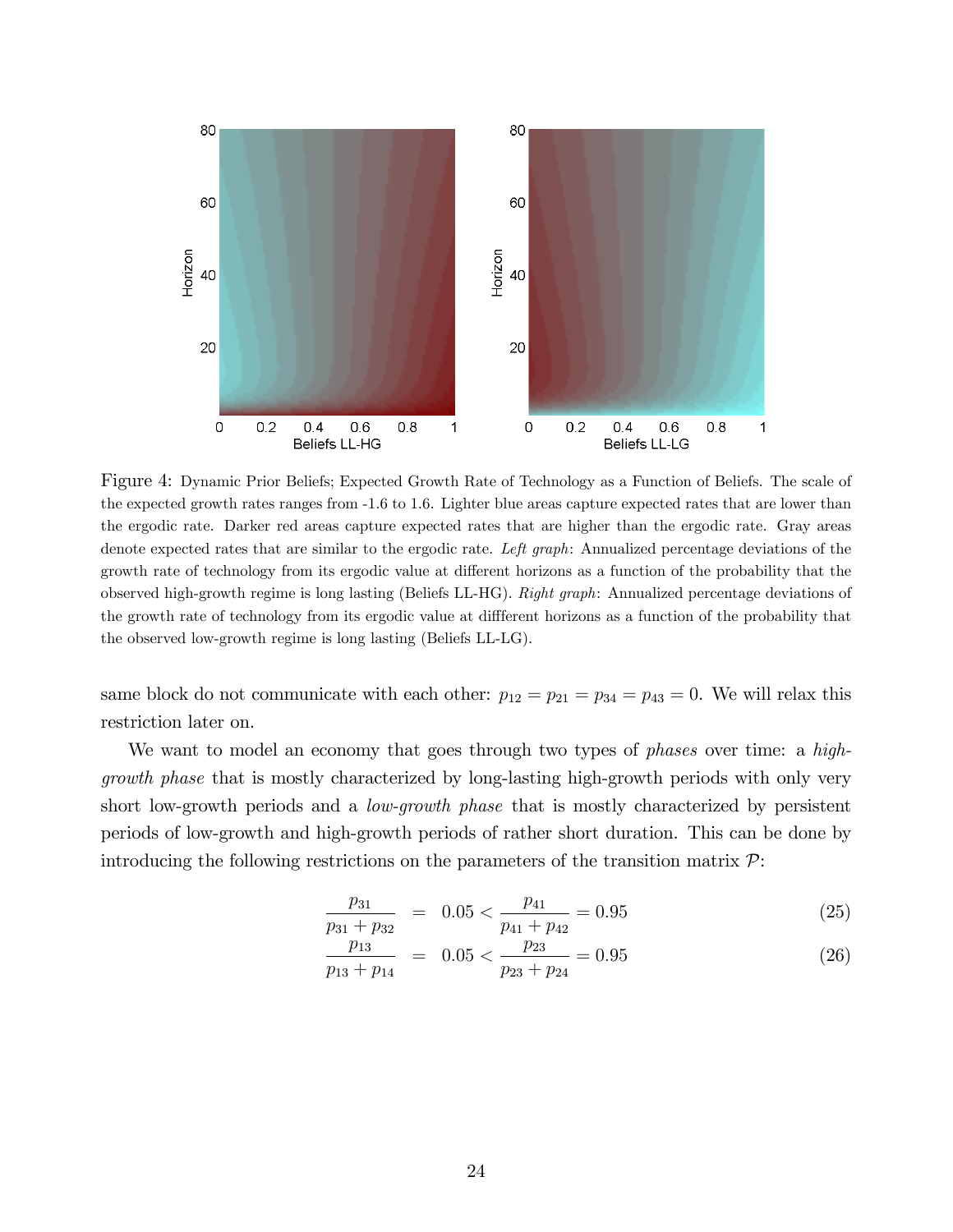Figure 4: Dynamic Prior Beliefs; Expected Growth Rate of Technology as a Function of Beliefs. The scale of the expected growth rates ranges from -1.6 to 1.6. Lighter blue areas capture expected rates that are lower than the ergodic rate. Darker red areas capture expected rates that are higher than the ergodic rate. Gray areas denote expected rates that are similar to the ergodic rate. *Left graph*: Annualized percentage deviations of the growth rate of technology from its ergodic value at different horizons as a function of the probability that the observed high-growth regime is long lasting (Beliefs LL-HG). *Right graph*: Annualized percentage deviations of the growth rate of technology from its ergodic value at diffferent horizons as a function of the probability that the observed low-growth regime is long lasting (Beliefs LL-LG).

same block do not communicate with each other: $p_{12} = p_{21} = p_{34} = p_{43} = 0$. We will relax this restriction later on.

We want to model an economy that goes through two types of *phases* over time: a *high-growth phase* that is mostly characterized by long-lasting high-growth periods with only very short low-growth periods and a *low-growth phase* that is mostly characterized by persistent periods of low-growth and high-growth periods of rather short duration. This can be done by introducing the following restrictions on the parameters of the transition matrix $\mathcal{P}$:

$$\frac{p_{31}}{p_{31}+p_{32}} = 0.05 < \frac{p_{41}}{p_{41}+p_{42}} = 0.95 \tag{25}$$

$$\frac{p_{13}}{p_{13}+p_{14}} = 0.05 < \frac{p_{23}}{p_{23}+p_{24}} = 0.95 \tag{26}$$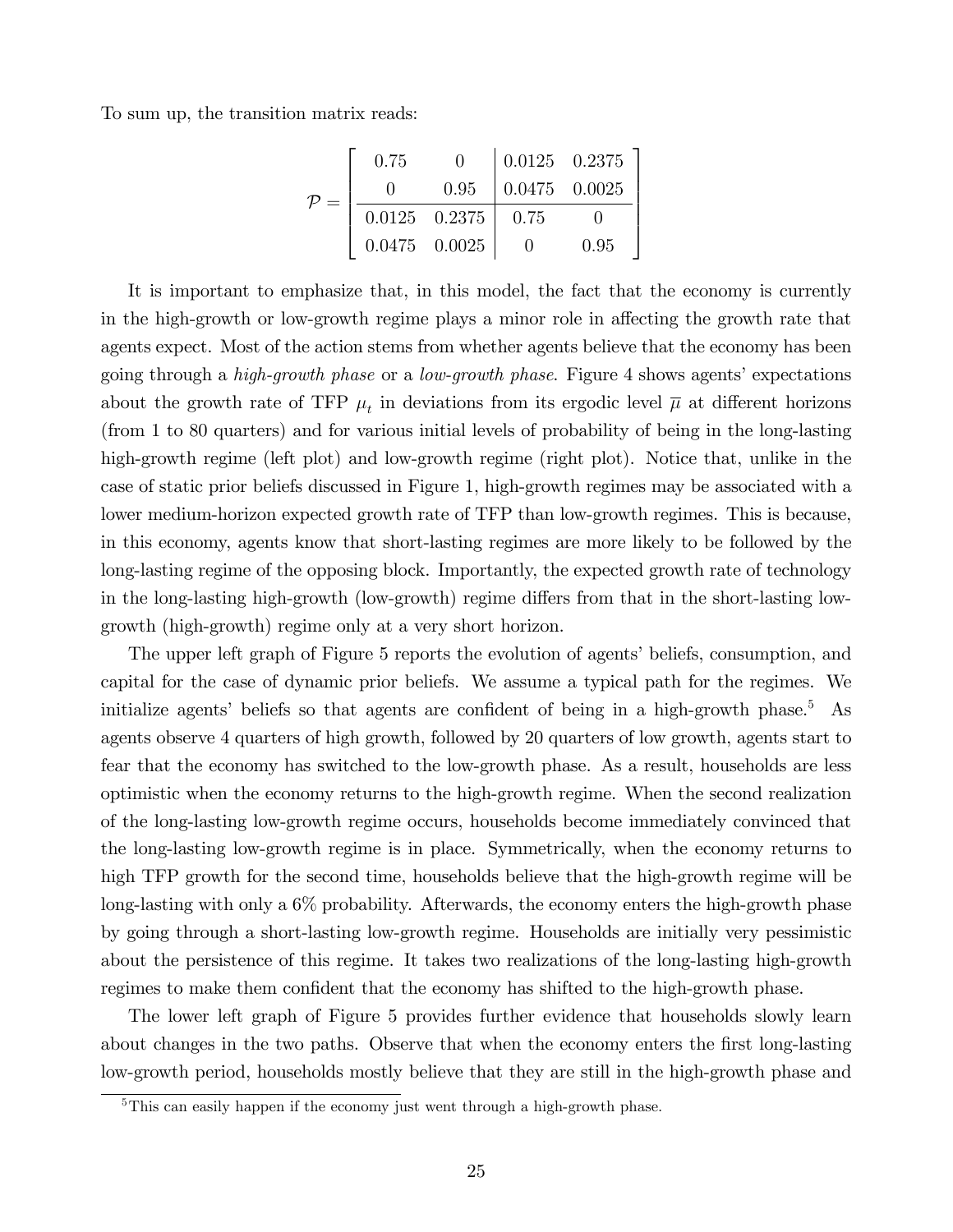To sum up, the transition matrix reads:

$$\mathcal{P} = \left[\begin{array}{cc|cc} 0.75 & 0 & 0.0125 & 0.2375 \\ 0 & 0.95 & 0.0475 & 0.0025 \\ \hline 0.0125 & 0.2375 & 0.75 & 0 \\ 0.0475 & 0.0025 & 0 & 0.95 \end{array}\right]$$

It is important to emphasize that, in this model, the fact that the economy is currently in the high-growth or low-growth regime plays a minor role in affecting the growth rate that agents expect. Most of the action stems from whether agents believe that the economy has been going through a *high-growth phase* or a *low-growth phase*. Figure 4 shows agents' expectations about the growth rate of TFP $\mu_t$ in deviations from its ergodic level $\overline{\mu}$ at different horizons (from 1 to 80 quarters) and for various initial levels of probability of being in the long-lasting high-growth regime (left plot) and low-growth regime (right plot). Notice that, unlike in the case of static prior beliefs discussed in Figure 1, high-growth regimes may be associated with a lower medium-horizon expected growth rate of TFP than low-growth regimes. This is because, in this economy, agents know that short-lasting regimes are more likely to be followed by the long-lasting regime of the opposing block. Importantly, the expected growth rate of technology in the long-lasting high-growth (low-growth) regime differs from that in the short-lasting low-growth (high-growth) regime only at a very short horizon.

The upper left graph of Figure 5 reports the evolution of agents' beliefs, consumption, and capital for the case of dynamic prior beliefs. We assume a typical path for the regimes. We initialize agents' beliefs so that agents are confident of being in a high-growth phase.[5] As agents observe 4 quarters of high growth, followed by 20 quarters of low growth, agents start to fear that the economy has switched to the low-growth phase. As a result, households are less optimistic when the economy returns to the high-growth regime. When the second realization of the long-lasting low-growth regime occurs, households become immediately convinced that the long-lasting low-growth regime is in place. Symmetrically, when the economy returns to high TFP growth for the second time, households believe that the high-growth regime will be long-lasting with only a 6% probability. Afterwards, the economy enters the high-growth phase by going through a short-lasting low-growth regime. Households are initially very pessimistic about the persistence of this regime. It takes two realizations of the long-lasting high-growth regimes to make them confident that the economy has shifted to the high-growth phase.

The lower left graph of Figure 5 provides further evidence that households slowly learn about changes in the two paths. Observe that when the economy enters the first long-lasting low-growth period, households mostly believe that they are still in the high-growth phase and

[5] This can easily happen if the economy just went through a high-growth phase.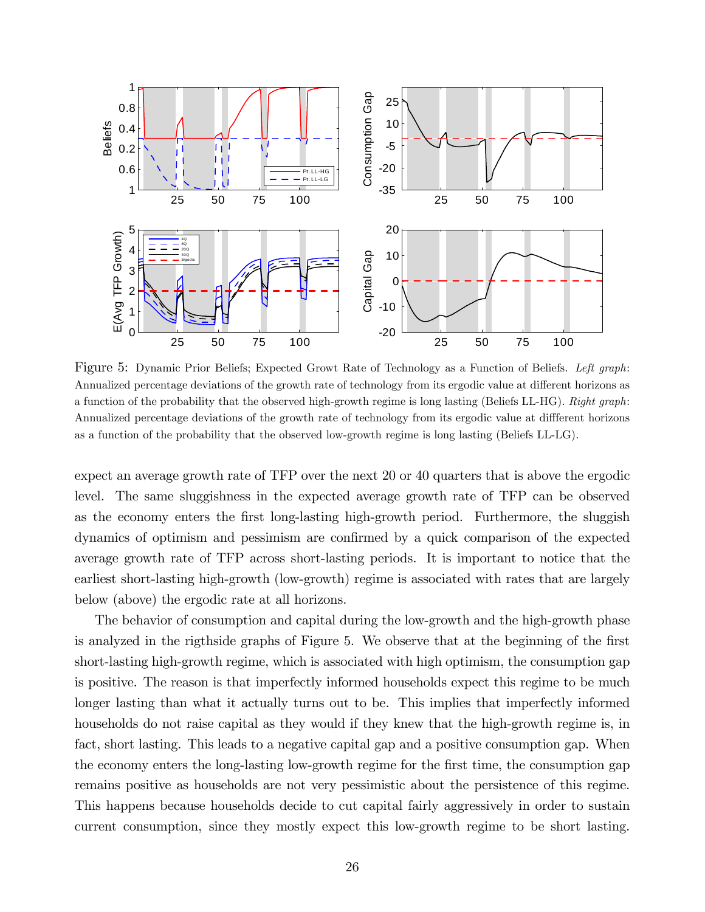Figure 5: Dynamic Prior Beliefs; Expected Growt Rate of Technology as a Function of Beliefs. *Left graph*: Annualized percentage deviations of the growth rate of technology from its ergodic value at different horizons as a function of the probability that the observed high-growth regime is long lasting (Beliefs LL-HG). *Right graph*: Annualized percentage deviations of the growth rate of technology from its ergodic value at difffferent horizons as a function of the probability that the observed low-growth regime is long lasting (Beliefs LL-LG).

expect an average growth rate of TFP over the next 20 or 40 quarters that is above the ergodic level. The same sluggishness in the expected average growth rate of TFP can be observed as the economy enters the first long-lasting high-growth period. Furthermore, the sluggish dynamics of optimism and pessimism are confirmed by a quick comparison of the expected average growth rate of TFP across short-lasting periods. It is important to notice that the earliest short-lasting high-growth (low-growth) regime is associated with rates that are largely below (above) the ergodic rate at all horizons.

The behavior of consumption and capital during the low-growth and the high-growth phase is analyzed in the rigthside graphs of Figure 5. We observe that at the beginning of the first short-lasting high-growth regime, which is associated with high optimism, the consumption gap is positive. The reason is that imperfectly informed households expect this regime to be much longer lasting than what it actually turns out to be. This implies that imperfectly informed households do not raise capital as they would if they knew that the high-growth regime is, in fact, short lasting. This leads to a negative capital gap and a positive consumption gap. When the economy enters the long-lasting low-growth regime for the first time, the consumption gap remains positive as households are not very pessimistic about the persistence of this regime. This happens because households decide to cut capital fairly aggressively in order to sustain current consumption, since they mostly expect this low-growth regime to be short lasting.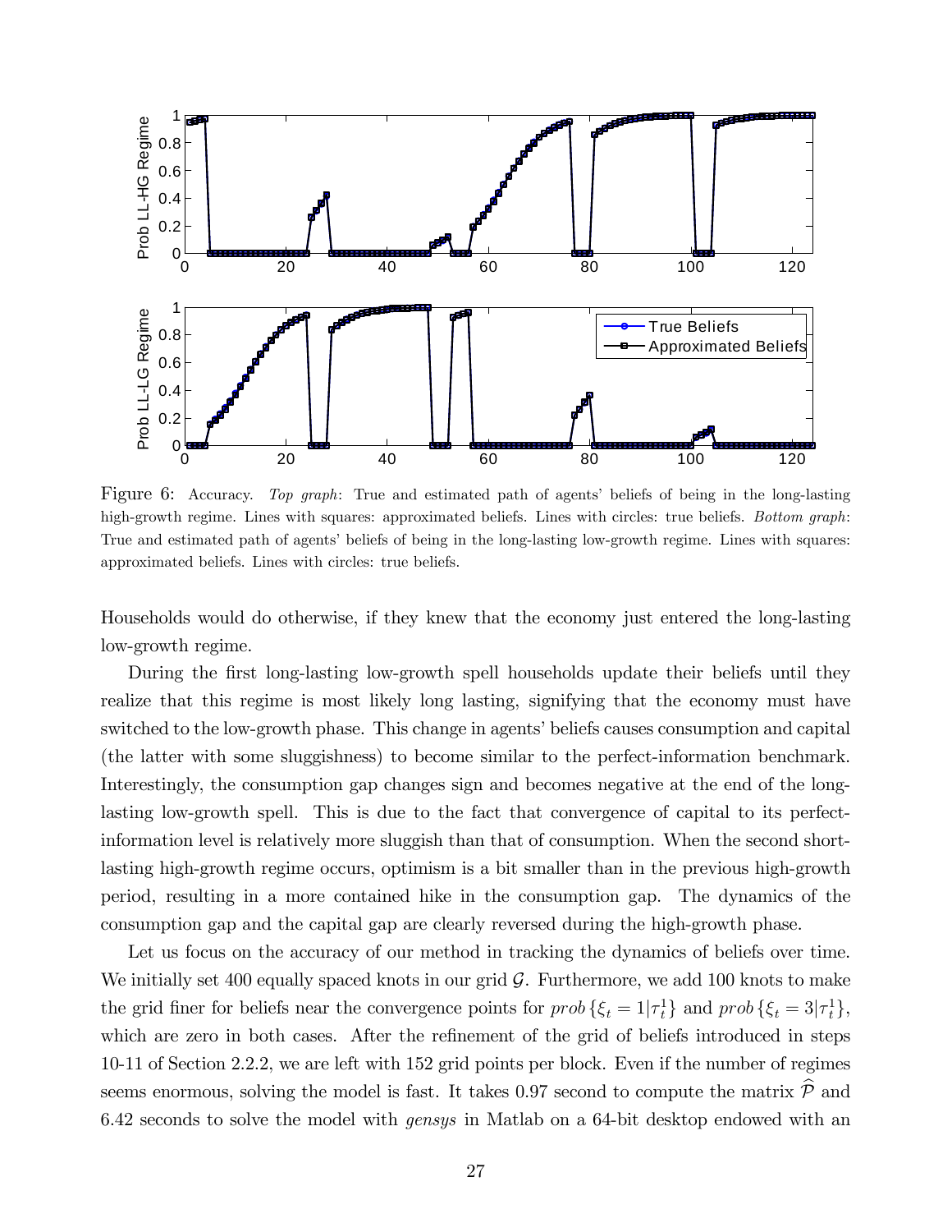Figure 6: Accuracy. *Top graph*: True and estimated path of agents' beliefs of being in the long-lasting high-growth regime. Lines with squares: approximated beliefs. Lines with circles: true beliefs. *Bottom graph*: True and estimated path of agents' beliefs of being in the long-lasting low-growth regime. Lines with squares: approximated beliefs. Lines with circles: true beliefs.

Households would do otherwise, if they knew that the economy just entered the long-lasting low-growth regime.

During the first long-lasting low-growth spell households update their beliefs until they realize that this regime is most likely long lasting, signifying that the economy must have switched to the low-growth phase. This change in agents' beliefs causes consumption and capital (the latter with some sluggishness) to become similar to the perfect-information benchmark. Interestingly, the consumption gap changes sign and becomes negative at the end of the long-lasting low-growth spell. This is due to the fact that convergence of capital to its perfect-information level is relatively more sluggish than that of consumption. When the second short-lasting high-growth regime occurs, optimism is a bit smaller than in the previous high-growth period, resulting in a more contained hike in the consumption gap. The dynamics of the consumption gap and the capital gap are clearly reversed during the high-growth phase.

Let us focus on the accuracy of our method in tracking the dynamics of beliefs over time. We initially set 400 equally spaced knots in our grid $\mathcal{G}$. Furthermore, we add 100 knots to make the grid finer for beliefs near the convergence points for $prob\{\xi_t = 1|\tau_t^1\}$ and $prob\{\xi_t = 3|\tau_t^1\}$, which are zero in both cases. After the refinement of the grid of beliefs introduced in steps 10-11 of Section 2.2.2, we are left with 152 grid points per block. Even if the number of regimes seems enormous, solving the model is fast. It takes 0.97 second to compute the matrix $\widehat{\mathcal{P}}$ and 6.42 seconds to solve the model with *gensys* in Matlab on a 64-bit desktop endowed with an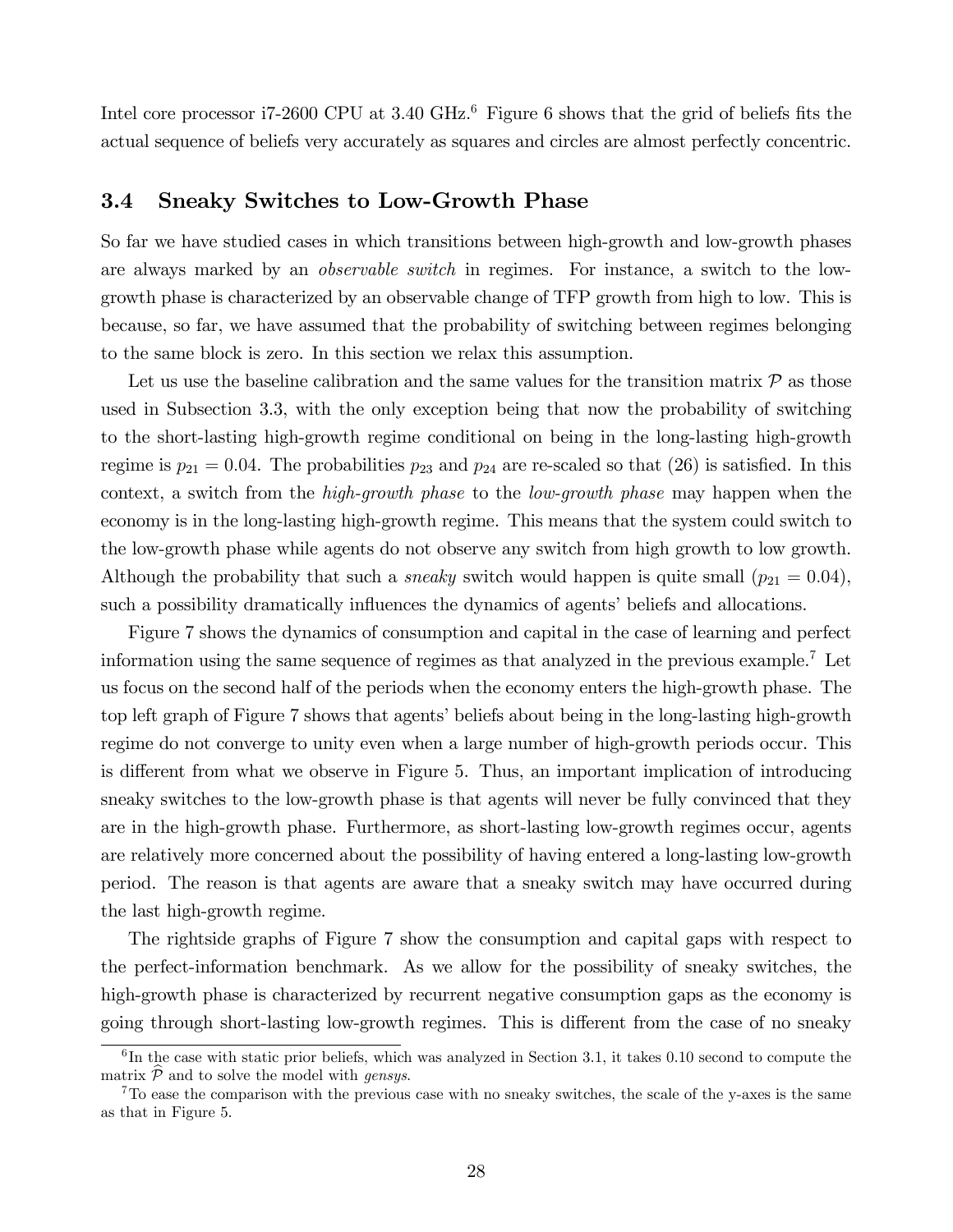Intel core processor i7-2600 CPU at 3.40 GHz.[6] Figure 6 shows that the grid of beliefs fits the actual sequence of beliefs very accurately as squares and circles are almost perfectly concentric.

### 3.4 Sneaky Switches to Low-Growth Phase

So far we have studied cases in which transitions between high-growth and low-growth phases are always marked by an *observable switch* in regimes. For instance, a switch to the low-growth phase is characterized by an observable change of TFP growth from high to low. This is because, so far, we have assumed that the probability of switching between regimes belonging to the same block is zero. In this section we relax this assumption.

Let us use the baseline calibration and the same values for the transition matrix $\mathcal{P}$ as those used in Subsection 3.3, with the only exception being that now the probability of switching to the short-lasting high-growth regime conditional on being in the long-lasting high-growth regime is $p_{21} = 0.04$. The probabilities $p_{23}$ and $p_{24}$ are re-scaled so that (26) is satisfied. In this context, a switch from the *high-growth phase* to the *low-growth phase* may happen when the economy is in the long-lasting high-growth regime. This means that the system could switch to the low-growth phase while agents do not observe any switch from high growth to low growth. Although the probability that such a *sneaky* switch would happen is quite small ($p_{21} = 0.04$), such a possibility dramatically influences the dynamics of agents' beliefs and allocations.

Figure 7 shows the dynamics of consumption and capital in the case of learning and perfect information using the same sequence of regimes as that analyzed in the previous example.[7] Let us focus on the second half of the periods when the economy enters the high-growth phase. The top left graph of Figure 7 shows that agents' beliefs about being in the long-lasting high-growth regime do not converge to unity even when a large number of high-growth periods occur. This is different from what we observe in Figure 5. Thus, an important implication of introducing sneaky switches to the low-growth phase is that agents will never be fully convinced that they are in the high-growth phase. Furthermore, as short-lasting low-growth regimes occur, agents are relatively more concerned about the possibility of having entered a long-lasting low-growth period. The reason is that agents are aware that a sneaky switch may have occurred during the last high-growth regime.

The rightside graphs of Figure 7 show the consumption and capital gaps with respect to the perfect-information benchmark. As we allow for the possibility of sneaky switches, the high-growth phase is characterized by recurrent negative consumption gaps as the economy is going through short-lasting low-growth regimes. This is different from the case of no sneaky

---

[6] In the case with static prior beliefs, which was analyzed in Section 3.1, it takes 0.10 second to compute the matrix $\widehat{\mathcal{P}}$ and to solve the model with *gensys*.

[7] To ease the comparison with the previous case with no sneaky switches, the scale of the y-axes is the same as that in Figure 5.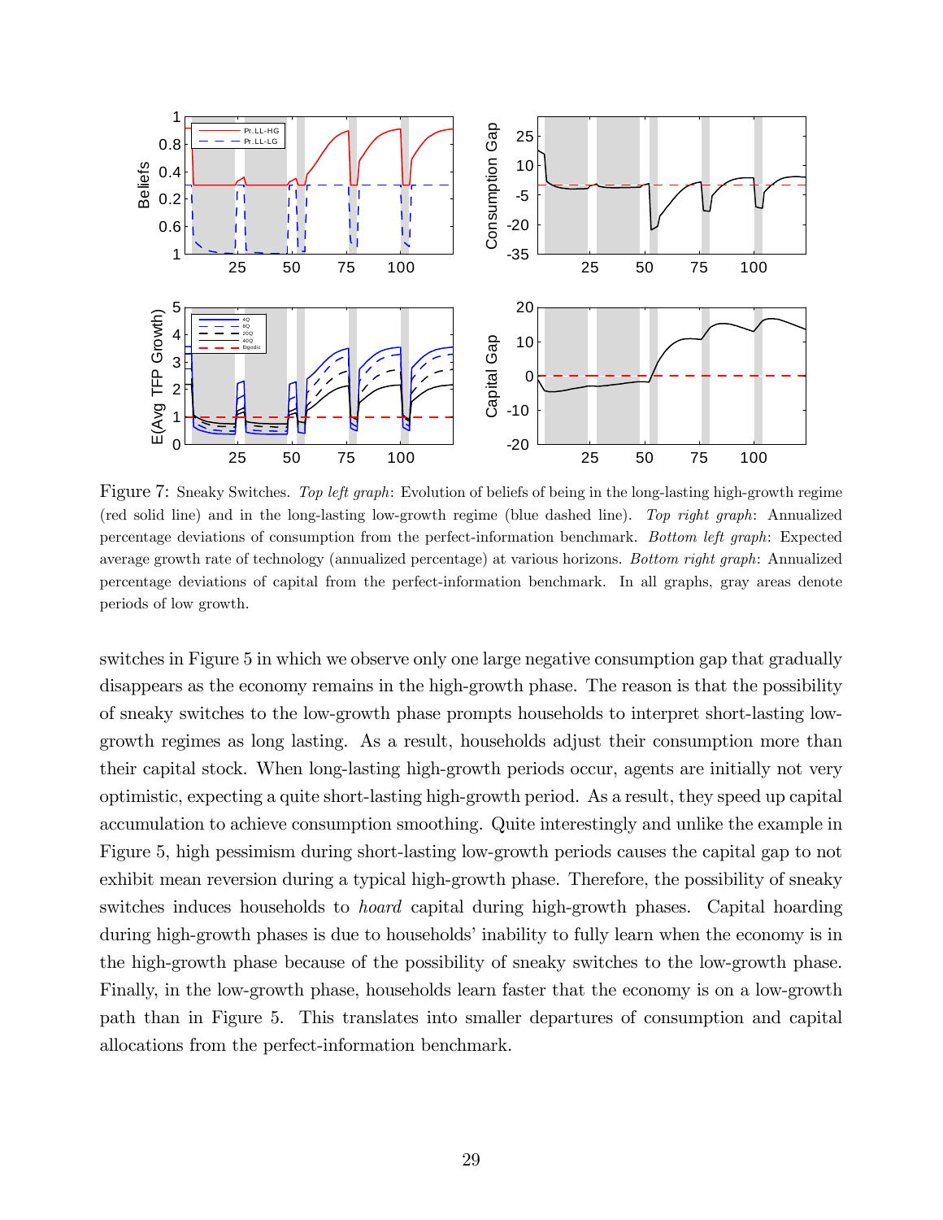Figure 7: Sneaky Switches. *Top left graph*: Evolution of beliefs of being in the long-lasting high-growth regime (red solid line) and in the long-lasting low-growth regime (blue dashed line). *Top right graph*: Annualized percentage deviations of consumption from the perfect-information benchmark. *Bottom left graph*: Expected average growth rate of technology (annualized percentage) at various horizons. *Bottom right graph*: Annualized percentage deviations of capital from the perfect-information benchmark. In all graphs, gray areas denote periods of low growth.

switches in Figure 5 in which we observe only one large negative consumption gap that gradually disappears as the economy remains in the high-growth phase. The reason is that the possibility of sneaky switches to the low-growth phase prompts households to interpret short-lasting low-growth regimes as long lasting. As a result, households adjust their consumption more than their capital stock. When long-lasting high-growth periods occur, agents are initially not very optimistic, expecting a quite short-lasting high-growth period. As a result, they speed up capital accumulation to achieve consumption smoothing. Quite interestingly and unlike the example in Figure 5, high pessimism during short-lasting low-growth periods causes the capital gap to not exhibit mean reversion during a typical high-growth phase. Therefore, the possibility of sneaky switches induces households to *hoard* capital during high-growth phases. Capital hoarding during high-growth phases is due to households' inability to fully learn when the economy is in the high-growth phase because of the possibility of sneaky switches to the low-growth phase. Finally, in the low-growth phase, households learn faster that the economy is on a low-growth path than in Figure 5. This translates into smaller departures of consumption and capital allocations from the perfect-information benchmark.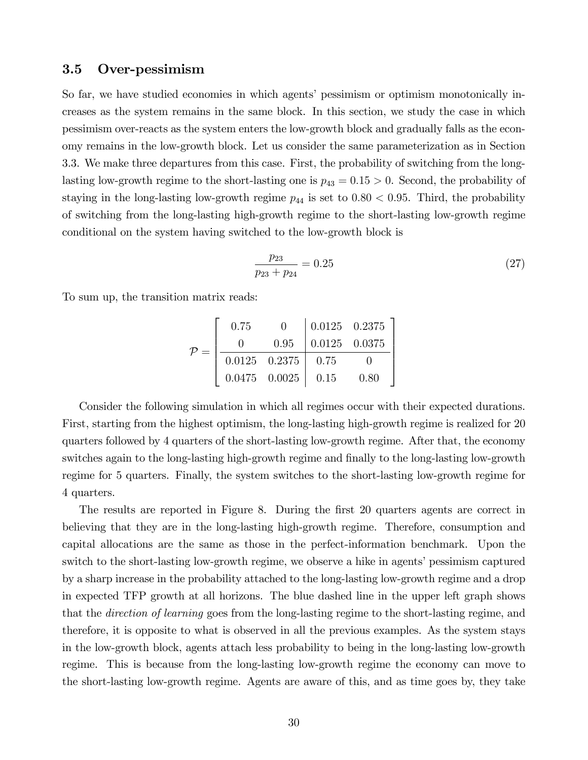### 3.5 Over-pessimism

So far, we have studied economies in which agents' pessimism or optimism monotonically increases as the system remains in the same block. In this section, we study the case in which pessimism over-reacts as the system enters the low-growth block and gradually falls as the economy remains in the low-growth block. Let us consider the same parameterization as in Section 3.3. We make three departures from this case. First, the probability of switching from the long-lasting low-growth regime to the short-lasting one is $p_{43} = 0.15 > 0$. Second, the probability of staying in the long-lasting low-growth regime $p_{44}$ is set to $0.80 < 0.95$. Third, the probability of switching from the long-lasting high-growth regime to the short-lasting low-growth regime conditional on the system having switched to the low-growth block is

$$\frac{p_{23}}{p_{23} + p_{24}} = 0.25 \tag{27}$$

To sum up, the transition matrix reads:

$$\mathcal{P} = \left[\begin{array}{cc|cc} 0.75 & 0 & 0.0125 & 0.2375 \\ 0 & 0.95 & 0.0125 & 0.0375 \\ \hline 0.0125 & 0.2375 & 0.75 & 0 \\ 0.0475 & 0.0025 & 0.15 & 0.80 \end{array}\right]$$

Consider the following simulation in which all regimes occur with their expected durations. First, starting from the highest optimism, the long-lasting high-growth regime is realized for 20 quarters followed by 4 quarters of the short-lasting low-growth regime. After that, the economy switches again to the long-lasting high-growth regime and finally to the long-lasting low-growth regime for 5 quarters. Finally, the system switches to the short-lasting low-growth regime for 4 quarters.

The results are reported in Figure 8. During the first 20 quarters agents are correct in believing that they are in the long-lasting high-growth regime. Therefore, consumption and capital allocations are the same as those in the perfect-information benchmark. Upon the switch to the short-lasting low-growth regime, we observe a hike in agents' pessimism captured by a sharp increase in the probability attached to the long-lasting low-growth regime and a drop in expected TFP growth at all horizons. The blue dashed line in the upper left graph shows that the *direction of learning* goes from the long-lasting regime to the short-lasting regime, and therefore, it is opposite to what is observed in all the previous examples. As the system stays in the low-growth block, agents attach less probability to being in the long-lasting low-growth regime. This is because from the long-lasting low-growth regime the economy can move to the short-lasting low-growth regime. Agents are aware of this, and as time goes by, they take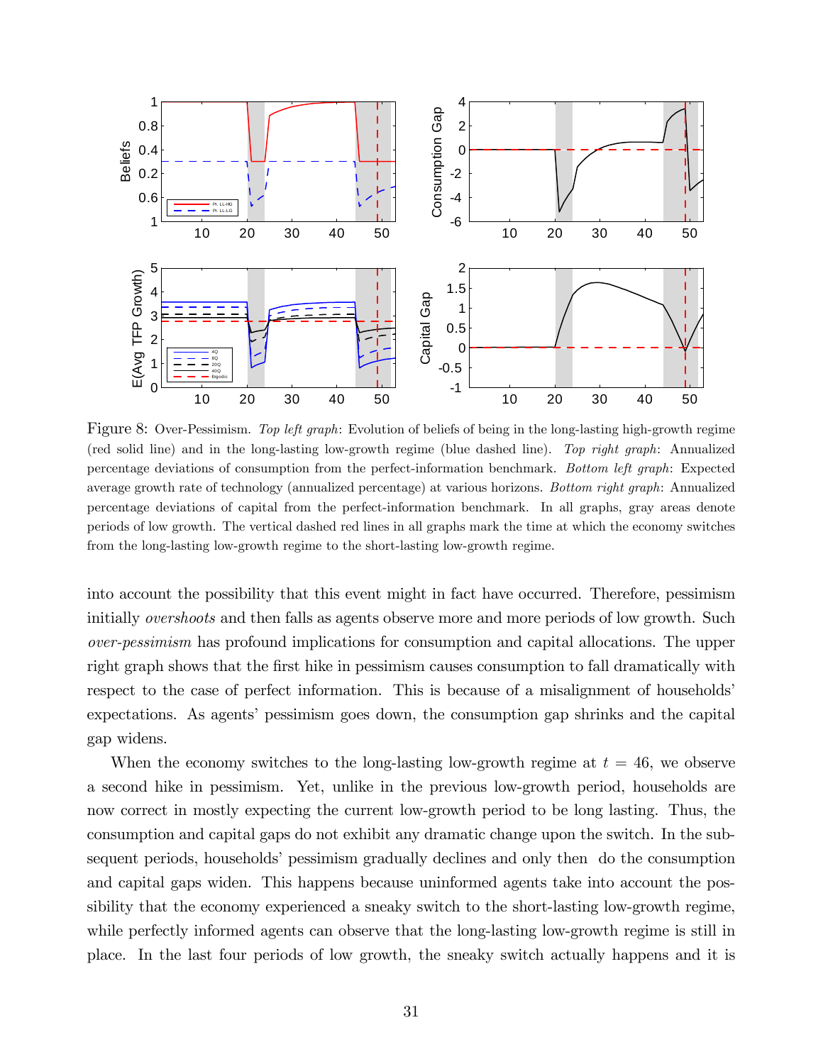Figure 8: Over-Pessimism. *Top left graph*: Evolution of beliefs of being in the long-lasting high-growth regime (red solid line) and in the long-lasting low-growth regime (blue dashed line). *Top right graph*: Annualized percentage deviations of consumption from the perfect-information benchmark. *Bottom left graph*: Expected average growth rate of technology (annualized percentage) at various horizons. *Bottom right graph*: Annualized percentage deviations of capital from the perfect-information benchmark. In all graphs, gray areas denote periods of low growth. The vertical dashed red lines in all graphs mark the time at which the economy switches from the long-lasting low-growth regime to the short-lasting low-growth regime.

into account the possibility that this event might in fact have occurred. Therefore, pessimism initially *overshoots* and then falls as agents observe more and more periods of low growth. Such *over-pessimism* has profound implications for consumption and capital allocations. The upper right graph shows that the first hike in pessimism causes consumption to fall dramatically with respect to the case of perfect information. This is because of a misalignment of households' expectations. As agents' pessimism goes down, the consumption gap shrinks and the capital gap widens.

When the economy switches to the long-lasting low-growth regime at $t = 46$, we observe a second hike in pessimism. Yet, unlike in the previous low-growth period, households are now correct in mostly expecting the current low-growth period to be long lasting. Thus, the consumption and capital gaps do not exhibit any dramatic change upon the switch. In the subsequent periods, households' pessimism gradually declines and only then do the consumption and capital gaps widen. This happens because uninformed agents take into account the possibility that the economy experienced a sneaky switch to the short-lasting low-growth regime, while perfectly informed agents can observe that the long-lasting low-growth regime is still in place. In the last four periods of low growth, the sneaky switch actually happens and it is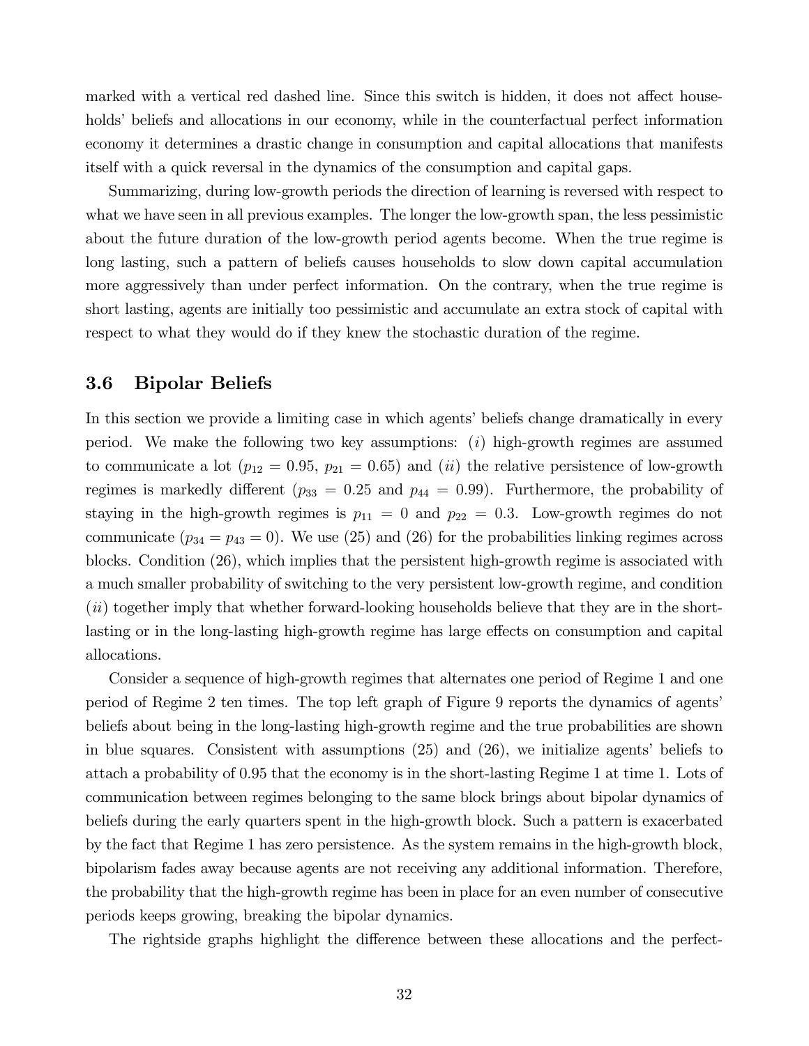marked with a vertical red dashed line. Since this switch is hidden, it does not affect households' beliefs and allocations in our economy, while in the counterfactual perfect information economy it determines a drastic change in consumption and capital allocations that manifests itself with a quick reversal in the dynamics of the consumption and capital gaps.

Summarizing, during low-growth periods the direction of learning is reversed with respect to what we have seen in all previous examples. The longer the low-growth span, the less pessimistic about the future duration of the low-growth period agents become. When the true regime is long lasting, such a pattern of beliefs causes households to slow down capital accumulation more aggressively than under perfect information. On the contrary, when the true regime is short lasting, agents are initially too pessimistic and accumulate an extra stock of capital with respect to what they would do if they knew the stochastic duration of the regime.

### 3.6 Bipolar Beliefs

In this section we provide a limiting case in which agents' beliefs change dramatically in every period. We make the following two key assumptions: (*i*) high-growth regimes are assumed to communicate a lot ($p_{12} = 0.95$, $p_{21} = 0.65$) and (*ii*) the relative persistence of low-growth regimes is markedly different ($p_{33} = 0.25$ and $p_{44} = 0.99$). Furthermore, the probability of staying in the high-growth regimes is $p_{11} = 0$ and $p_{22} = 0.3$. Low-growth regimes do not communicate ($p_{34} = p_{43} = 0$). We use (25) and (26) for the probabilities linking regimes across blocks. Condition (26), which implies that the persistent high-growth regime is associated with a much smaller probability of switching to the very persistent low-growth regime, and condition (*ii*) together imply that whether forward-looking households believe that they are in the short-lasting or in the long-lasting high-growth regime has large effects on consumption and capital allocations.

Consider a sequence of high-growth regimes that alternates one period of Regime 1 and one period of Regime 2 ten times. The top left graph of Figure 9 reports the dynamics of agents' beliefs about being in the long-lasting high-growth regime and the true probabilities are shown in blue squares. Consistent with assumptions (25) and (26), we initialize agents' beliefs to attach a probability of 0.95 that the economy is in the short-lasting Regime 1 at time 1. Lots of communication between regimes belonging to the same block brings about bipolar dynamics of beliefs during the early quarters spent in the high-growth block. Such a pattern is exacerbated by the fact that Regime 1 has zero persistence. As the system remains in the high-growth block, bipolarism fades away because agents are not receiving any additional information. Therefore, the probability that the high-growth regime has been in place for an even number of consecutive periods keeps growing, breaking the bipolar dynamics.

The rightside graphs highlight the difference between these allocations and the perfect-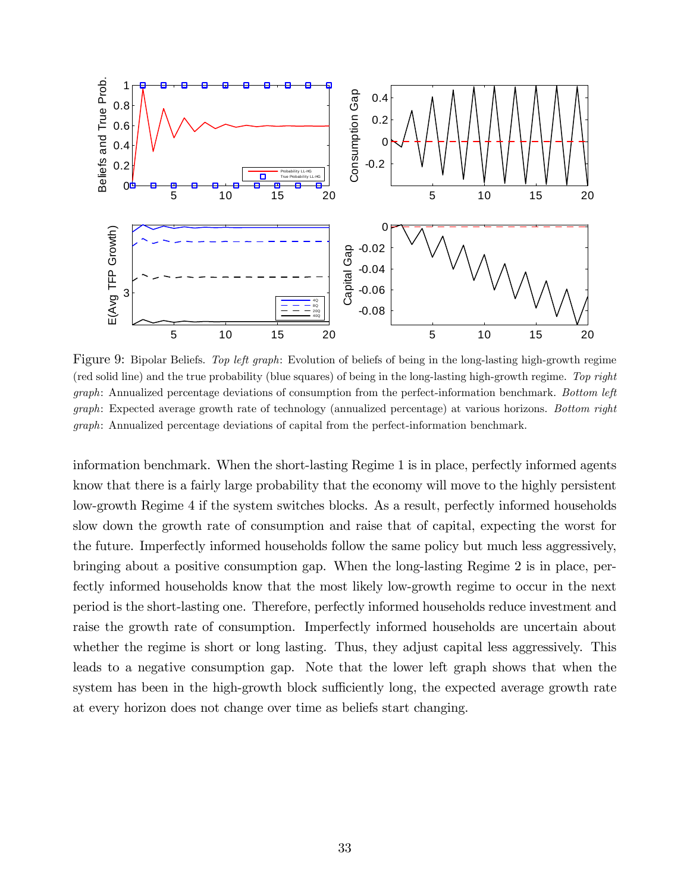Figure 9: Bipolar Beliefs. *Top left graph*: Evolution of beliefs of being in the long-lasting high-growth regime (red solid line) and the true probability (blue squares) of being in the long-lasting high-growth regime. *Top right graph*: Annualized percentage deviations of consumption from the perfect-information benchmark. *Bottom left graph*: Expected average growth rate of technology (annualized percentage) at various horizons. *Bottom right graph*: Annualized percentage deviations of capital from the perfect-information benchmark.

information benchmark. When the short-lasting Regime 1 is in place, perfectly informed agents know that there is a fairly large probability that the economy will move to the highly persistent low-growth Regime 4 if the system switches blocks. As a result, perfectly informed households slow down the growth rate of consumption and raise that of capital, expecting the worst for the future. Imperfectly informed households follow the same policy but much less aggressively, bringing about a positive consumption gap. When the long-lasting Regime 2 is in place, perfectly informed households know that the most likely low-growth regime to occur in the next period is the short-lasting one. Therefore, perfectly informed households reduce investment and raise the growth rate of consumption. Imperfectly informed households are uncertain about whether the regime is short or long lasting. Thus, they adjust capital less aggressively. This leads to a negative consumption gap. Note that the lower left graph shows that when the system has been in the high-growth block sufficiently long, the expected average growth rate at every horizon does not change over time as beliefs start changing.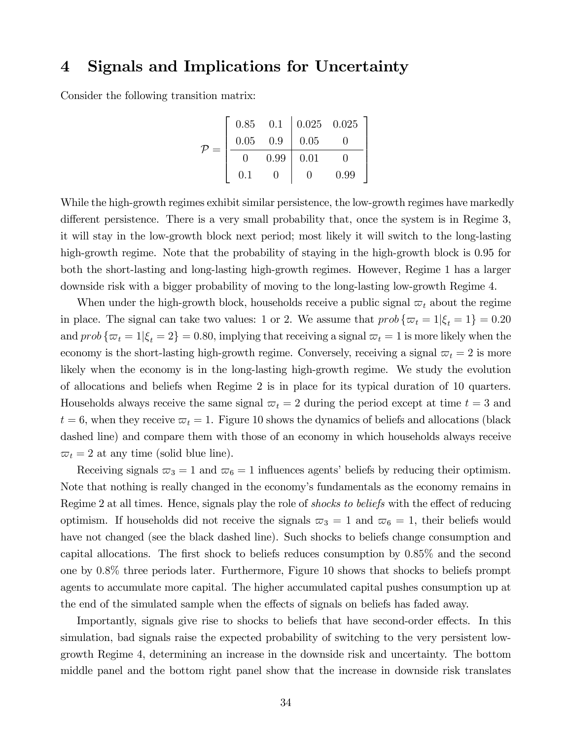## 4 Signals and Implications for Uncertainty

Consider the following transition matrix:

$$
\mathcal{P} = \left[ \begin{array}{cc|cc} 0.85 & 0.1 & 0.025 & 0.025 \\ 0.05 & 0.9 & 0.05 & 0 \\ \hline 0 & 0.99 & 0.01 & 0 \\ 0.1 & 0 & 0 & 0.99 \end{array} \right]
$$

While the high-growth regimes exhibit similar persistence, the low-growth regimes have markedly different persistence. There is a very small probability that, once the system is in Regime 3, it will stay in the low-growth block next period; most likely it will switch to the long-lasting high-growth regime. Note that the probability of staying in the high-growth block is 0.95 for both the short-lasting and long-lasting high-growth regimes. However, Regime 1 has a larger downside risk with a bigger probability of moving to the long-lasting low-growth Regime 4.

When under the high-growth block, households receive a public signal $\varpi_t$ about the regime in place. The signal can take two values: 1 or 2. We assume that $prob\{\varpi_t = 1|\xi_t = 1\} = 0.20$ and $prob\{\varpi_t = 1|\xi_t = 2\} = 0.80$, implying that receiving a signal $\varpi_t = 1$ is more likely when the economy is the short-lasting high-growth regime. Conversely, receiving a signal $\varpi_t = 2$ is more likely when the economy is in the long-lasting high-growth regime. We study the evolution of allocations and beliefs when Regime 2 is in place for its typical duration of 10 quarters. Households always receive the same signal $\varpi_t = 2$ during the period except at time $t = 3$ and $t = 6$, when they receive $\varpi_t = 1$. Figure 10 shows the dynamics of beliefs and allocations (black dashed line) and compare them with those of an economy in which households always receive $\varpi_t = 2$ at any time (solid blue line).

Receiving signals $\varpi_3 = 1$ and $\varpi_6 = 1$ influences agents' beliefs by reducing their optimism. Note that nothing is really changed in the economy's fundamentals as the economy remains in Regime 2 at all times. Hence, signals play the role of *shocks to beliefs* with the effect of reducing optimism. If households did not receive the signals $\varpi_3 = 1$ and $\varpi_6 = 1$, their beliefs would have not changed (see the black dashed line). Such shocks to beliefs change consumption and capital allocations. The first shock to beliefs reduces consumption by 0.85% and the second one by 0.8% three periods later. Furthermore, Figure 10 shows that shocks to beliefs prompt agents to accumulate more capital. The higher accumulated capital pushes consumption up at the end of the simulated sample when the effects of signals on beliefs has faded away.

Importantly, signals give rise to shocks to beliefs that have second-order effects. In this simulation, bad signals raise the expected probability of switching to the very persistent low-growth Regime 4, determining an increase in the downside risk and uncertainty. The bottom middle panel and the bottom right panel show that the increase in downside risk translates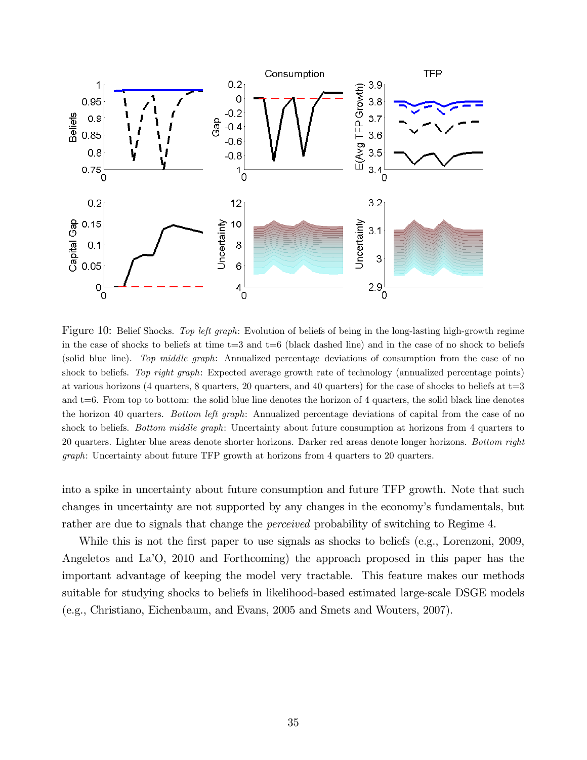Figure 10: Belief Shocks. *Top left graph*: Evolution of beliefs of being in the long-lasting high-growth regime in the case of shocks to beliefs at time t=3 and t=6 (black dashed line) and in the case of no shock to beliefs (solid blue line). *Top middle graph*: Annualized percentage deviations of consumption from the case of no shock to beliefs. *Top right graph*: Expected average growth rate of technology (annualized percentage points) at various horizons (4 quarters, 8 quarters, 20 quarters, and 40 quarters) for the case of shocks to beliefs at t=3 and t=6. From top to bottom: the solid blue line denotes the horizon of 4 quarters, the solid black line denotes the horizon 40 quarters. *Bottom left graph*: Annualized percentage deviations of capital from the case of no shock to beliefs. *Bottom middle graph*: Uncertainty about future consumption at horizons from 4 quarters to 20 quarters. Lighter blue areas denote shorter horizons. Darker red areas denote longer horizons. *Bottom right graph*: Uncertainty about future TFP growth at horizons from 4 quarters to 20 quarters.

into a spike in uncertainty about future consumption and future TFP growth. Note that such changes in uncertainty are not supported by any changes in the economy's fundamentals, but rather are due to signals that change the *perceived* probability of switching to Regime 4.

While this is not the first paper to use signals as shocks to beliefs (e.g., Lorenzoni, 2009, Angeletos and La'O, 2010 and Forthcoming) the approach proposed in this paper has the important advantage of keeping the model very tractable. This feature makes our methods suitable for studying shocks to beliefs in likelihood-based estimated large-scale DSGE models (e.g., Christiano, Eichenbaum, and Evans, 2005 and Smets and Wouters, 2007).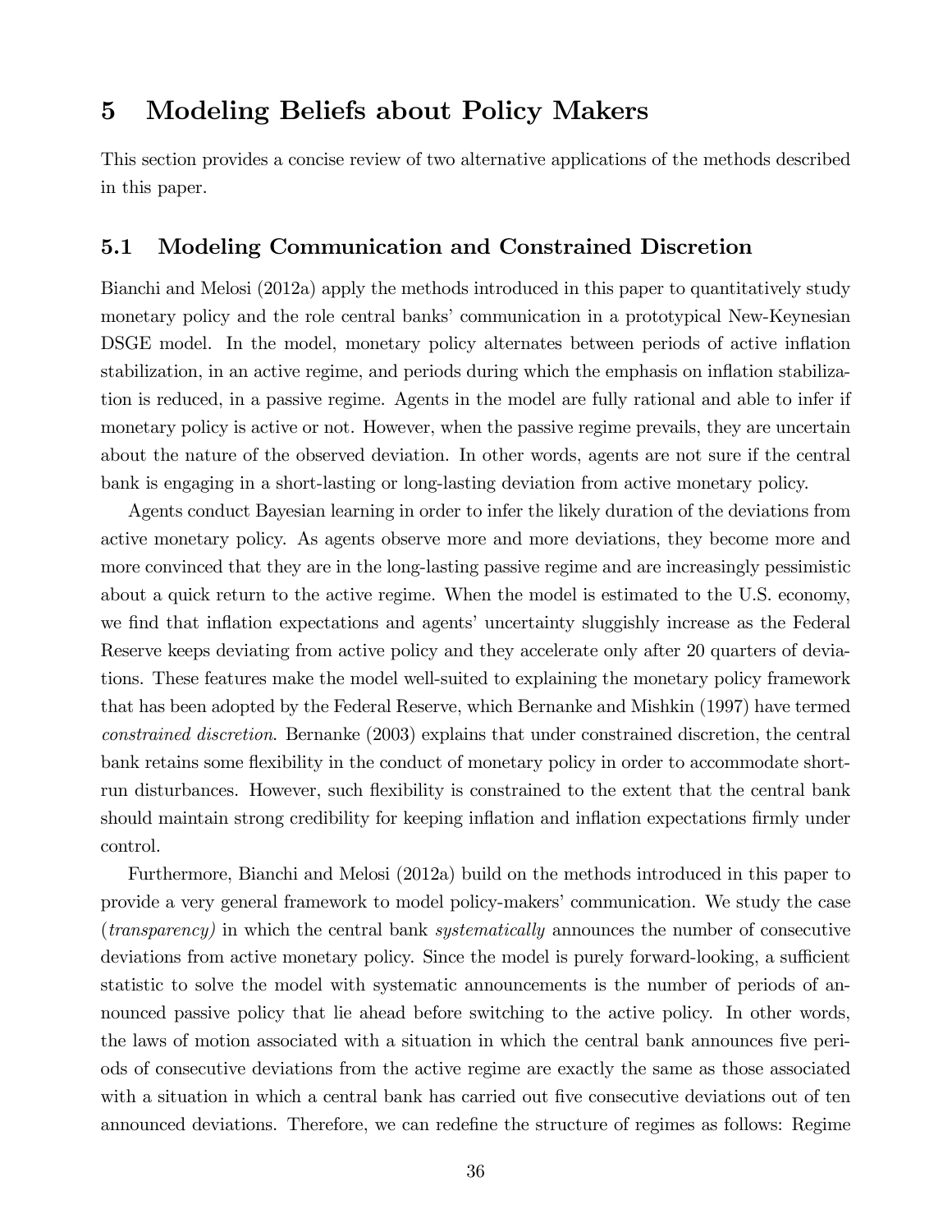# 5 Modeling Beliefs about Policy Makers

This section provides a concise review of two alternative applications of the methods described in this paper.

## 5.1 Modeling Communication and Constrained Discretion

Bianchi and Melosi (2012a) apply the methods introduced in this paper to quantitatively study monetary policy and the role central banks' communication in a prototypical New-Keynesian DSGE model. In the model, monetary policy alternates between periods of active inflation stabilization, in an active regime, and periods during which the emphasis on inflation stabilization is reduced, in a passive regime. Agents in the model are fully rational and able to infer if monetary policy is active or not. However, when the passive regime prevails, they are uncertain about the nature of the observed deviation. In other words, agents are not sure if the central bank is engaging in a short-lasting or long-lasting deviation from active monetary policy.

Agents conduct Bayesian learning in order to infer the likely duration of the deviations from active monetary policy. As agents observe more and more deviations, they become more and more convinced that they are in the long-lasting passive regime and are increasingly pessimistic about a quick return to the active regime. When the model is estimated to the U.S. economy, we find that inflation expectations and agents' uncertainty sluggishly increase as the Federal Reserve keeps deviating from active policy and they accelerate only after 20 quarters of deviations. These features make the model well-suited to explaining the monetary policy framework that has been adopted by the Federal Reserve, which Bernanke and Mishkin (1997) have termed *constrained discretion*. Bernanke (2003) explains that under constrained discretion, the central bank retains some flexibility in the conduct of monetary policy in order to accommodate short-run disturbances. However, such flexibility is constrained to the extent that the central bank should maintain strong credibility for keeping inflation and inflation expectations firmly under control.

Furthermore, Bianchi and Melosi (2012a) build on the methods introduced in this paper to provide a very general framework to model policy-makers' communication. We study the case (*transparency)* in which the central bank *systematically* announces the number of consecutive deviations from active monetary policy. Since the model is purely forward-looking, a sufficient statistic to solve the model with systematic announcements is the number of periods of announced passive policy that lie ahead before switching to the active policy. In other words, the laws of motion associated with a situation in which the central bank announces five periods of consecutive deviations from the active regime are exactly the same as those associated with a situation in which a central bank has carried out five consecutive deviations out of ten announced deviations. Therefore, we can redefine the structure of regimes as follows: Regime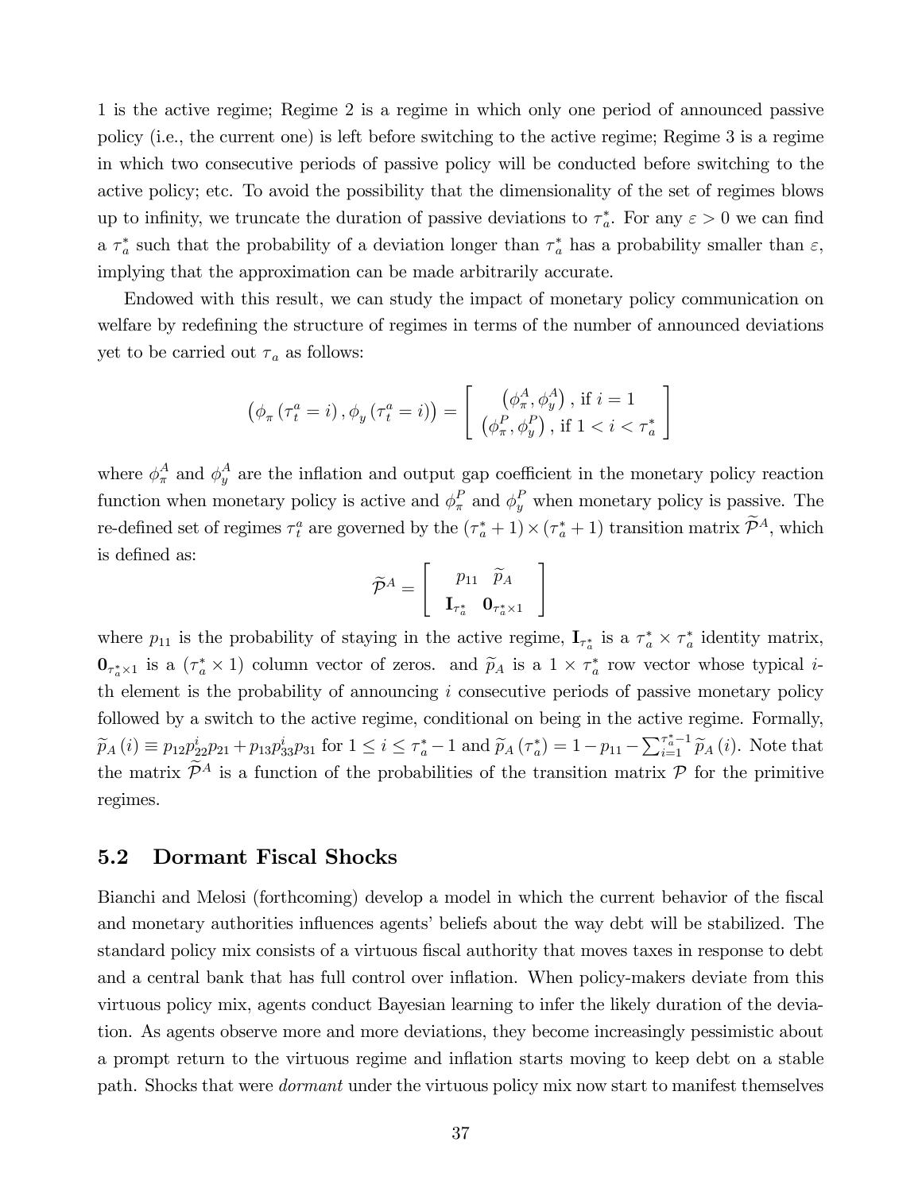1 is the active regime; Regime 2 is a regime in which only one period of announced passive policy (i.e., the current one) is left before switching to the active regime; Regime 3 is a regime in which two consecutive periods of passive policy will be conducted before switching to the active policy; etc. To avoid the possibility that the dimensionality of the set of regimes blows up to infinity, we truncate the duration of passive deviations to $\tau_a^*$. For any $\varepsilon > 0$ we can find a $\tau_a^*$ such that the probability of a deviation longer than $\tau_a^*$ has a probability smaller than $\varepsilon$, implying that the approximation can be made arbitrarily accurate.

Endowed with this result, we can study the impact of monetary policy communication on welfare by redefining the structure of regimes in terms of the number of announced deviations yet to be carried out $\tau_a$ as follows:

$$\left(\phi_\pi\left(\tau_t^a = i\right), \phi_y\left(\tau_t^a = i\right)\right) = \left[\begin{array}{c} \left(\phi_\pi^A, \phi_y^A\right), \text{ if } i = 1 \\ \left(\phi_\pi^P, \phi_y^P\right), \text{ if } 1 < i < \tau_a^* \end{array}\right]$$

where $\phi_\pi^A$ and $\phi_y^A$ are the inflation and output gap coefficient in the monetary policy reaction function when monetary policy is active and $\phi_\pi^P$ and $\phi_y^P$ when monetary policy is passive. The re-defined set of regimes $\tau_t^a$ are governed by the $(\tau_a^* + 1) \times (\tau_a^* + 1)$ transition matrix $\widetilde{\mathcal{P}}^A$, which is defined as:

$$\widetilde{\mathcal{P}}^A = \left[\begin{array}{cc} p_{11} & \widetilde{p}_A \\ \mathbf{I}_{\tau_a^*} & \mathbf{0}_{\tau_a^* \times 1} \end{array}\right]$$

where $p_{11}$ is the probability of staying in the active regime, $\mathbf{I}_{\tau_a^*}$ is a $\tau_a^* \times \tau_a^*$ identity matrix, $\mathbf{0}_{\tau_a^* \times 1}$ is a $(\tau_a^* \times 1)$ column vector of zeros. and $\widetilde{p}_A$ is a $1 \times \tau_a^*$ row vector whose typical $i$-th element is the probability of announcing $i$ consecutive periods of passive monetary policy followed by a switch to the active regime, conditional on being in the active regime. Formally, $\widetilde{p}_A(i) \equiv p_{12}p_{22}^i p_{21} + p_{13}p_{33}^i p_{31}$ for $1 \leq i \leq \tau_a^* - 1$ and $\widetilde{p}_A(\tau_a^*) = 1 - p_{11} - \sum_{i=1}^{\tau_a^*-1} \widetilde{p}_A(i)$. Note that the matrix $\widetilde{\mathcal{P}}^A$ is a function of the probabilities of the transition matrix $\mathcal{P}$ for the primitive regimes.

## 5.2 Dormant Fiscal Shocks

Bianchi and Melosi (forthcoming) develop a model in which the current behavior of the fiscal and monetary authorities influences agents' beliefs about the way debt will be stabilized. The standard policy mix consists of a virtuous fiscal authority that moves taxes in response to debt and a central bank that has full control over inflation. When policy-makers deviate from this virtuous policy mix, agents conduct Bayesian learning to infer the likely duration of the deviation. As agents observe more and more deviations, they become increasingly pessimistic about a prompt return to the virtuous regime and inflation starts moving to keep debt on a stable path. Shocks that were *dormant* under the virtuous policy mix now start to manifest themselves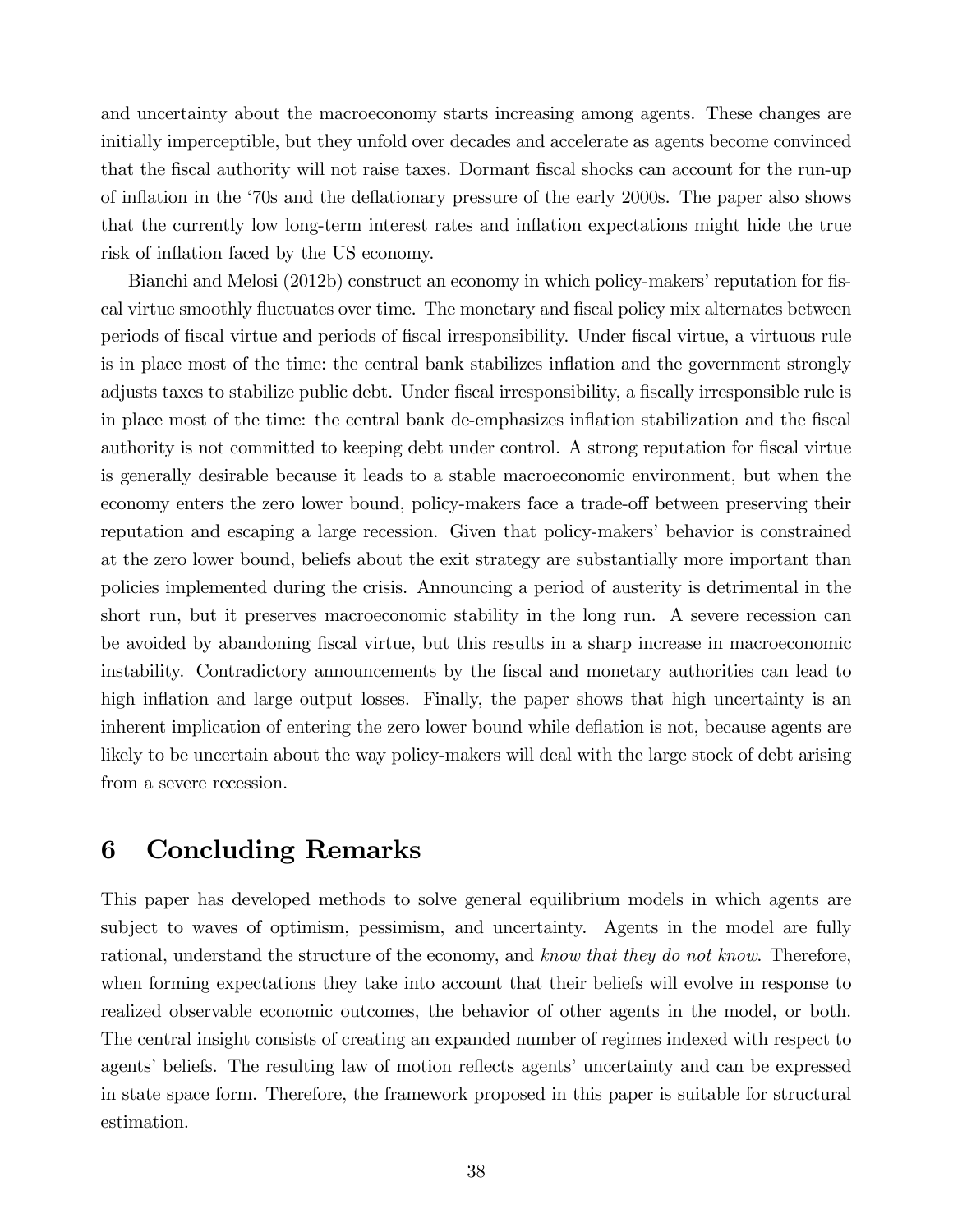and uncertainty about the macroeconomy starts increasing among agents. These changes are initially imperceptible, but they unfold over decades and accelerate as agents become convinced that the fiscal authority will not raise taxes. Dormant fiscal shocks can account for the run-up of inflation in the '70s and the deflationary pressure of the early 2000s. The paper also shows that the currently low long-term interest rates and inflation expectations might hide the true risk of inflation faced by the US economy.

Bianchi and Melosi (2012b) construct an economy in which policy-makers' reputation for fiscal virtue smoothly fluctuates over time. The monetary and fiscal policy mix alternates between periods of fiscal virtue and periods of fiscal irresponsibility. Under fiscal virtue, a virtuous rule is in place most of the time: the central bank stabilizes inflation and the government strongly adjusts taxes to stabilize public debt. Under fiscal irresponsibility, a fiscally irresponsible rule is in place most of the time: the central bank de-emphasizes inflation stabilization and the fiscal authority is not committed to keeping debt under control. A strong reputation for fiscal virtue is generally desirable because it leads to a stable macroeconomic environment, but when the economy enters the zero lower bound, policy-makers face a trade-off between preserving their reputation and escaping a large recession. Given that policy-makers' behavior is constrained at the zero lower bound, beliefs about the exit strategy are substantially more important than policies implemented during the crisis. Announcing a period of austerity is detrimental in the short run, but it preserves macroeconomic stability in the long run. A severe recession can be avoided by abandoning fiscal virtue, but this results in a sharp increase in macroeconomic instability. Contradictory announcements by the fiscal and monetary authorities can lead to high inflation and large output losses. Finally, the paper shows that high uncertainty is an inherent implication of entering the zero lower bound while deflation is not, because agents are likely to be uncertain about the way policy-makers will deal with the large stock of debt arising from a severe recession.

# 6 Concluding Remarks

This paper has developed methods to solve general equilibrium models in which agents are subject to waves of optimism, pessimism, and uncertainty. Agents in the model are fully rational, understand the structure of the economy, and *know that they do not know*. Therefore, when forming expectations they take into account that their beliefs will evolve in response to realized observable economic outcomes, the behavior of other agents in the model, or both. The central insight consists of creating an expanded number of regimes indexed with respect to agents' beliefs. The resulting law of motion reflects agents' uncertainty and can be expressed in state space form. Therefore, the framework proposed in this paper is suitable for structural estimation.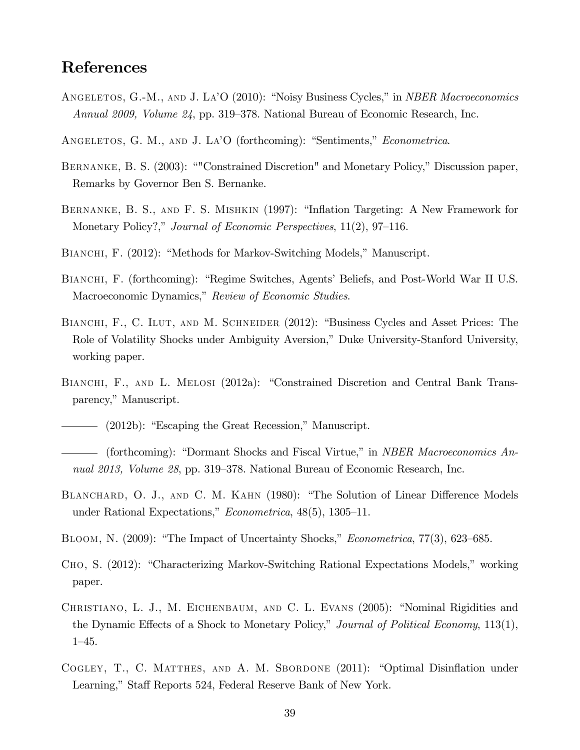## References

Angeletos, G.-M., and J. La'O (2010): "Noisy Business Cycles," in *NBER Macroeconomics Annual 2009, Volume 24*, pp. 319–378. National Bureau of Economic Research, Inc.

Angeletos, G. M., and J. La'O (forthcoming): "Sentiments," *Econometrica*.

Bernanke, B. S. (2003): ""Constrained Discretion" and Monetary Policy," Discussion paper, Remarks by Governor Ben S. Bernanke.

Bernanke, B. S., and F. S. Mishkin (1997): "Inflation Targeting: A New Framework for Monetary Policy?," *Journal of Economic Perspectives*, 11(2), 97–116.

Bianchi, F. (2012): "Methods for Markov-Switching Models," Manuscript.

Bianchi, F. (forthcoming): "Regime Switches, Agents' Beliefs, and Post-World War II U.S. Macroeconomic Dynamics," *Review of Economic Studies*.

Bianchi, F., C. Ilut, and M. Schneider (2012): "Business Cycles and Asset Prices: The Role of Volatility Shocks under Ambiguity Aversion," Duke University-Stanford University, working paper.

Bianchi, F., and L. Melosi (2012a): "Constrained Discretion and Central Bank Transparency," Manuscript.

——— (2012b): "Escaping the Great Recession," Manuscript.

——— (forthcoming): "Dormant Shocks and Fiscal Virtue," in *NBER Macroeconomics Annual 2013, Volume 28*, pp. 319–378. National Bureau of Economic Research, Inc.

Blanchard, O. J., and C. M. Kahn (1980): "The Solution of Linear Difference Models under Rational Expectations," *Econometrica*, 48(5), 1305–11.

Bloom, N. (2009): "The Impact of Uncertainty Shocks," *Econometrica*, 77(3), 623–685.

Cho, S. (2012): "Characterizing Markov-Switching Rational Expectations Models," working paper.

Christiano, L. J., M. Eichenbaum, and C. L. Evans (2005): "Nominal Rigidities and the Dynamic Effects of a Shock to Monetary Policy," *Journal of Political Economy*, 113(1), 1–45.

Cogley, T., C. Matthes, and A. M. Sbordone (2011): "Optimal Disinflation under Learning," Staff Reports 524, Federal Reserve Bank of New York.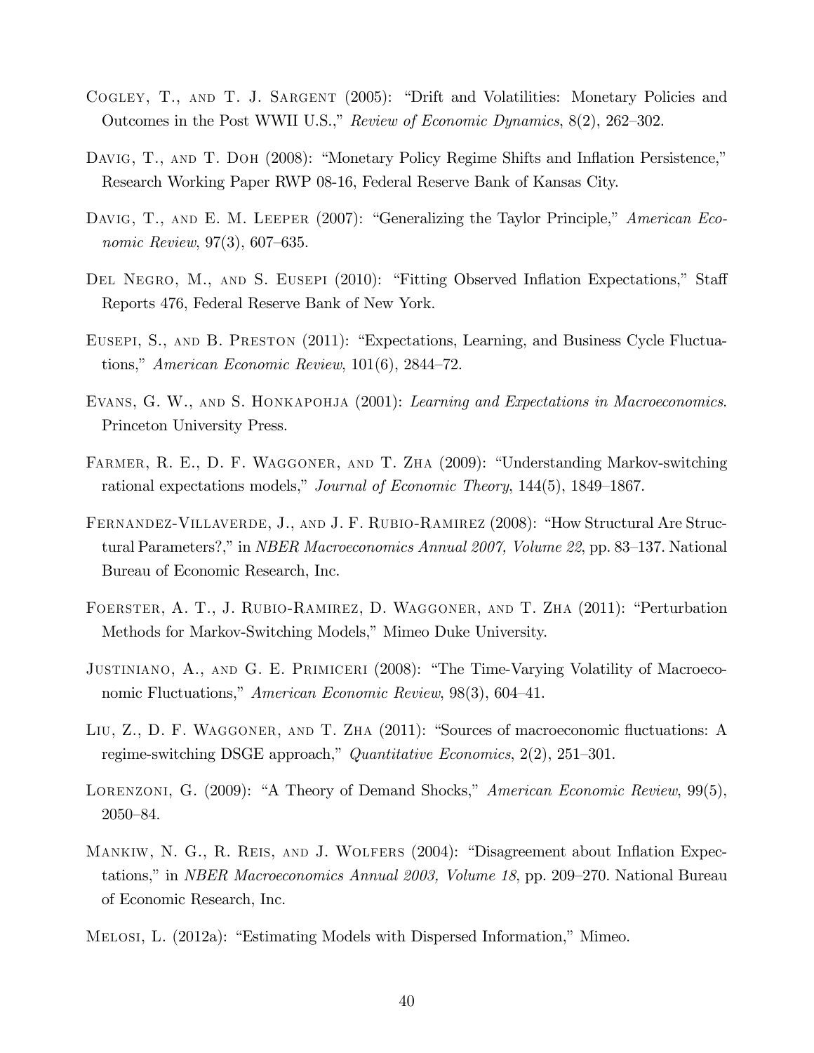Cogley, T., and T. J. Sargent (2005): "Drift and Volatilities: Monetary Policies and Outcomes in the Post WWII U.S.," *Review of Economic Dynamics*, 8(2), 262–302.

Davig, T., and T. Doh (2008): "Monetary Policy Regime Shifts and Inflation Persistence," Research Working Paper RWP 08-16, Federal Reserve Bank of Kansas City.

Davig, T., and E. M. Leeper (2007): "Generalizing the Taylor Principle," *American Economic Review*, 97(3), 607–635.

Del Negro, M., and S. Eusepi (2010): "Fitting Observed Inflation Expectations," Staff Reports 476, Federal Reserve Bank of New York.

Eusepi, S., and B. Preston (2011): "Expectations, Learning, and Business Cycle Fluctuations," *American Economic Review*, 101(6), 2844–72.

Evans, G. W., and S. Honkapohja (2001): *Learning and Expectations in Macroeconomics*. Princeton University Press.

Farmer, R. E., D. F. Waggoner, and T. Zha (2009): "Understanding Markov-switching rational expectations models," *Journal of Economic Theory*, 144(5), 1849–1867.

Fernandez-Villaverde, J., and J. F. Rubio-Ramirez (2008): "How Structural Are Structural Parameters?," in *NBER Macroeconomics Annual 2007, Volume 22*, pp. 83–137. National Bureau of Economic Research, Inc.

Foerster, A. T., J. Rubio-Ramirez, D. Waggoner, and T. Zha (2011): "Perturbation Methods for Markov-Switching Models," Mimeo Duke University.

Justiniano, A., and G. E. Primiceri (2008): "The Time-Varying Volatility of Macroeconomic Fluctuations," *American Economic Review*, 98(3), 604–41.

Liu, Z., D. F. Waggoner, and T. Zha (2011): "Sources of macroeconomic fluctuations: A regime-switching DSGE approach," *Quantitative Economics*, 2(2), 251–301.

Lorenzoni, G. (2009): "A Theory of Demand Shocks," *American Economic Review*, 99(5), 2050–84.

Mankiw, N. G., R. Reis, and J. Wolfers (2004): "Disagreement about Inflation Expectations," in *NBER Macroeconomics Annual 2003, Volume 18*, pp. 209–270. National Bureau of Economic Research, Inc.

Melosi, L. (2012a): "Estimating Models with Dispersed Information," Mimeo.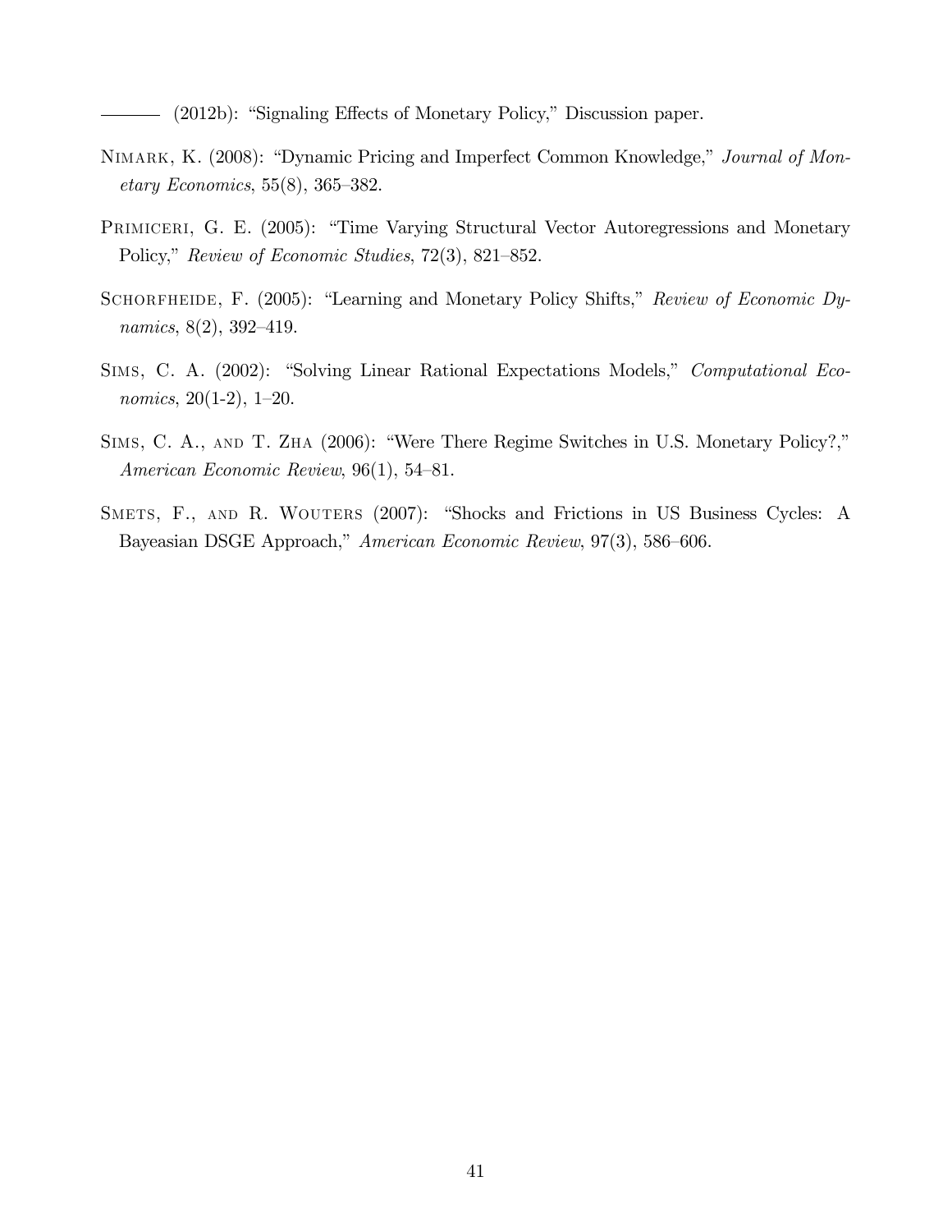——— (2012b): "Signaling Effects of Monetary Policy," Discussion paper.

Nimark, K. (2008): "Dynamic Pricing and Imperfect Common Knowledge," *Journal of Monetary Economics*, 55(8), 365–382.

Primiceri, G. E. (2005): "Time Varying Structural Vector Autoregressions and Monetary Policy," *Review of Economic Studies*, 72(3), 821–852.

Schorfheide, F. (2005): "Learning and Monetary Policy Shifts," *Review of Economic Dynamics*, 8(2), 392–419.

Sims, C. A. (2002): "Solving Linear Rational Expectations Models," *Computational Economics*, 20(1-2), 1–20.

Sims, C. A., and T. Zha (2006): "Were There Regime Switches in U.S. Monetary Policy?," *American Economic Review*, 96(1), 54–81.

Smets, F., and R. Wouters (2007): "Shocks and Frictions in US Business Cycles: A Bayeasian DSGE Approach," *American Economic Review*, 97(3), 586–606.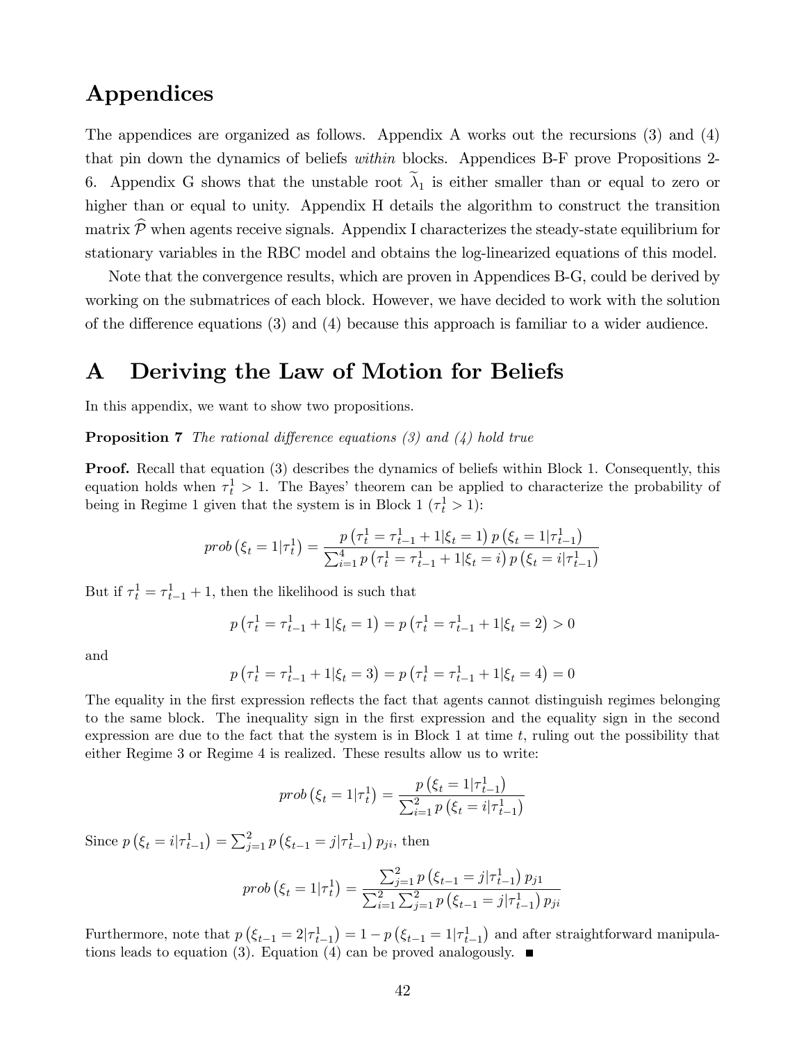# Appendices

The appendices are organized as follows. Appendix A works out the recursions (3) and (4) that pin down the dynamics of beliefs *within* blocks. Appendices B-F prove Propositions 2-6. Appendix G shows that the unstable root $\widetilde{\lambda}_1$ is either smaller than or equal to zero or higher than or equal to unity. Appendix H details the algorithm to construct the transition matrix $\widehat{\mathcal{P}}$ when agents receive signals. Appendix I characterizes the steady-state equilibrium for stationary variables in the RBC model and obtains the log-linearized equations of this model.

Note that the convergence results, which are proven in Appendices B-G, could be derived by working on the submatrices of each block. However, we have decided to work with the solution of the difference equations (3) and (4) because this approach is familiar to a wider audience.

# A Deriving the Law of Motion for Beliefs

In this appendix, we want to show two propositions.

**Proposition 7** *The rational difference equations (3) and (4) hold true*

**Proof.** Recall that equation (3) describes the dynamics of beliefs within Block 1. Consequently, this equation holds when $\tau_t^1 > 1$. The Bayes' theorem can be applied to characterize the probability of being in Regime 1 given that the system is in Block 1 ($\tau_t^1 > 1$):

$$prob\left(\xi_t = 1|\tau_t^1\right) = \frac{p\left(\tau_t^1 = \tau_{t-1}^1 + 1|\xi_t = 1\right) p\left(\xi_t = 1|\tau_{t-1}^1\right)}{\sum_{i=1}^4 p\left(\tau_t^1 = \tau_{t-1}^1 + 1|\xi_t = i\right) p\left(\xi_t = i|\tau_{t-1}^1\right)}$$

But if $\tau_t^1 = \tau_{t-1}^1 + 1$, then the likelihood is such that

$$p\left(\tau_t^1 = \tau_{t-1}^1 + 1|\xi_t = 1\right) = p\left(\tau_t^1 = \tau_{t-1}^1 + 1|\xi_t = 2\right) > 0$$

and

$$p\left(\tau_t^1 = \tau_{t-1}^1 + 1|\xi_t = 3\right) = p\left(\tau_t^1 = \tau_{t-1}^1 + 1|\xi_t = 4\right) = 0$$

The equality in the first expression reflects the fact that agents cannot distinguish regimes belonging to the same block. The inequality sign in the first expression and the equality sign in the second expression are due to the fact that the system is in Block 1 at time $t$, ruling out the possibility that either Regime 3 or Regime 4 is realized. These results allow us to write:

$$prob\left(\xi_t = 1|\tau_t^1\right) = \frac{p\left(\xi_t = 1|\tau_{t-1}^1\right)}{\sum_{i=1}^2 p\left(\xi_t = i|\tau_{t-1}^1\right)}$$

Since $p\left(\xi_t = i|\tau_{t-1}^1\right) = \sum_{j=1}^2 p\left(\xi_{t-1} = j|\tau_{t-1}^1\right) p_{ji}$, then

$$prob\left(\xi_t = 1|\tau_t^1\right) = \frac{\sum_{j=1}^2 p\left(\xi_{t-1} = j|\tau_{t-1}^1\right) p_{j1}}{\sum_{i=1}^2 \sum_{j=1}^2 p\left(\xi_{t-1} = j|\tau_{t-1}^1\right) p_{ji}}$$

Furthermore, note that $p\left(\xi_{t-1} = 2|\tau_{t-1}^1\right) = 1 - p\left(\xi_{t-1} = 1|\tau_{t-1}^1\right)$ and after straightforward manipulations leads to equation (3). Equation (4) can be proved analogously. ■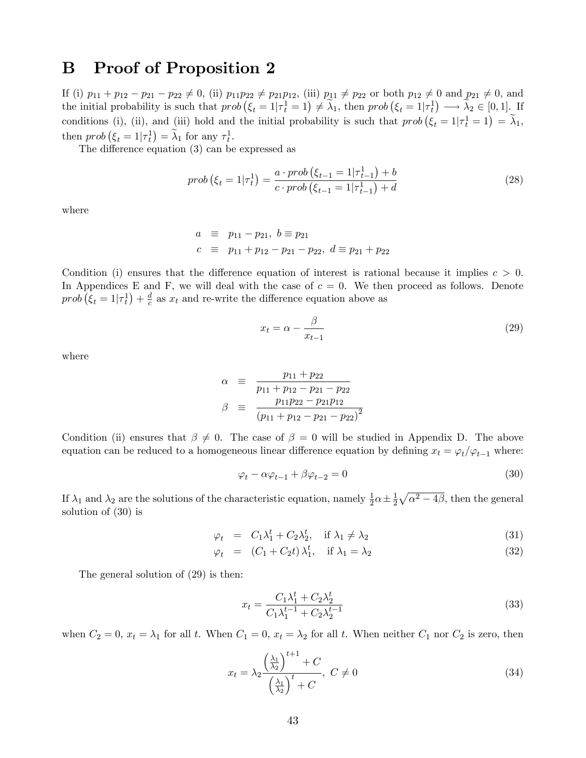# B Proof of Proposition 2

If (i) $p_{11} + p_{12} - p_{21} - p_{22} \neq 0$, (ii) $p_{11}p_{22} \neq p_{21}p_{12}$, (iii) $p_{11} \neq p_{22}$ or both $p_{12} \neq 0$ and $p_{21} \neq 0$, and the initial probability is such that $prob\left(\xi_t = 1|\tau_t^1 = 1\right) \neq \widetilde{\lambda}_1$, then $prob\left(\xi_t = 1|\tau_t^1\right) \longrightarrow \widetilde{\lambda}_2 \in [0,1]$. If conditions (i), (ii), and (iii) hold and the initial probability is such that $prob\left(\xi_t = 1|\tau_t^1 = 1\right) = \widetilde{\lambda}_1$, then $prob\left(\xi_t = 1|\tau_t^1\right) = \widetilde{\lambda}_1$ for any $\tau_t^1$.

The difference equation (3) can be expressed as

$$prob\left(\xi_t = 1|\tau_t^1\right) = \frac{a \cdot prob\left(\xi_{t-1} = 1|\tau_{t-1}^1\right) + b}{c \cdot prob\left(\xi_{t-1} = 1|\tau_{t-1}^1\right) + d} \tag{28}$$

where

$$\begin{aligned} a &\equiv p_{11} - p_{21},\ b \equiv p_{21} \\ c &\equiv p_{11} + p_{12} - p_{21} - p_{22},\ d \equiv p_{21} + p_{22} \end{aligned}$$

Condition (i) ensures that the difference equation of interest is rational because it implies $c > 0$. In Appendices E and F, we will deal with the case of $c = 0$. We then proceed as follows. Denote $prob\left(\xi_t = 1|\tau_t^1\right) + \frac{d}{c}$ as $x_t$ and re-write the difference equation above as

$$x_t = \alpha - \frac{\beta}{x_{t-1}} \tag{29}$$

where

$$\begin{aligned} \alpha &\equiv \frac{p_{11} + p_{22}}{p_{11} + p_{12} - p_{21} - p_{22}} \\ \beta &\equiv \frac{p_{11}p_{22} - p_{21}p_{12}}{\left(p_{11} + p_{12} - p_{21} - p_{22}\right)^2} \end{aligned}$$

Condition (ii) ensures that $\beta \neq 0$. The case of $\beta = 0$ will be studied in Appendix D. The above equation can be reduced to a homogeneous linear difference equation by defining $x_t = \varphi_t / \varphi_{t-1}$ where:

$$\varphi_t - \alpha\varphi_{t-1} + \beta\varphi_{t-2} = 0 \tag{30}$$

If $\lambda_1$ and $\lambda_2$ are the solutions of the characteristic equation, namely $\frac{1}{2}\alpha \pm \frac{1}{2}\sqrt{\alpha^2 - 4\beta}$, then the general solution of (30) is

$$\varphi_t = C_1\lambda_1^t + C_2\lambda_2^t, \quad \text{if } \lambda_1 \neq \lambda_2 \tag{31}$$

$$\varphi_t = \left(C_1 + C_2 t\right)\lambda_1^t, \quad \text{if } \lambda_1 = \lambda_2 \tag{32}$$

The general solution of (29) is then:

$$x_t = \frac{C_1\lambda_1^t + C_2\lambda_2^t}{C_1\lambda_1^{t-1} + C_2\lambda_2^{t-1}} \tag{33}$$

when $C_2 = 0$, $x_t = \lambda_1$ for all $t$. When $C_1 = 0$, $x_t = \lambda_2$ for all $t$. When neither $C_1$ nor $C_2$ is zero, then

$$x_t = \lambda_2 \frac{\left(\frac{\lambda_1}{\lambda_2}\right)^{t+1} + C}{\left(\frac{\lambda_1}{\lambda_2}\right)^t + C},\ C \neq 0 \tag{34}$$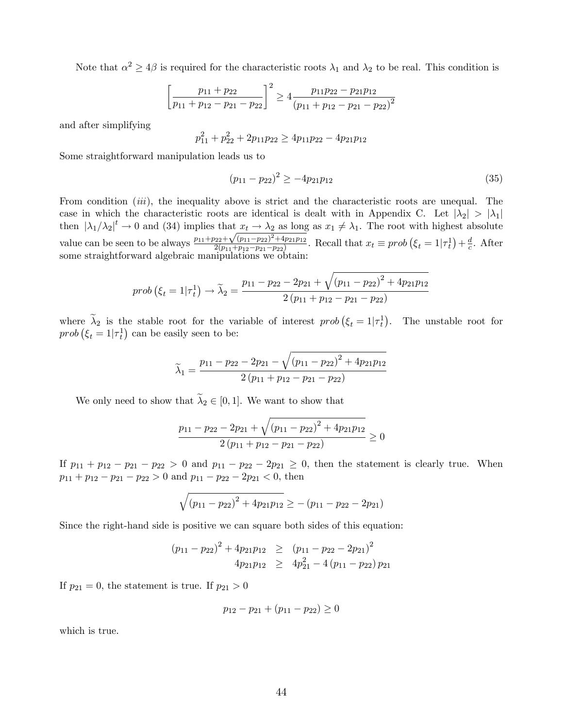Note that $\alpha^2 \geq 4\beta$ is required for the characteristic roots $\lambda_1$ and $\lambda_2$ to be real. This condition is

$$\left[\frac{p_{11} + p_{22}}{p_{11} + p_{12} - p_{21} - p_{22}}\right]^2 \geq 4\frac{p_{11}p_{22} - p_{21}p_{12}}{(p_{11} + p_{12} - p_{21} - p_{22})^2}$$

and after simplifying

$$p_{11}^2 + p_{22}^2 + 2p_{11}p_{22} \geq 4p_{11}p_{22} - 4p_{21}p_{12}$$

Some straightforward manipulation leads us to

$$(p_{11} - p_{22})^2 \geq -4p_{21}p_{12} \tag{35}$$

From condition $(iii)$, the inequality above is strict and the characteristic roots are unequal. The case in which the characteristic roots are identical is dealt with in Appendix C. Let $|\lambda_2| > |\lambda_1|$ then $|\lambda_1/\lambda_2|^t \to 0$ and (34) implies that $x_t \to \lambda_2$ as long as $x_1 \neq \lambda_1$. The root with highest absolute value can be seen to be always $\frac{p_{11}+p_{22}+\sqrt{(p_{11}-p_{22})^2+4p_{21}p_{12}}}{2(p_{11}+p_{12}-p_{21}-p_{22})}$. Recall that $x_t \equiv prob\left(\xi_t = 1|\tau_t^1\right) + \frac{d}{c}$. After some straightforward algebraic manipulations we obtain:

$$prob\left(\xi_t = 1|\tau_t^1\right) \to \widetilde{\lambda}_2 = \frac{p_{11} - p_{22} - 2p_{21} + \sqrt{(p_{11} - p_{22})^2 + 4p_{21}p_{12}}}{2(p_{11} + p_{12} - p_{21} - p_{22})}$$

where $\widetilde{\lambda}_2$ is the stable root for the variable of interest $prob\left(\xi_t = 1|\tau_t^1\right)$. The unstable root for $prob\left(\xi_t = 1|\tau_t^1\right)$ can be easily seen to be:

$$\widetilde{\lambda}_1 = \frac{p_{11} - p_{22} - 2p_{21} - \sqrt{(p_{11} - p_{22})^2 + 4p_{21}p_{12}}}{2(p_{11} + p_{12} - p_{21} - p_{22})}$$

We only need to show that $\widetilde{\lambda}_2 \in [0, 1]$. We want to show that

$$\frac{p_{11} - p_{22} - 2p_{21} + \sqrt{(p_{11} - p_{22})^2 + 4p_{21}p_{12}}}{2(p_{11} + p_{12} - p_{21} - p_{22})} \geq 0$$

If $p_{11} + p_{12} - p_{21} - p_{22} > 0$ and $p_{11} - p_{22} - 2p_{21} \geq 0$, then the statement is clearly true. When $p_{11} + p_{12} - p_{21} - p_{22} > 0$ and $p_{11} - p_{22} - 2p_{21} < 0$, then

$$\sqrt{(p_{11} - p_{22})^2 + 4p_{21}p_{12}} \geq -(p_{11} - p_{22} - 2p_{21})$$

Since the right-hand side is positive we can square both sides of this equation:

$$\begin{aligned}(p_{11} - p_{22})^2 + 4p_{21}p_{12} &\geq (p_{11} - p_{22} - 2p_{21})^2 \\ 4p_{21}p_{12} &\geq 4p_{21}^2 - 4(p_{11} - p_{22})p_{21}\end{aligned}$$

If $p_{21} = 0$, the statement is true. If $p_{21} > 0$

$$p_{12} - p_{21} + (p_{11} - p_{22}) \geq 0$$

which is true.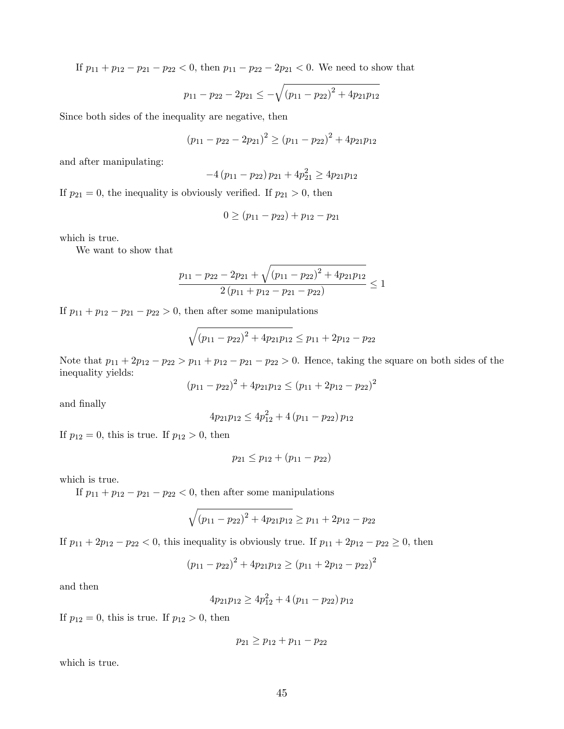If $p_{11} + p_{12} - p_{21} - p_{22} < 0$, then $p_{11} - p_{22} - 2p_{21} < 0$. We need to show that

$$p_{11} - p_{22} - 2p_{21} \leq -\sqrt{(p_{11} - p_{22})^2 + 4p_{21}p_{12}}$$

Since both sides of the inequality are negative, then

$$(p_{11} - p_{22} - 2p_{21})^2 \geq (p_{11} - p_{22})^2 + 4p_{21}p_{12}$$

and after manipulating:

$$-4(p_{11} - p_{22})p_{21} + 4p_{21}^2 \geq 4p_{21}p_{12}$$

If $p_{21} = 0$, the inequality is obviously verified. If $p_{21} > 0$, then

$$0 \geq (p_{11} - p_{22}) + p_{12} - p_{21}$$

which is true.

We want to show that

$$\frac{p_{11} - p_{22} - 2p_{21} + \sqrt{(p_{11} - p_{22})^2 + 4p_{21}p_{12}}}{2(p_{11} + p_{12} - p_{21} - p_{22})} \leq 1$$

If $p_{11} + p_{12} - p_{21} - p_{22} > 0$, then after some manipulations

$$\sqrt{(p_{11} - p_{22})^2 + 4p_{21}p_{12}} \leq p_{11} + 2p_{12} - p_{22}$$

Note that $p_{11} + 2p_{12} - p_{22} > p_{11} + p_{12} - p_{21} - p_{22} > 0$. Hence, taking the square on both sides of the inequality yields:

$$(p_{11} - p_{22})^2 + 4p_{21}p_{12} \leq (p_{11} + 2p_{12} - p_{22})^2$$

and finally

$$4p_{21}p_{12} \leq 4p_{12}^2 + 4(p_{11} - p_{22})p_{12}$$

If $p_{12} = 0$, this is true. If $p_{12} > 0$, then

$$p_{21} \leq p_{12} + (p_{11} - p_{22})$$

which is true.

If $p_{11} + p_{12} - p_{21} - p_{22} < 0$, then after some manipulations

$$\sqrt{(p_{11} - p_{22})^2 + 4p_{21}p_{12}} \geq p_{11} + 2p_{12} - p_{22}$$

If $p_{11} + 2p_{12} - p_{22} < 0$, this inequality is obviously true. If $p_{11} + 2p_{12} - p_{22} \geq 0$, then

$$(p_{11} - p_{22})^2 + 4p_{21}p_{12} \geq (p_{11} + 2p_{12} - p_{22})^2$$

and then

$$4p_{21}p_{12} \geq 4p_{12}^2 + 4(p_{11} - p_{22})p_{12}$$

If $p_{12} = 0$, this is true. If $p_{12} > 0$, then

$$p_{21} \geq p_{12} + p_{11} - p_{22}$$

which is true.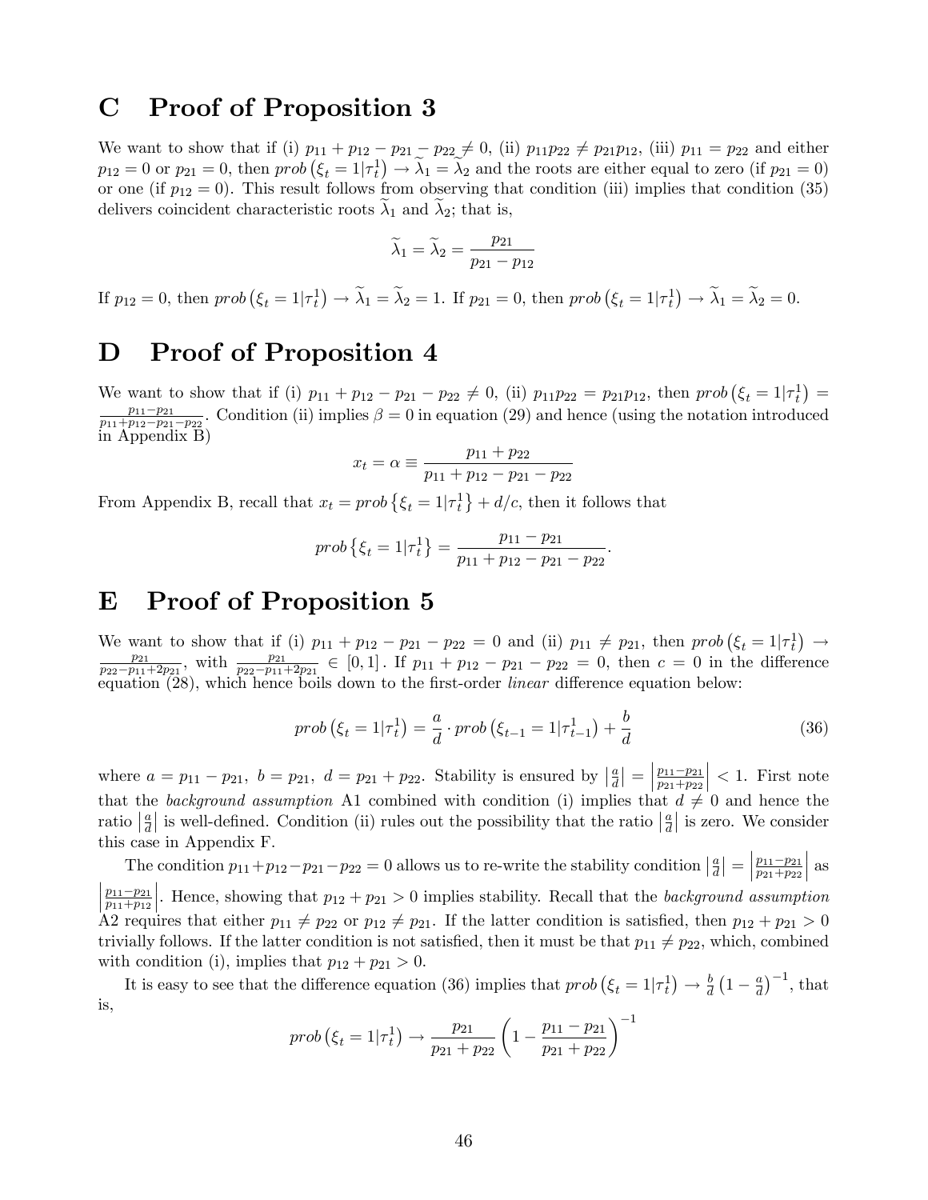# C Proof of Proposition 3

We want to show that if (i) $p_{11} + p_{12} - p_{21} - p_{22} \neq 0$, (ii) $p_{11}p_{22} \neq p_{21}p_{12}$, (iii) $p_{11} = p_{22}$ and either $p_{12} = 0$ or $p_{21} = 0$, then $prob\left(\xi_t = 1|\tau_t^1\right) \to \widetilde{\lambda}_1 = \widetilde{\lambda}_2$ and the roots are either equal to zero (if $p_{21} = 0$) or one (if $p_{12} = 0$). This result follows from observing that condition (iii) implies that condition (35) delivers coincident characteristic roots $\widetilde{\lambda}_1$ and $\widetilde{\lambda}_2$; that is,

$$\widetilde{\lambda}_1 = \widetilde{\lambda}_2 = \frac{p_{21}}{p_{21} - p_{12}}$$

If $p_{12} = 0$, then $prob\left(\xi_t = 1|\tau_t^1\right) \to \widetilde{\lambda}_1 = \widetilde{\lambda}_2 = 1$. If $p_{21} = 0$, then $prob\left(\xi_t = 1|\tau_t^1\right) \to \widetilde{\lambda}_1 = \widetilde{\lambda}_2 = 0$.

# D Proof of Proposition 4

We want to show that if (i) $p_{11} + p_{12} - p_{21} - p_{22} \neq 0$, (ii) $p_{11}p_{22} = p_{21}p_{12}$, then $prob\left(\xi_t = 1|\tau_t^1\right) = \frac{p_{11}-p_{21}}{p_{11}+p_{12}-p_{21}-p_{22}}$. Condition (ii) implies $\beta = 0$ in equation (29) and hence (using the notation introduced in Appendix B)

$$x_t = \alpha \equiv \frac{p_{11} + p_{22}}{p_{11} + p_{12} - p_{21} - p_{22}}$$

From Appendix B, recall that $x_t = prob\left\{\xi_t = 1|\tau_t^1\right\} + d/c$, then it follows that

$$prob\left\{\xi_t = 1|\tau_t^1\right\} = \frac{p_{11} - p_{21}}{p_{11} + p_{12} - p_{21} - p_{22}}.$$

# E Proof of Proposition 5

We want to show that if (i) $p_{11} + p_{12} - p_{21} - p_{22} = 0$ and (ii) $p_{11} \neq p_{21}$, then $prob\left(\xi_t = 1|\tau_t^1\right) \to \frac{p_{21}}{p_{22}-p_{11}+2p_{21}}$, with $\frac{p_{21}}{p_{22}-p_{11}+2p_{21}} \in [0,1]$. If $p_{11} + p_{12} - p_{21} - p_{22} = 0$, then $c = 0$ in the difference equation (28), which hence boils down to the first-order *linear* difference equation below:

$$prob\left(\xi_t = 1|\tau_t^1\right) = \frac{a}{d} \cdot prob\left(\xi_{t-1} = 1|\tau_{t-1}^1\right) + \frac{b}{d} \tag{36}$$

where $a = p_{11} - p_{21},\ b = p_{21},\ d = p_{21} + p_{22}$. Stability is ensured by $\left|\frac{a}{d}\right| = \left|\frac{p_{11}-p_{21}}{p_{21}+p_{22}}\right| < 1$. First note that the *background assumption* A1 combined with condition (i) implies that $d \neq 0$ and hence the ratio $\left|\frac{a}{d}\right|$ is well-defined. Condition (ii) rules out the possibility that the ratio $\left|\frac{a}{d}\right|$ is zero. We consider this case in Appendix F.

The condition $p_{11}+p_{12}-p_{21}-p_{22} = 0$ allows us to re-write the stability condition $\left|\frac{a}{d}\right| = \left|\frac{p_{11}-p_{21}}{p_{21}+p_{22}}\right|$ as $\left|\frac{p_{11}-p_{21}}{p_{11}+p_{12}}\right|$. Hence, showing that $p_{12} + p_{21} > 0$ implies stability. Recall that the *background assumption* A2 requires that either $p_{11} \neq p_{22}$ or $p_{12} \neq p_{21}$. If the latter condition is satisfied, then $p_{12} + p_{21} > 0$ trivially follows. If the latter condition is not satisfied, then it must be that $p_{11} \neq p_{22}$, which, combined with condition (i), implies that $p_{12} + p_{21} > 0$.

It is easy to see that the difference equation (36) implies that $prob\left(\xi_t = 1|\tau_t^1\right) \to \frac{b}{d}\left(1 - \frac{a}{d}\right)^{-1}$, that is,

$$prob\left(\xi_t = 1|\tau_t^1\right) \to \frac{p_{21}}{p_{21} + p_{22}}\left(1 - \frac{p_{11} - p_{21}}{p_{21} + p_{22}}\right)^{-1}$$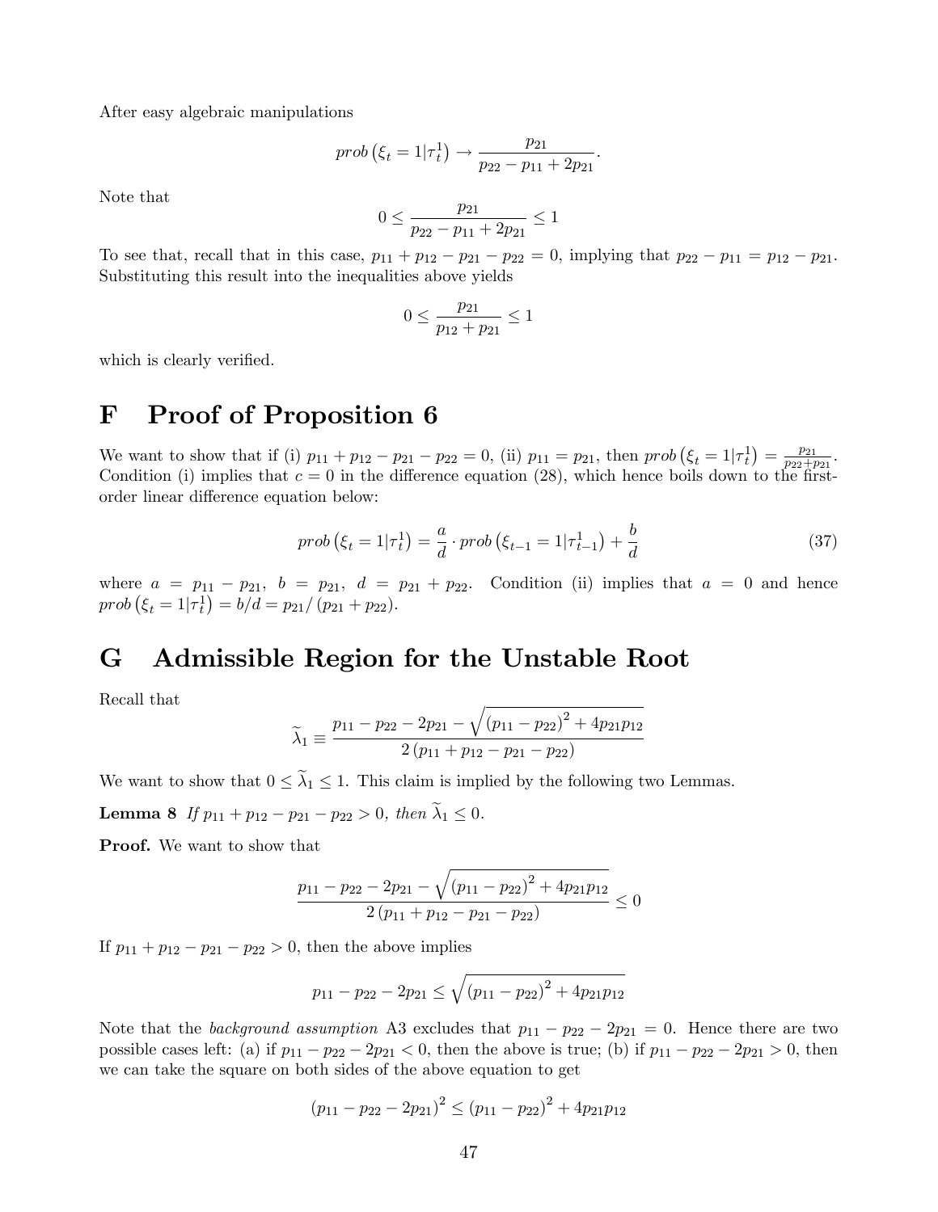After easy algebraic manipulations

$$prob\left(\xi_t = 1|\tau_t^1\right) \rightarrow \frac{p_{21}}{p_{22} - p_{11} + 2p_{21}}.$$

Note that

$$0 \leq \frac{p_{21}}{p_{22} - p_{11} + 2p_{21}} \leq 1$$

To see that, recall that in this case, $p_{11} + p_{12} - p_{21} - p_{22} = 0$, implying that $p_{22} - p_{11} = p_{12} - p_{21}$. Substituting this result into the inequalities above yields

$$0 \leq \frac{p_{21}}{p_{12} + p_{21}} \leq 1$$

which is clearly verified.

# F Proof of Proposition 6

We want to show that if (i) $p_{11} + p_{12} - p_{21} - p_{22} = 0$, (ii) $p_{11} = p_{21}$, then $prob\left(\xi_t = 1|\tau_t^1\right) = \frac{p_{21}}{p_{22}+p_{21}}$. Condition (i) implies that $c = 0$ in the difference equation (28), which hence boils down to the first-order linear difference equation below:

$$prob\left(\xi_t = 1|\tau_t^1\right) = \frac{a}{d} \cdot prob\left(\xi_{t-1} = 1|\tau_{t-1}^1\right) + \frac{b}{d} \tag{37}$$

where $a = p_{11} - p_{21}$, $b = p_{21}$, $d = p_{21} + p_{22}$. Condition (ii) implies that $a = 0$ and hence $prob\left(\xi_t = 1|\tau_t^1\right) = b/d = p_{21}/\left(p_{21} + p_{22}\right)$.

# G Admissible Region for the Unstable Root

Recall that

$$\widetilde{\lambda}_1 \equiv \frac{p_{11} - p_{22} - 2p_{21} - \sqrt{\left(p_{11} - p_{22}\right)^2 + 4p_{21}p_{12}}}{2\left(p_{11} + p_{12} - p_{21} - p_{22}\right)}$$

We want to show that $0 \leq \widetilde{\lambda}_1 \leq 1$. This claim is implied by the following two Lemmas.

**Lemma 8** *If $p_{11} + p_{12} - p_{21} - p_{22} > 0$, then $\widetilde{\lambda}_1 \leq 0$.*

**Proof.** We want to show that

$$\frac{p_{11} - p_{22} - 2p_{21} - \sqrt{\left(p_{11} - p_{22}\right)^2 + 4p_{21}p_{12}}}{2\left(p_{11} + p_{12} - p_{21} - p_{22}\right)} \leq 0$$

If $p_{11} + p_{12} - p_{21} - p_{22} > 0$, then the above implies

$$p_{11} - p_{22} - 2p_{21} \leq \sqrt{\left(p_{11} - p_{22}\right)^2 + 4p_{21}p_{12}}$$

Note that the *background assumption* A3 excludes that $p_{11} - p_{22} - 2p_{21} = 0$. Hence there are two possible cases left: (a) if $p_{11} - p_{22} - 2p_{21} < 0$, then the above is true; (b) if $p_{11} - p_{22} - 2p_{21} > 0$, then we can take the square on both sides of the above equation to get

$$\left(p_{11} - p_{22} - 2p_{21}\right)^2 \leq \left(p_{11} - p_{22}\right)^2 + 4p_{21}p_{12}$$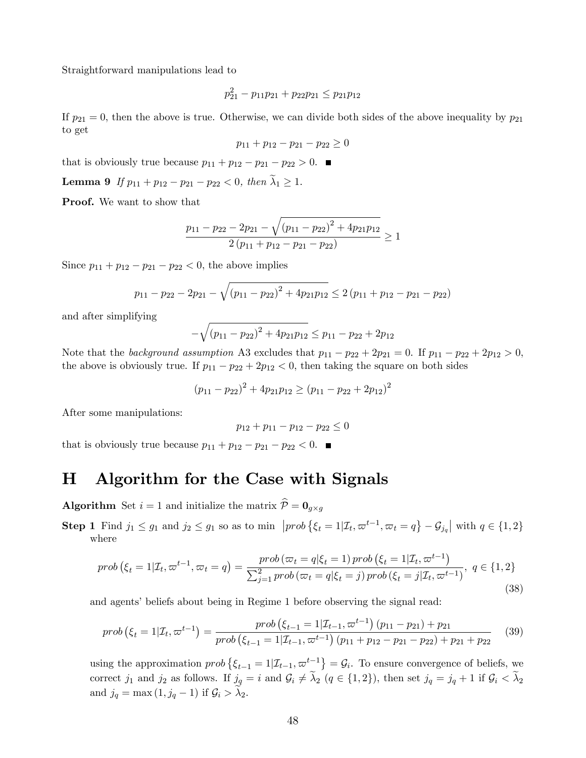Straightforward manipulations lead to

$$p_{21}^2 - p_{11}p_{21} + p_{22}p_{21} \leq p_{21}p_{12}$$

If $p_{21} = 0$, then the above is true. Otherwise, we can divide both sides of the above inequality by $p_{21}$ to get

$$p_{11} + p_{12} - p_{21} - p_{22} \geq 0$$

that is obviously true because $p_{11} + p_{12} - p_{21} - p_{22} > 0$. ■

**Lemma 9** *If $p_{11} + p_{12} - p_{21} - p_{22} < 0$, then $\widetilde{\lambda}_1 \geq 1$.*

**Proof.** We want to show that

$$\frac{p_{11} - p_{22} - 2p_{21} - \sqrt{(p_{11} - p_{22})^2 + 4p_{21}p_{12}}}{2(p_{11} + p_{12} - p_{21} - p_{22})} \geq 1$$

Since $p_{11} + p_{12} - p_{21} - p_{22} < 0$, the above implies

$$p_{11} - p_{22} - 2p_{21} - \sqrt{(p_{11} - p_{22})^2 + 4p_{21}p_{12}} \leq 2(p_{11} + p_{12} - p_{21} - p_{22})$$

and after simplifying

$$-\sqrt{(p_{11} - p_{22})^2 + 4p_{21}p_{12}} \leq p_{11} - p_{22} + 2p_{12}$$

Note that the *background assumption* A3 excludes that $p_{11} - p_{22} + 2p_{21} = 0$. If $p_{11} - p_{22} + 2p_{12} > 0$, the above is obviously true. If $p_{11} - p_{22} + 2p_{12} < 0$, then taking the square on both sides

$$(p_{11} - p_{22})^2 + 4p_{21}p_{12} \geq (p_{11} - p_{22} + 2p_{12})^2$$

After some manipulations:

$$p_{12} + p_{11} - p_{12} - p_{22} \leq 0$$

that is obviously true because $p_{11} + p_{12} - p_{21} - p_{22} < 0$. ■

# H Algorithm for the Case with Signals

**Algorithm** Set $i = 1$ and initialize the matrix $\widehat{\mathcal{P}} = \mathbf{0}_{g \times g}$

**Step 1** Find $j_1 \leq g_1$ and $j_2 \leq g_1$ so as to min $\left| prob\left\{\xi_t = 1 | \mathcal{I}_t, \varpi^{t-1}, \varpi_t = q\right\} - \mathcal{G}_{j_q}\right|$ with $q \in \{1, 2\}$ where

$$prob\left(\xi_t = 1 | \mathcal{I}_t, \varpi^{t-1}, \varpi_t = q\right) = \frac{prob\left(\varpi_t = q | \xi_t = 1\right) prob\left(\xi_t = 1 | \mathcal{I}_t, \varpi^{t-1}\right)}{\sum_{j=1}^{2} prob\left(\varpi_t = q | \xi_t = j\right) prob\left(\xi_t = j | \mathcal{I}_t, \varpi^{t-1}\right)},\ q \in \{1, 2\} \tag{38}$$

and agents' beliefs about being in Regime 1 before observing the signal read:

$$prob\left(\xi_t = 1 | \mathcal{I}_t, \varpi^{t-1}\right) = \frac{prob\left(\xi_{t-1} = 1 | \mathcal{I}_{t-1}, \varpi^{t-1}\right)(p_{11} - p_{21}) + p_{21}}{prob\left(\xi_{t-1} = 1 | \mathcal{I}_{t-1}, \varpi^{t-1}\right)(p_{11} + p_{12} - p_{21} - p_{22}) + p_{21} + p_{22}} \tag{39}$$

using the approximation $prob\left\{\xi_{t-1} = 1 | \mathcal{I}_{t-1}, \varpi^{t-1}\right\} = \mathcal{G}_i$. To ensure convergence of beliefs, we correct $j_1$ and $j_2$ as follows. If $j_q = i$ and $\mathcal{G}_i \neq \widetilde{\lambda}_2$ ($q \in \{1, 2\}$), then set $j_q = j_q + 1$ if $\mathcal{G}_i < \widetilde{\lambda}_2$ and $j_q = \max(1, j_q - 1)$ if $\mathcal{G}_i > \widetilde{\lambda}_2$.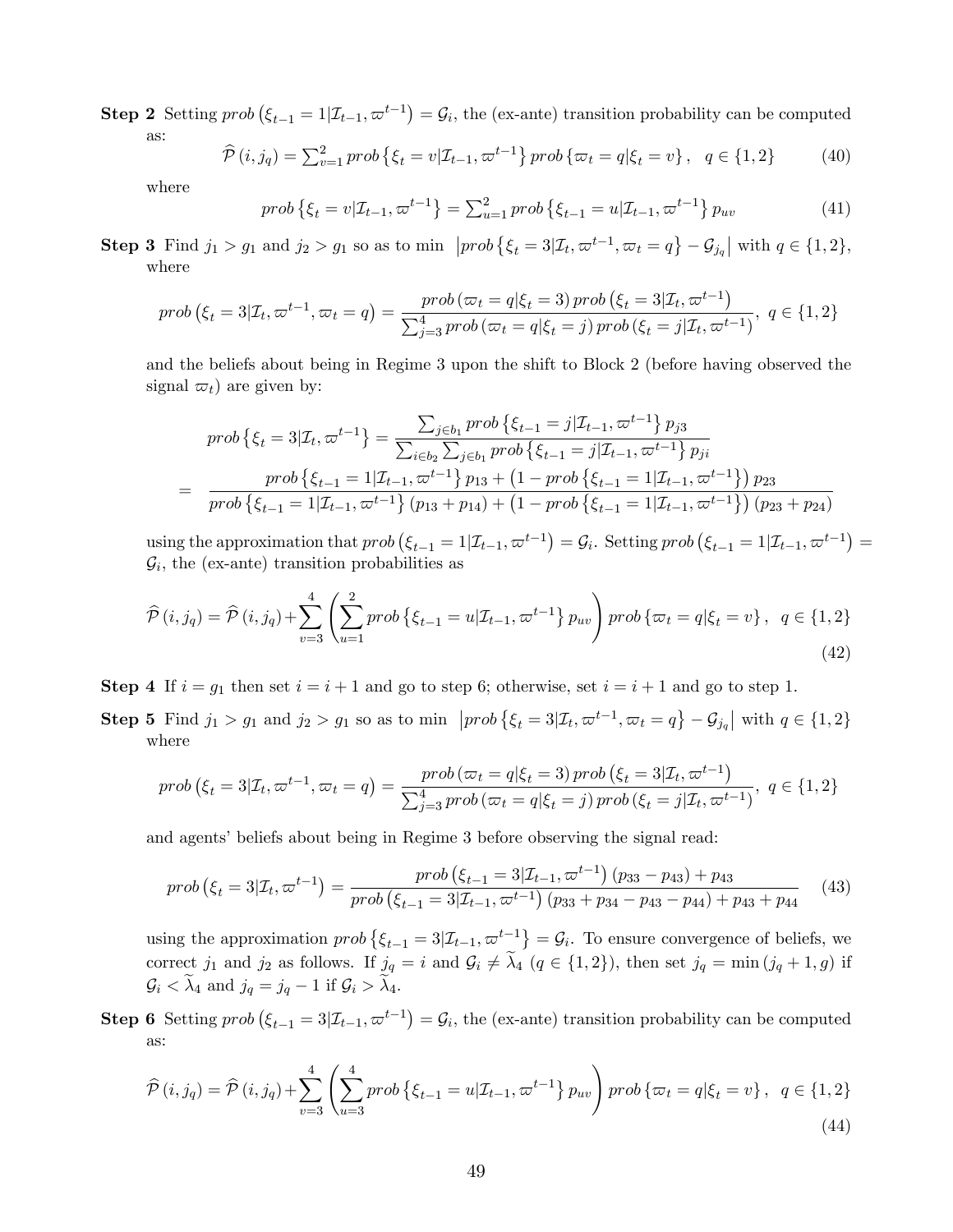**Step 2** Setting $prob\left(\xi_{t-1}=1|\mathcal{I}_{t-1},\varpi^{t-1}\right)=\mathcal{G}_i$, the (ex-ante) transition probability can be computed as:

$$\widehat{\mathcal{P}}\left(i,j_q\right)=\sum_{v=1}^{2} prob\left\{\xi_t=v|\mathcal{I}_{t-1},\varpi^{t-1}\right\} prob\left\{\varpi_t=q|\xi_t=v\right\},\quad q\in\{1,2\} \tag{40}$$

where

$$prob\left\{\xi_t=v|\mathcal{I}_{t-1},\varpi^{t-1}\right\}=\sum_{u=1}^{2} prob\left\{\xi_{t-1}=u|\mathcal{I}_{t-1},\varpi^{t-1}\right\} p_{uv} \tag{41}$$

**Step 3** Find $j_1>g_1$ and $j_2>g_1$ so as to min $\left|prob\left\{\xi_t=3|\mathcal{I}_t,\varpi^{t-1},\varpi_t=q\right\}-\mathcal{G}_{j_q}\right|$ with $q\in\{1,2\}$, where

$$prob\left(\xi_t=3|\mathcal{I}_t,\varpi^{t-1},\varpi_t=q\right)=\frac{prob\left(\varpi_t=q|\xi_t=3\right)prob\left(\xi_t=3|\mathcal{I}_t,\varpi^{t-1}\right)}{\sum_{j=3}^{4} prob\left(\varpi_t=q|\xi_t=j\right)prob\left(\xi_t=j|\mathcal{I}_t,\varpi^{t-1}\right)},\ q\in\{1,2\}$$

and the beliefs about being in Regime 3 upon the shift to Block 2 (before having observed the signal $\varpi_t$) are given by:

$$prob\left\{\xi_t=3|\mathcal{I}_t,\varpi^{t-1}\right\}=\frac{\sum_{j\in b_1} prob\left\{\xi_{t-1}=j|\mathcal{I}_{t-1},\varpi^{t-1}\right\}p_{j3}}{\sum_{i\in b_2}\sum_{j\in b_1} prob\left\{\xi_{t-1}=j|\mathcal{I}_{t-1},\varpi^{t-1}\right\}p_{ji}}$$

$$=\frac{prob\left\{\xi_{t-1}=1|\mathcal{I}_{t-1},\varpi^{t-1}\right\}p_{13}+\left(1-prob\left\{\xi_{t-1}=1|\mathcal{I}_{t-1},\varpi^{t-1}\right\}\right)p_{23}}{prob\left\{\xi_{t-1}=1|\mathcal{I}_{t-1},\varpi^{t-1}\right\}\left(p_{13}+p_{14}\right)+\left(1-prob\left\{\xi_{t-1}=1|\mathcal{I}_{t-1},\varpi^{t-1}\right\}\right)\left(p_{23}+p_{24}\right)}$$

using the approximation that $prob\left(\xi_{t-1}=1|\mathcal{I}_{t-1},\varpi^{t-1}\right)=\mathcal{G}_i$. Setting $prob\left(\xi_{t-1}=1|\mathcal{I}_{t-1},\varpi^{t-1}\right)=\mathcal{G}_i$, the (ex-ante) transition probabilities as

$$\widehat{\mathcal{P}}\left(i,j_q\right)=\widehat{\mathcal{P}}\left(i,j_q\right)+\sum_{v=3}^{4}\left(\sum_{u=1}^{2} prob\left\{\xi_{t-1}=u|\mathcal{I}_{t-1},\varpi^{t-1}\right\}p_{uv}\right)prob\left\{\varpi_t=q|\xi_t=v\right\},\quad q\in\{1,2\} \tag{42}$$

**Step 4** If $i=g_1$ then set $i=i+1$ and go to step 6; otherwise, set $i=i+1$ and go to step 1.

**Step 5** Find $j_1>g_1$ and $j_2>g_1$ so as to min $\left|prob\left\{\xi_t=3|\mathcal{I}_t,\varpi^{t-1},\varpi_t=q\right\}-\mathcal{G}_{j_q}\right|$ with $q\in\{1,2\}$ where

$$prob\left(\xi_t=3|\mathcal{I}_t,\varpi^{t-1},\varpi_t=q\right)=\frac{prob\left(\varpi_t=q|\xi_t=3\right)prob\left(\xi_t=3|\mathcal{I}_t,\varpi^{t-1}\right)}{\sum_{j=3}^{4} prob\left(\varpi_t=q|\xi_t=j\right)prob\left(\xi_t=j|\mathcal{I}_t,\varpi^{t-1}\right)},\ q\in\{1,2\}$$

and agents' beliefs about being in Regime 3 before observing the signal read:

$$prob\left(\xi_t=3|\mathcal{I}_t,\varpi^{t-1}\right)=\frac{prob\left(\xi_{t-1}=3|\mathcal{I}_{t-1},\varpi^{t-1}\right)\left(p_{33}-p_{43}\right)+p_{43}}{prob\left(\xi_{t-1}=3|\mathcal{I}_{t-1},\varpi^{t-1}\right)\left(p_{33}+p_{34}-p_{43}-p_{44}\right)+p_{43}+p_{44}} \tag{43}$$

using the approximation $prob\left\{\xi_{t-1}=3|\mathcal{I}_{t-1},\varpi^{t-1}\right\}=\mathcal{G}_i$. To ensure convergence of beliefs, we correct $j_1$ and $j_2$ as follows. If $j_q=i$ and $\mathcal{G}_i\neq\widetilde{\lambda}_4$ ($q\in\{1,2\}$), then set $j_q=\min\left(j_q+1,g\right)$ if $\mathcal{G}_i<\widetilde{\lambda}_4$ and $j_q=j_q-1$ if $\mathcal{G}_i>\widetilde{\lambda}_4$.

**Step 6** Setting $prob\left(\xi_{t-1}=3|\mathcal{I}_{t-1},\varpi^{t-1}\right)=\mathcal{G}_i$, the (ex-ante) transition probability can be computed as:

$$\widehat{\mathcal{P}}\left(i,j_q\right)=\widehat{\mathcal{P}}\left(i,j_q\right)+\sum_{v=3}^{4}\left(\sum_{u=3}^{4} prob\left\{\xi_{t-1}=u|\mathcal{I}_{t-1},\varpi^{t-1}\right\}p_{uv}\right)prob\left\{\varpi_t=q|\xi_t=v\right\},\quad q\in\{1,2\} \tag{44}$$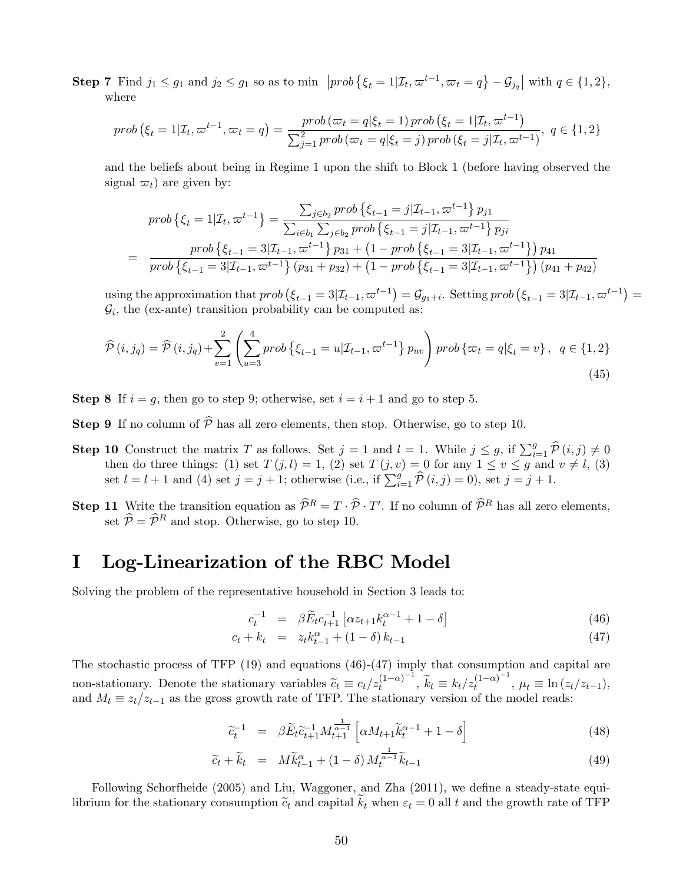**Step 7** Find $j_1 \leq g_1$ and $j_2 \leq g_1$ so as to min $\left|prob\left\{\xi_t = 1|\mathcal{I}_t, \varpi^{t-1}, \varpi_t = q\right\} - \mathcal{G}_{j_q}\right|$ with $q \in \{1, 2\}$, where

$$prob\left(\xi_t = 1|\mathcal{I}_t, \varpi^{t-1}, \varpi_t = q\right) = \frac{prob\left(\varpi_t = q|\xi_t = 1\right) prob\left(\xi_t = 1|\mathcal{I}_t, \varpi^{t-1}\right)}{\sum_{j=1}^{2} prob\left(\varpi_t = q|\xi_t = j\right) prob\left(\xi_t = j|\mathcal{I}_t, \varpi^{t-1}\right)},\ q \in \{1, 2\}$$

and the beliefs about being in Regime 1 upon the shift to Block 1 (before having observed the signal $\varpi_t$) are given by:

$$\begin{aligned}
prob\left\{\xi_t = 1|\mathcal{I}_t, \varpi^{t-1}\right\} &= \frac{\sum_{j\in b_2} prob\left\{\xi_{t-1} = j|\mathcal{I}_{t-1}, \varpi^{t-1}\right\} p_{j1}}{\sum_{i\in b_1}\sum_{j\in b_2} prob\left\{\xi_{t-1} = j|\mathcal{I}_{t-1}, \varpi^{t-1}\right\} p_{ji}} \\
&= \frac{prob\left\{\xi_{t-1} = 3|\mathcal{I}_{t-1}, \varpi^{t-1}\right\} p_{31} + \left(1 - prob\left\{\xi_{t-1} = 3|\mathcal{I}_{t-1}, \varpi^{t-1}\right\}\right) p_{41}}{prob\left\{\xi_{t-1} = 3|\mathcal{I}_{t-1}, \varpi^{t-1}\right\}(p_{31} + p_{32}) + \left(1 - prob\left\{\xi_{t-1} = 3|\mathcal{I}_{t-1}, \varpi^{t-1}\right\}\right)(p_{41} + p_{42})}
\end{aligned}$$

using the approximation that $prob\left(\xi_{t-1} = 3|\mathcal{I}_{t-1}, \varpi^{t-1}\right) = \mathcal{G}_{g_1+i}$. Setting $prob\left(\xi_{t-1} = 3|\mathcal{I}_{t-1}, \varpi^{t-1}\right) = \mathcal{G}_i$, the (ex-ante) transition probability can be computed as:

$$\widehat{\mathcal{P}}\left(i, j_q\right) = \widehat{\mathcal{P}}\left(i, j_q\right) + \sum_{v=1}^{2}\left(\sum_{u=3}^{4} prob\left\{\xi_{t-1} = u|\mathcal{I}_{t-1}, \varpi^{t-1}\right\} p_{uv}\right) prob\left\{\varpi_t = q|\xi_t = v\right\},\ \ q \in \{1, 2\} \tag{45}$$

**Step 8** If $i = g$, then go to step 9; otherwise, set $i = i + 1$ and go to step 5.

**Step 9** If no column of $\widehat{\mathcal{P}}$ has all zero elements, then stop. Otherwise, go to step 10.

**Step 10** Construct the matrix $T$ as follows. Set $j = 1$ and $l = 1$. While $j \leq g$, if $\sum_{i=1}^{g} \widehat{\mathcal{P}}\left(i, j\right) \neq 0$ then do three things: (1) set $T\left(j, l\right) = 1$, (2) set $T\left(j, v\right) = 0$ for any $1 \leq v \leq g$ and $v \neq l$, (3) set $l = l + 1$ and (4) set $j = j + 1$; otherwise (i.e., if $\sum_{i=1}^{g} \widehat{\mathcal{P}}\left(i, j\right) = 0$), set $j = j + 1$.

**Step 11** Write the transition equation as $\widehat{\mathcal{P}}^R = T \cdot \widehat{\mathcal{P}} \cdot T'$. If no column of $\widehat{\mathcal{P}}^R$ has all zero elements, set $\widehat{\mathcal{P}} = \widehat{\mathcal{P}}^R$ and stop. Otherwise, go to step 10.

# I Log-Linearization of the RBC Model

Solving the problem of the representative household in Section 3 leads to:

$$\begin{aligned}
c_t^{-1} &= \beta \widetilde{E}_t c_{t+1}^{-1}\left[\alpha z_{t+1} k_t^{\alpha-1} + 1 - \delta\right] && (46)\\
c_t + k_t &= z_t k_{t-1}^{\alpha} + (1 - \delta) k_{t-1} && (47)
\end{aligned}$$

The stochastic process of TFP (19) and equations (46)-(47) imply that consumption and capital are non-stationary. Denote the stationary variables $\widetilde{c}_t \equiv c_t/z_t^{(1-\alpha)^{-1}}$, $\widetilde{k}_t \equiv k_t/z_t^{(1-\alpha)^{-1}}$, $\mu_t \equiv \ln\left(z_t/z_{t-1}\right)$, and $M_t \equiv z_t/z_{t-1}$ as the gross growth rate of TFP. The stationary version of the model reads:

$$\begin{aligned}
\widetilde{c}_t^{-1} &= \beta \widetilde{E}_t \widetilde{c}_{t+1}^{-1} M_{t+1}^{\frac{1}{\alpha-1}}\left[\alpha M_{t+1} \widetilde{k}_t^{\alpha-1} + 1 - \delta\right] && (48)\\
\widetilde{c}_t + \widetilde{k}_t &= M \widetilde{k}_{t-1}^{\alpha} + (1 - \delta) M_t^{\frac{1}{\alpha-1}} \widetilde{k}_{t-1} && (49)
\end{aligned}$$

Following Schorfheide (2005) and Liu, Waggoner, and Zha (2011), we define a steady-state equilibrium for the stationary consumption $\widetilde{c}_t$ and capital $\widetilde{k}_t$ when $\varepsilon_t = 0$ all $t$ and the growth rate of TFP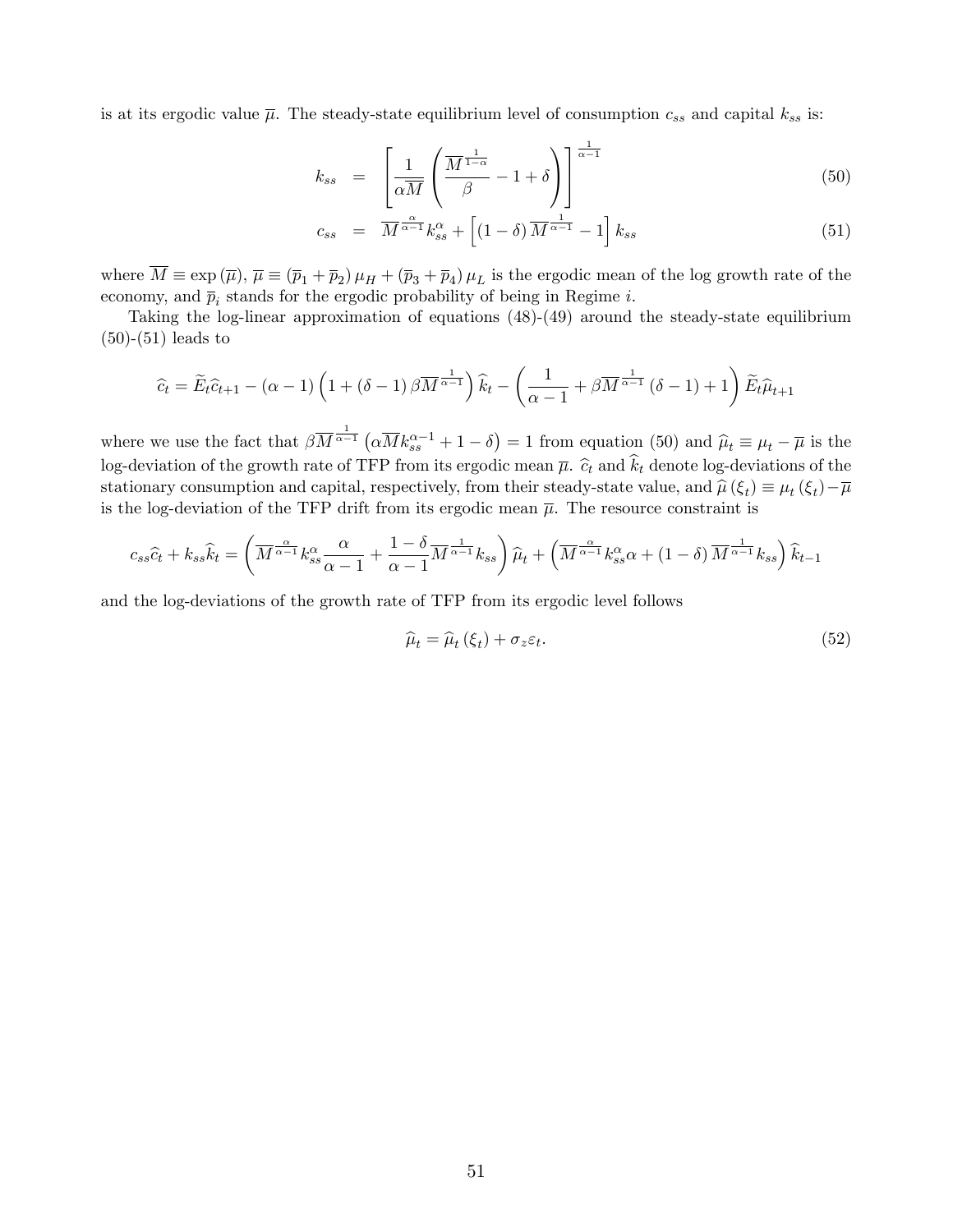is at its ergodic value $\overline{\mu}$. The steady-state equilibrium level of consumption $c_{ss}$ and capital $k_{ss}$ is:

$$k_{ss} = \left[\frac{1}{\alpha\overline{M}}\left(\frac{\overline{M}^{\frac{1}{1-\alpha}}}{\beta} - 1 + \delta\right)\right]^{\frac{1}{\alpha-1}} \tag{50}$$

$$c_{ss} = \overline{M}^{\frac{\alpha}{\alpha-1}} k_{ss}^{\alpha} + \left[(1-\delta)\,\overline{M}^{\frac{1}{\alpha-1}} - 1\right] k_{ss} \tag{51}$$

where $\overline{M} \equiv \exp(\overline{\mu})$, $\overline{\mu} \equiv (\overline{p}_1 + \overline{p}_2)\,\mu_H + (\overline{p}_3 + \overline{p}_4)\,\mu_L$ is the ergodic mean of the log growth rate of the economy, and $\overline{p}_i$ stands for the ergodic probability of being in Regime $i$.

Taking the log-linear approximation of equations (48)-(49) around the steady-state equilibrium (50)-(51) leads to

$$\widehat{c}_t = \widetilde{E}_t \widehat{c}_{t+1} - (\alpha - 1)\left(1 + (\delta - 1)\,\beta\overline{M}^{\frac{1}{\alpha-1}}\right)\widehat{k}_t - \left(\frac{1}{\alpha-1} + \beta\overline{M}^{\frac{1}{\alpha-1}}(\delta-1) + 1\right)\widetilde{E}_t\widehat{\mu}_{t+1}$$

where we use the fact that $\beta\overline{M}^{\frac{1}{\alpha-1}}\left(\alpha\overline{M}k_{ss}^{\alpha-1} + 1 - \delta\right) = 1$ from equation (50) and $\widehat{\mu}_t \equiv \mu_t - \overline{\mu}$ is the log-deviation of the growth rate of TFP from its ergodic mean $\overline{\mu}$. $\widehat{c}_t$ and $\widehat{k}_t$ denote log-deviations of the stationary consumption and capital, respectively, from their steady-state value, and $\widehat{\mu}(\xi_t) \equiv \mu_t(\xi_t) - \overline{\mu}$ is the log-deviation of the TFP drift from its ergodic mean $\overline{\mu}$. The resource constraint is

$$c_{ss}\widehat{c}_t + k_{ss}\widehat{k}_t = \left(\overline{M}^{\frac{\alpha}{\alpha-1}} k_{ss}^{\alpha}\frac{\alpha}{\alpha-1} + \frac{1-\delta}{\alpha-1}\overline{M}^{\frac{1}{\alpha-1}}k_{ss}\right)\widehat{\mu}_t + \left(\overline{M}^{\frac{\alpha}{\alpha-1}} k_{ss}^{\alpha}\alpha + (1-\delta)\,\overline{M}^{\frac{1}{\alpha-1}}k_{ss}\right)\widehat{k}_{t-1}$$

and the log-deviations of the growth rate of TFP from its ergodic level follows

$$\widehat{\mu}_t = \widehat{\mu}_t(\xi_t) + \sigma_z\varepsilon_t. \tag{52}$$